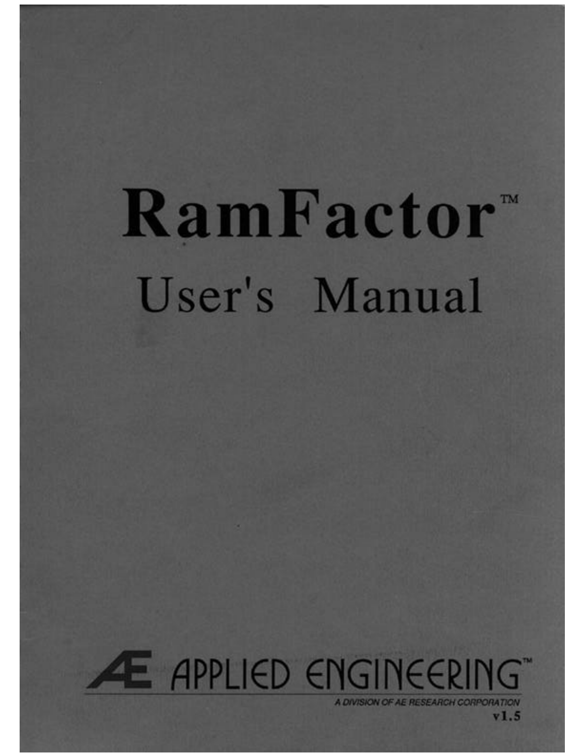# RamFactor™

## User's Manual

Æ APPLIED ENGINEERING™

A DIVISION OF AE RESEARCH CORPORATION

v1.5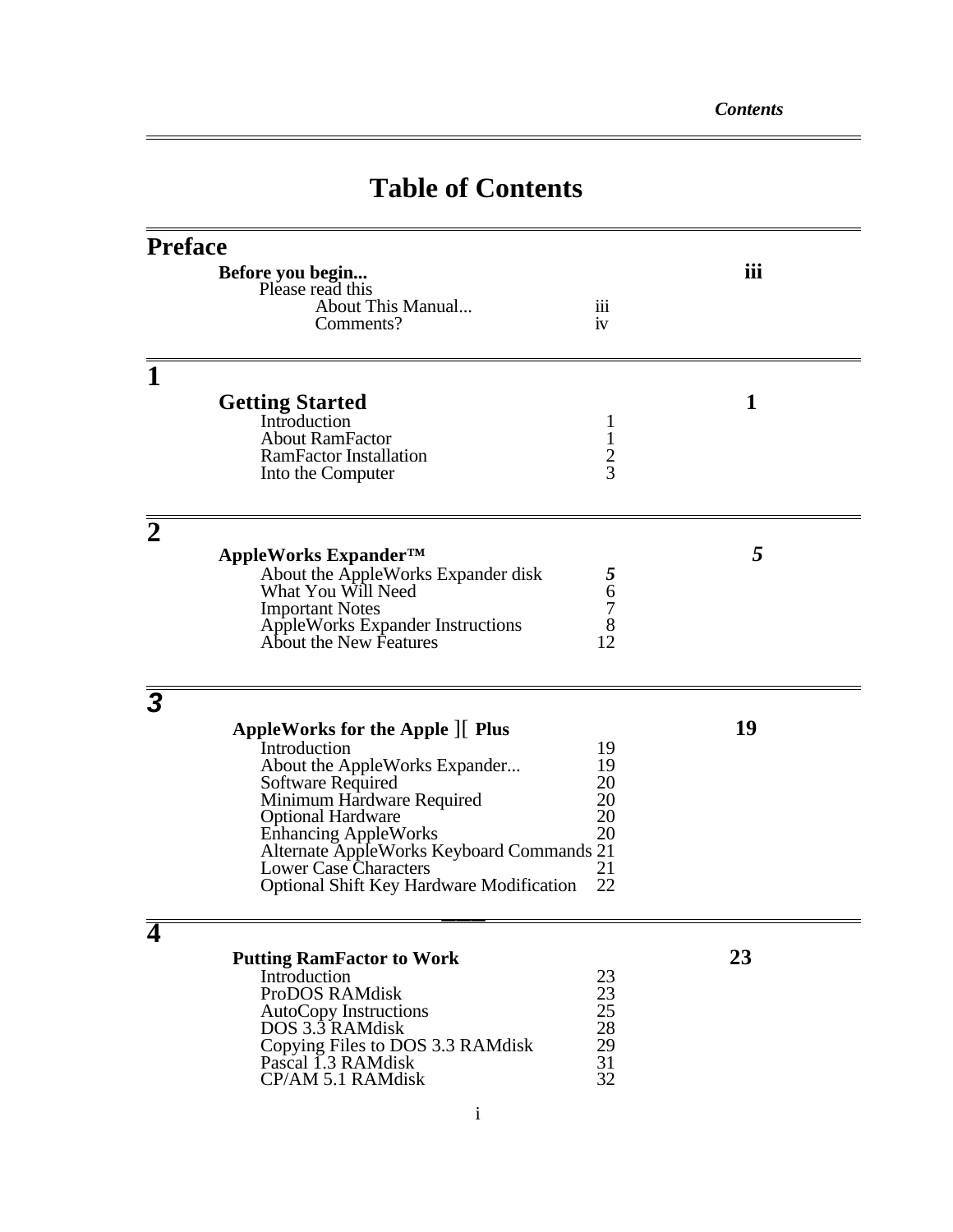# Table of Contents

## Preface

**Before you begin...** **iii**

Please read this

| | |
|---|---|
| About This Manual... | iii |
| Comments? | iv |

## 1

**Getting Started** **1**

| | |
|---|---|
| Introduction | 1 |
| About RamFactor | 1 |
| RamFactor Installation | 2 |
| Into the Computer | 3 |

## 2

**AppleWorks Expander™** ***5***

| | |
|---|---|
| About the AppleWorks Expander disk | *5* |
| What You Will Need | 6 |
| Important Notes | 7 |
| AppleWorks Expander Instructions | 8 |
| About the New Features | 12 |

## *3*

**AppleWorks for the Apple ][ Plus** **19**

| | |
|---|---|
| Introduction | 19 |
| About the AppleWorks Expander... | 19 |
| Software Required | 20 |
| Minimum Hardware Required | 20 |
| Optional Hardware | 20 |
| Enhancing AppleWorks | 20 |
| Alternate AppleWorks Keyboard Commands | 21 |
| Lower Case Characters | 21 |
| Optional Shift Key Hardware Modification | 22 |

## 4

**Putting RamFactor to Work** **23**

| | |
|---|---|
| Introduction | 23 |
| ProDOS RAMdisk | 23 |
| AutoCopy Instructions | 25 |
| DOS 3.3 RAMdisk | 28 |
| Copying Files to DOS 3.3 RAMdisk | 29 |
| Pascal 1.3 RAMdisk | 31 |
| CP/AM 5.1 RAMdisk | 32 |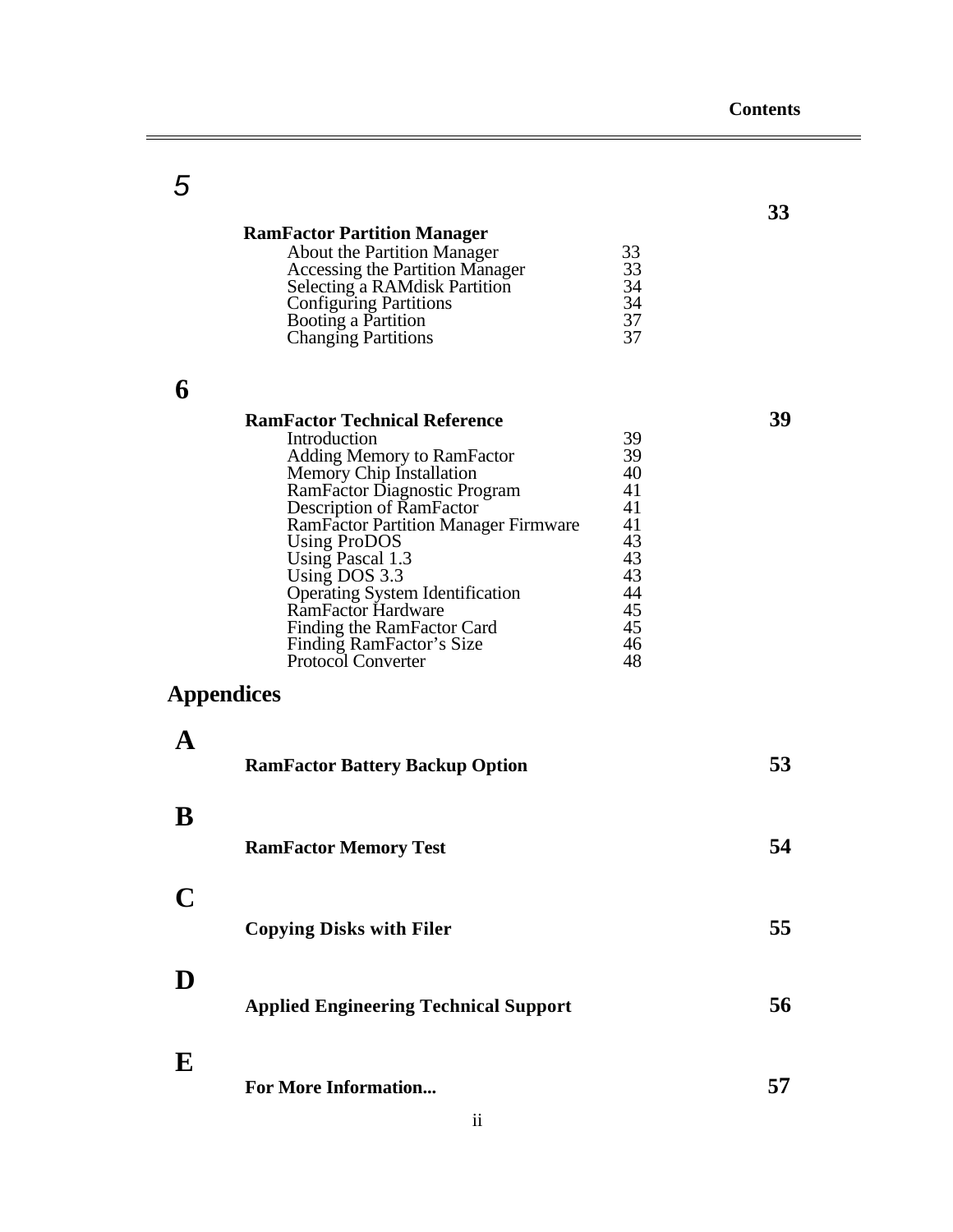## 5

**RamFactor Partition Manager** **33**

| | |
|---|---|
| About the Partition Manager | 33 |
| Accessing the Partition Manager | 33 |
| Selecting a RAMdisk Partition | 34 |
| Configuring Partitions | 34 |
| Booting a Partition | 37 |
| Changing Partitions | 37 |

## 6

**RamFactor Technical Reference** **39**

| | |
|---|---|
| Introduction | 39 |
| Adding Memory to RamFactor | 39 |
| Memory Chip Installation | 40 |
| RamFactor Diagnostic Program | 41 |
| Description of RamFactor | 41 |
| RamFactor Partition Manager Firmware | 41 |
| Using ProDOS | 43 |
| Using Pascal 1.3 | 43 |
| Using DOS 3.3 | 43 |
| Operating System Identification | 44 |
| RamFactor Hardware | 45 |
| Finding the RamFactor Card | 45 |
| Finding RamFactor's Size | 46 |
| Protocol Converter | 48 |

# Appendices

## A

**RamFactor Battery Backup Option** **53**

## B

**RamFactor Memory Test** **54**

## C

**Copying Disks with Filer** **55**

## D

**Applied Engineering Technical Support** **56**

## E

**For More Information...** **57**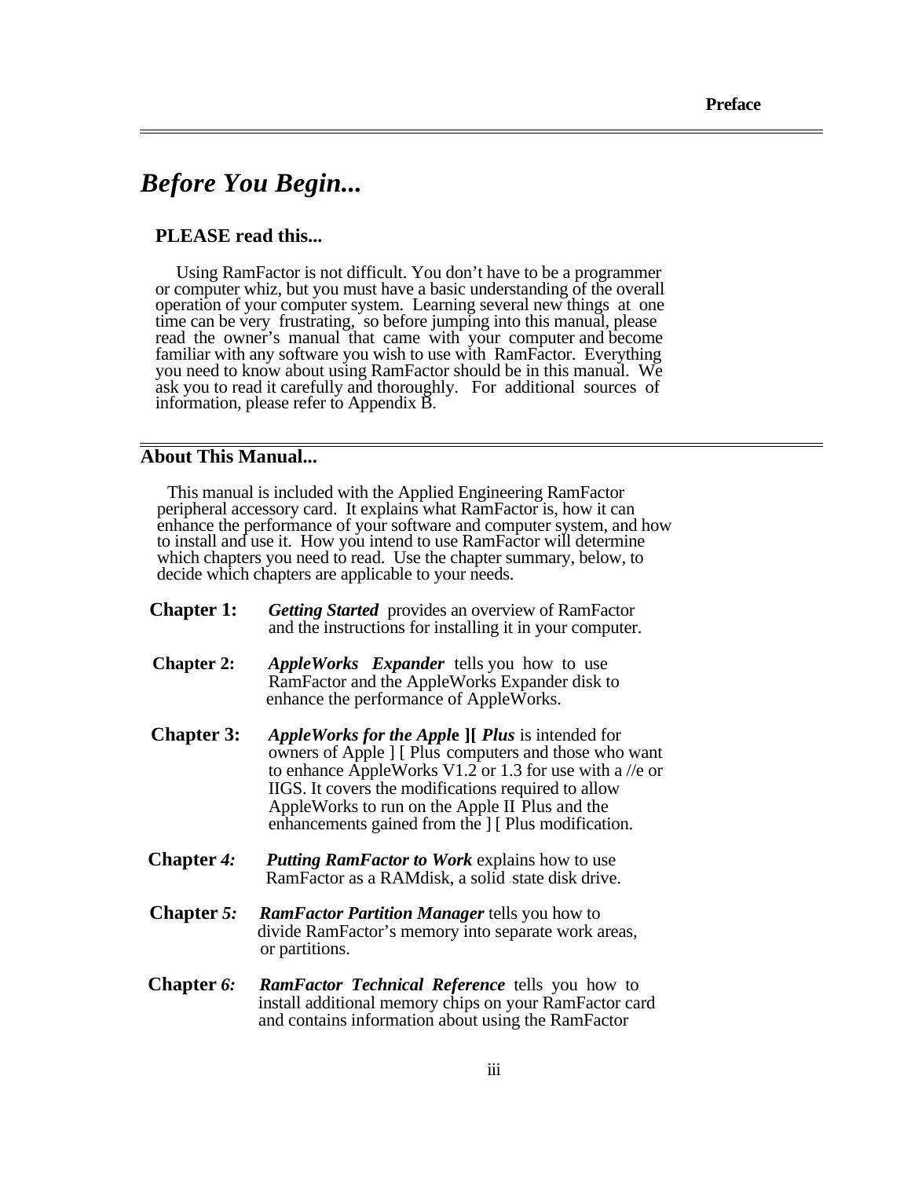# *Before You Begin...*

### PLEASE read this...

Using RamFactor is not difficult. You don't have to be a programmer or computer whiz, but you must have a basic understanding of the overall operation of your computer system. Learning several new things at one time can be very frustrating, so before jumping into this manual, please read the owner's manual that came with your computer and become familiar with any software you wish to use with RamFactor. Everything you need to know about using RamFactor should be in this manual. We ask you to read it carefully and thoroughly. For additional sources of information, please refer to Appendix B.

## About This Manual...

This manual is included with the Applied Engineering RamFactor peripheral accessory card. It explains what RamFactor is, how it can enhance the performance of your software and computer system, and how to install and use it. How you intend to use RamFactor will determine which chapters you need to read. Use the chapter summary, below, to decide which chapters are applicable to your needs.

**Chapter 1:** ***Getting Started*** provides an overview of RamFactor and the instructions for installing it in your computer.

**Chapter 2:** ***AppleWorks Expander*** tells you how to use RamFactor and the AppleWorks Expander disk to enhance the performance of AppleWorks.

**Chapter 3:** ***AppleWorks for the Apple ][ Plus*** is intended for owners of Apple ] [ Plus computers and those who want to enhance AppleWorks V1.2 or 1.3 for use with a //e or IIGS. It covers the modifications required to allow AppleWorks to run on the Apple II Plus and the enhancements gained from the ] [ Plus modification.

**Chapter *4:*** ***Putting RamFactor to Work*** explains how to use RamFactor as a RAMdisk, a solid state disk drive.

**Chapter *5:*** ***RamFactor Partition Manager*** tells you how to divide RamFactor's memory into separate work areas, or partitions.

**Chapter *6:*** ***RamFactor Technical Reference*** tells you how to install additional memory chips on your RamFactor card and contains information about using the RamFactor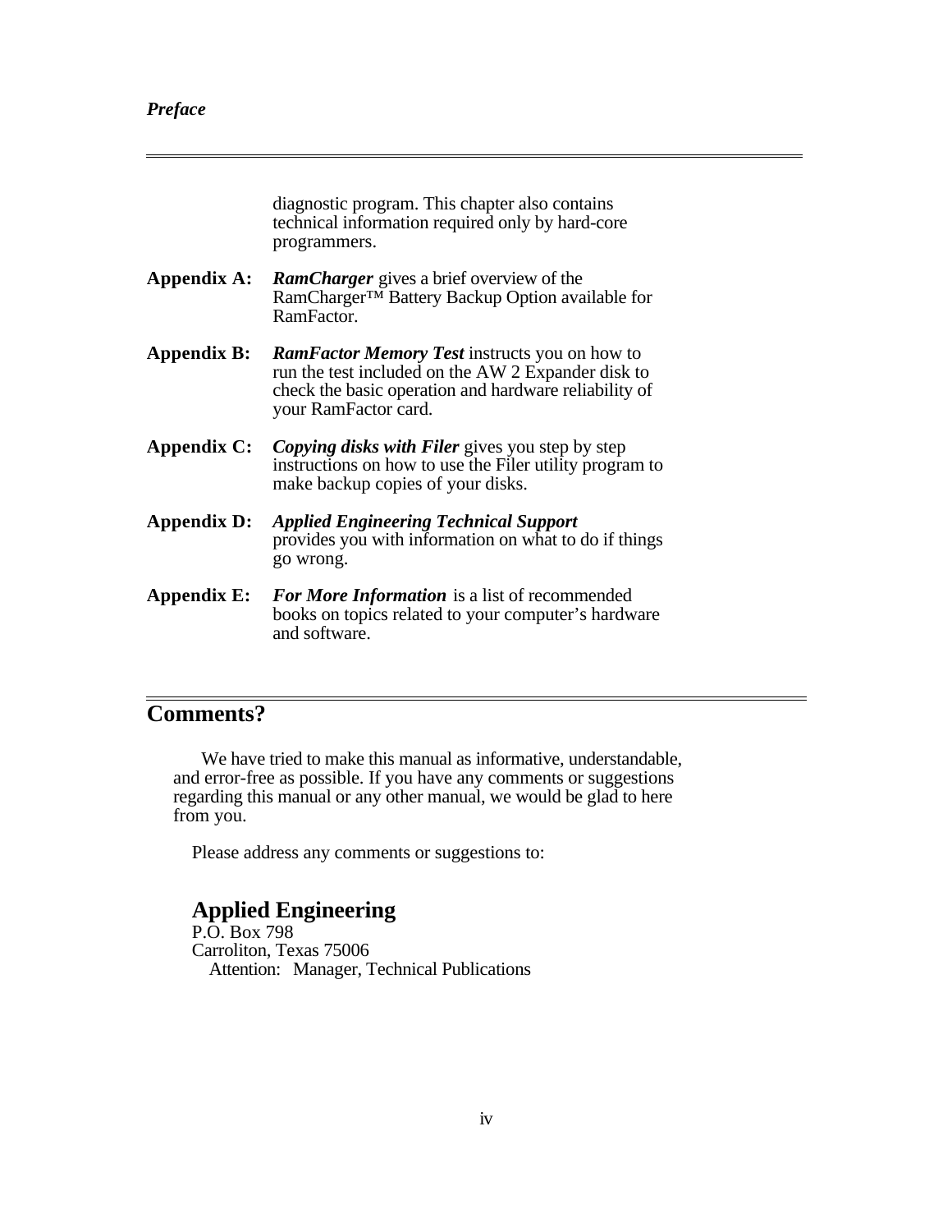diagnostic program. This chapter also contains technical information required only by hard-core programmers.

**Appendix A:** ***RamCharger*** gives a brief overview of the RamCharger™ Battery Backup Option available for RamFactor.

**Appendix B:** ***RamFactor Memory Test*** instructs you on how to run the test included on the AW 2 Expander disk to check the basic operation and hardware reliability of your RamFactor card.

**Appendix C:** ***Copying disks with Filer*** gives you step by step instructions on how to use the Filer utility program to make backup copies of your disks.

**Appendix D:** ***Applied Engineering Technical Support*** provides you with information on what to do if things go wrong.

**Appendix E:** ***For More Information*** is a list of recommended books on topics related to your computer's hardware and software.

## Comments?

We have tried to make this manual as informative, understandable, and error-free as possible. If you have any comments or suggestions regarding this manual or any other manual, we would be glad to here from you.

Please address any comments or suggestions to:

### Applied Engineering

P.O. Box 798
Carroliton, Texas 75006
Attention: Manager, Technical Publications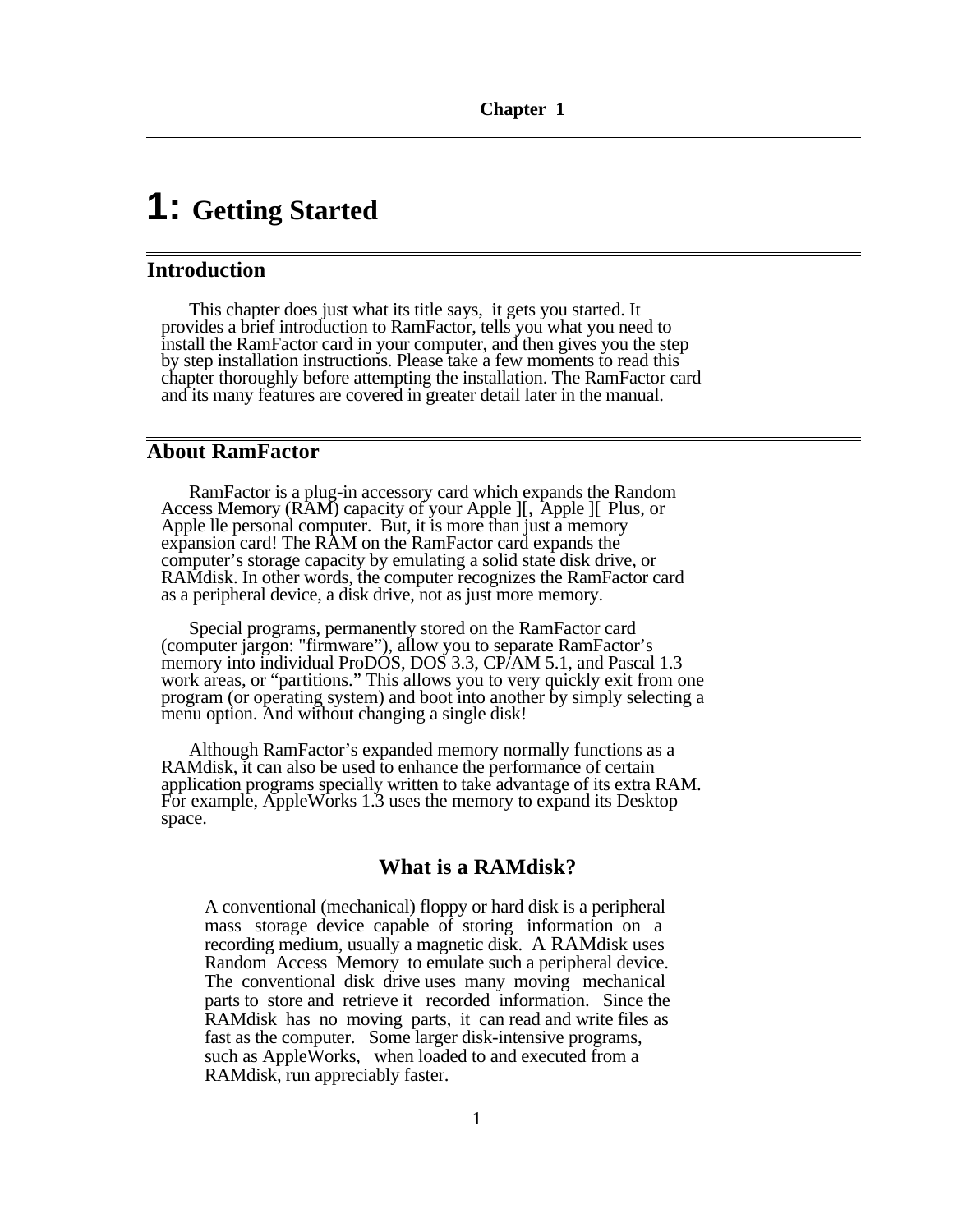# 1: Getting Started

## Introduction

This chapter does just what its title says, it gets you started. It provides a brief introduction to RamFactor, tells you what you need to install the RamFactor card in your computer, and then gives you the step by step installation instructions. Please take a few moments to read this chapter thoroughly before attempting the installation. The RamFactor card and its many features are covered in greater detail later in the manual.

## About RamFactor

RamFactor is a plug-in accessory card which expands the Random Access Memory (RAM) capacity of your Apple ][, Apple ][ Plus, or Apple lle personal computer. But, it is more than just a memory expansion card! The RAM on the RamFactor card expands the computer's storage capacity by emulating a solid state disk drive, or RAMdisk. In other words, the computer recognizes the RamFactor card as a peripheral device, a disk drive, not as just more memory.

Special programs, permanently stored on the RamFactor card (computer jargon: "firmware"), allow you to separate RamFactor's memory into individual ProDOS, DOS 3.3, CP/AM 5.1, and Pascal 1.3 work areas, or "partitions." This allows you to very quickly exit from one program (or operating system) and boot into another by simply selecting a menu option. And without changing a single disk!

Although RamFactor's expanded memory normally functions as a RAMdisk, it can also be used to enhance the performance of certain application programs specially written to take advantage of its extra RAM. For example, AppleWorks 1.3 uses the memory to expand its Desktop space.

### What is a RAMdisk?

A conventional (mechanical) floppy or hard disk is a peripheral mass storage device capable of storing information on a recording medium, usually a magnetic disk. A RAMdisk uses Random Access Memory to emulate such a peripheral device. The conventional disk drive uses many moving mechanical parts to store and retrieve it recorded information. Since the RAMdisk has no moving parts, it can read and write files as fast as the computer. Some larger disk-intensive programs, such as AppleWorks, when loaded to and executed from a RAMdisk, run appreciably faster.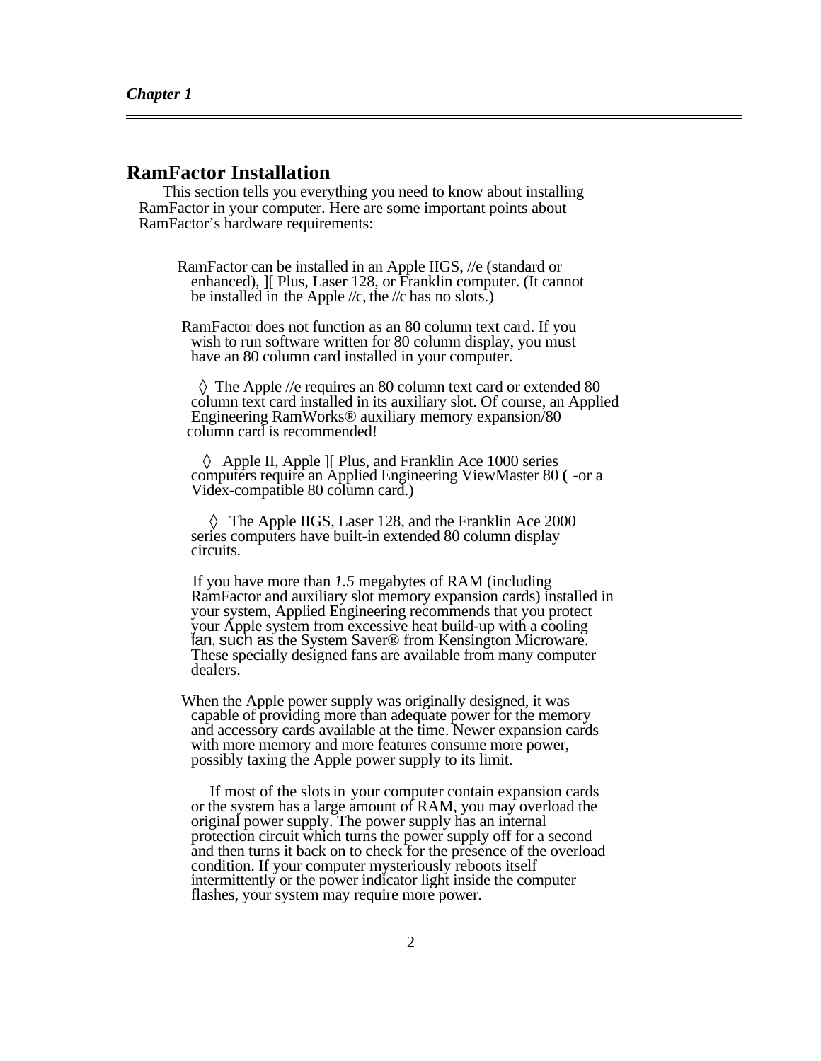## RamFactor Installation

This section tells you everything you need to know about installing RamFactor in your computer. Here are some important points about RamFactor's hardware requirements:

RamFactor can be installed in an Apple IIGS, //e (standard or enhanced), ][ Plus, Laser 128, or Franklin computer. (It cannot be installed in the Apple //c, the //c has no slots.)

RamFactor does not function as an 80 column text card. If you wish to run software written for 80 column display, you must have an 80 column card installed in your computer.

◊ The Apple //e requires an 80 column text card or extended 80 column text card installed in its auxiliary slot. Of course, an Applied Engineering RamWorks® auxiliary memory expansion/80 column card is recommended!

◊ Apple II, Apple ][ Plus, and Franklin Ace 1000 series computers require an Applied Engineering ViewMaster 80 ( -or a Videx-compatible 80 column card.)

◊ The Apple IIGS, Laser 128, and the Franklin Ace 2000 series computers have built-in extended 80 column display circuits.

If you have more than *1.5* megabytes of RAM (including RamFactor and auxiliary slot memory expansion cards) installed in your system, Applied Engineering recommends that you protect your Apple system from excessive heat build-up with a cooling fan, such as the System Saver® from Kensington Microware. These specially designed fans are available from many computer dealers.

When the Apple power supply was originally designed, it was capable of providing more than adequate power for the memory and accessory cards available at the time. Newer expansion cards with more memory and more features consume more power, possibly taxing the Apple power supply to its limit.

If most of the slots in your computer contain expansion cards or the system has a large amount of RAM, you may overload the original power supply. The power supply has an internal protection circuit which turns the power supply off for a second and then turns it back on to check for the presence of the overload condition. If your computer mysteriously reboots itself intermittently or the power indicator light inside the computer flashes, your system may require more power.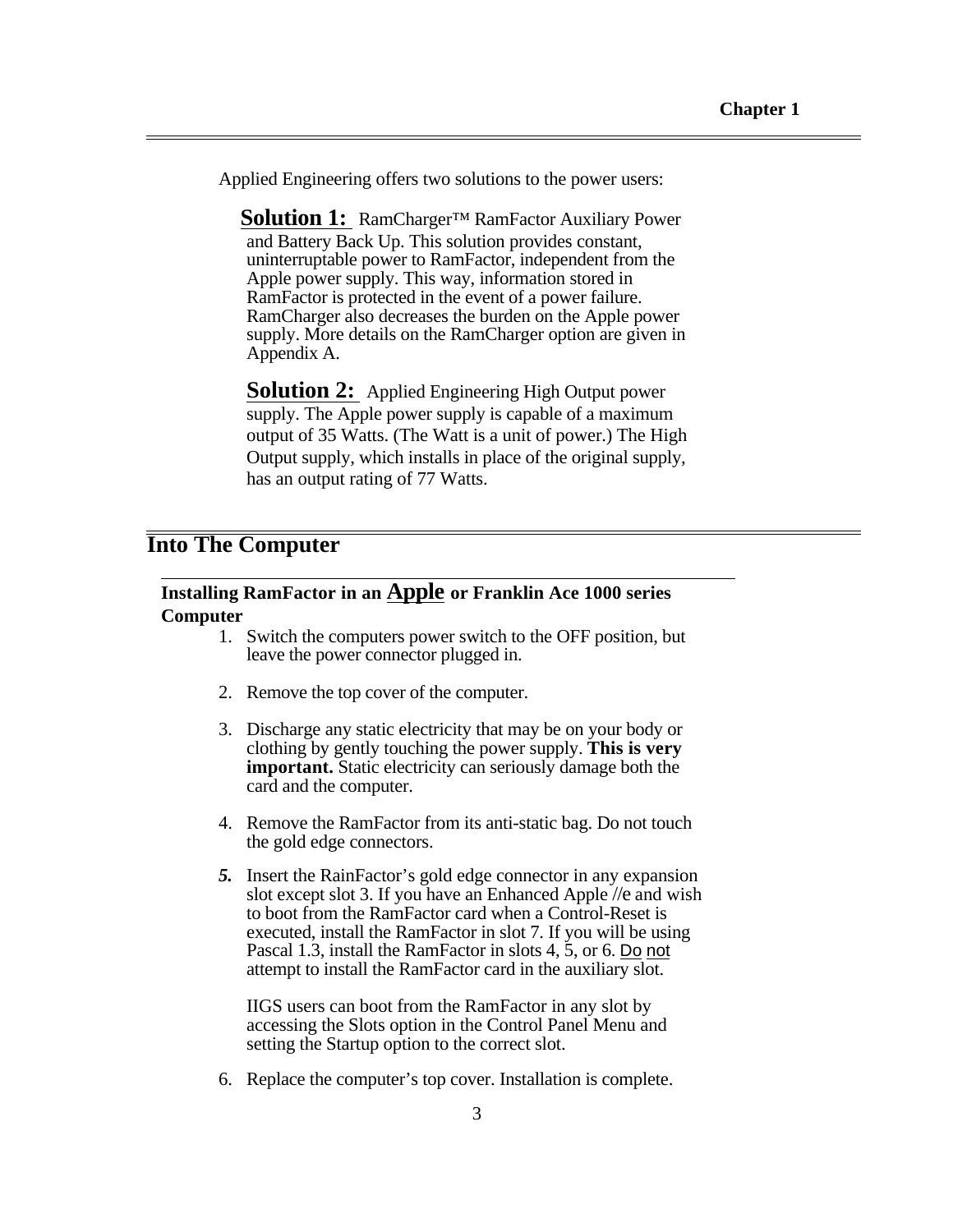Applied Engineering offers two solutions to the power users:

**Solution 1:** RamCharger™ RamFactor Auxiliary Power and Battery Back Up. This solution provides constant, uninterruptable power to RamFactor, independent from the Apple power supply. This way, information stored in RamFactor is protected in the event of a power failure. RamCharger also decreases the burden on the Apple power supply. More details on the RamCharger option are given in Appendix A.

**Solution 2:** Applied Engineering High Output power supply. The Apple power supply is capable of a maximum output of 35 Watts. (The Watt is a unit of power.) The High Output supply, which installs in place of the original supply, has an output rating of 77 Watts.

# Into The Computer

### Installing RamFactor in an Apple or Franklin Ace 1000 series Computer

1. Switch the computers power switch to the OFF position, but leave the power connector plugged in.

2. Remove the top cover of the computer.

3. Discharge any static electricity that may be on your body or clothing by gently touching the power supply. **This is very important.** Static electricity can seriously damage both the card and the computer.

4. Remove the RamFactor from its anti-static bag. Do not touch the gold edge connectors.

5. Insert the RainFactor's gold edge connector in any expansion slot except slot 3. If you have an Enhanced Apple //e and wish to boot from the RamFactor card when a Control-Reset is executed, install the RamFactor in slot 7. If you will be using Pascal 1.3, install the RamFactor in slots 4, 5, or 6. Do not attempt to install the RamFactor card in the auxiliary slot.

   IIGS users can boot from the RamFactor in any slot by accessing the Slots option in the Control Panel Menu and setting the Startup option to the correct slot.

6. Replace the computer's top cover. Installation is complete.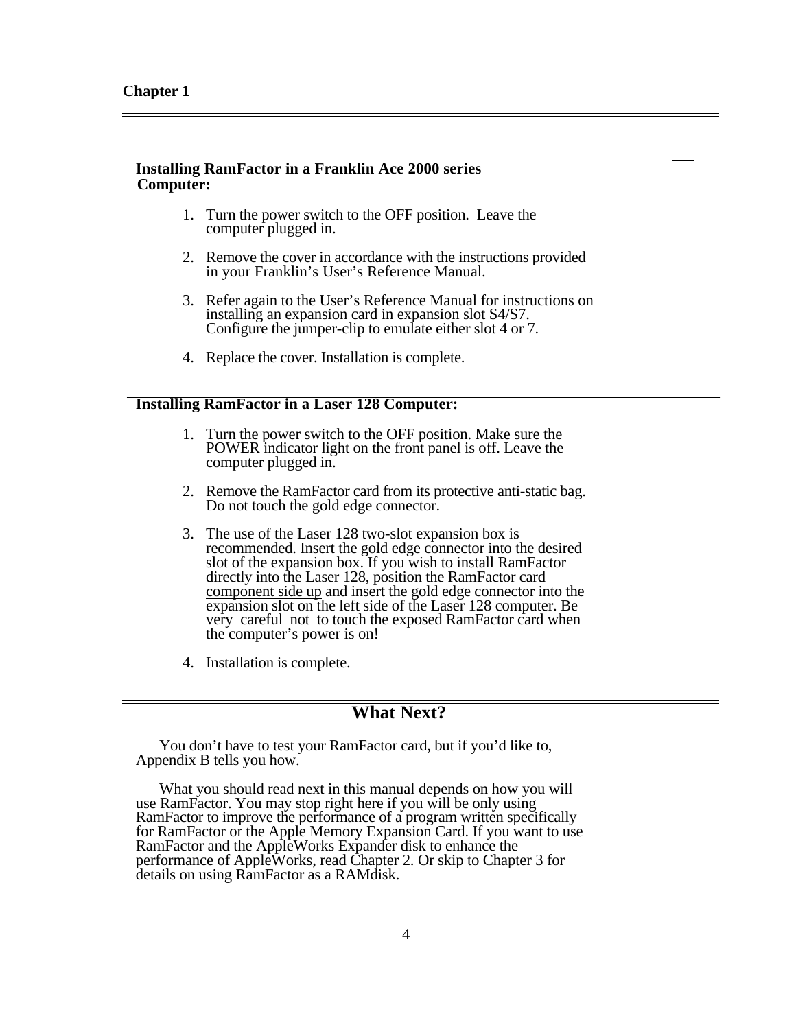## Installing RamFactor in a Franklin Ace 2000 series Computer:

1. Turn the power switch to the OFF position. Leave the computer plugged in.

2. Remove the cover in accordance with the instructions provided in your Franklin's User's Reference Manual.

3. Refer again to the User's Reference Manual for instructions on installing an expansion card in expansion slot S4/S7. Configure the jumper-clip to emulate either slot 4 or 7.

4. Replace the cover. Installation is complete.

## Installing RamFactor in a Laser 128 Computer:

1. Turn the power switch to the OFF position. Make sure the POWER indicator light on the front panel is off. Leave the computer plugged in.

2. Remove the RamFactor card from its protective anti-static bag. Do not touch the gold edge connector.

3. The use of the Laser 128 two-slot expansion box is recommended. Insert the gold edge connector into the desired slot of the expansion box. If you wish to install RamFactor directly into the Laser 128, position the RamFactor card <u>component side up</u> and insert the gold edge connector into the expansion slot on the left side of the Laser 128 computer. Be very careful not to touch the exposed RamFactor card when the computer's power is on!

4. Installation is complete.

# What Next?

You don't have to test your RamFactor card, but if you'd like to, Appendix B tells you how.

What you should read next in this manual depends on how you will use RamFactor. You may stop right here if you will be only using RamFactor to improve the performance of a program written specifically for RamFactor or the Apple Memory Expansion Card. If you want to use RamFactor and the AppleWorks Expander disk to enhance the performance of AppleWorks, read Chapter 2. Or skip to Chapter 3 for details on using RamFactor as a RAMdisk.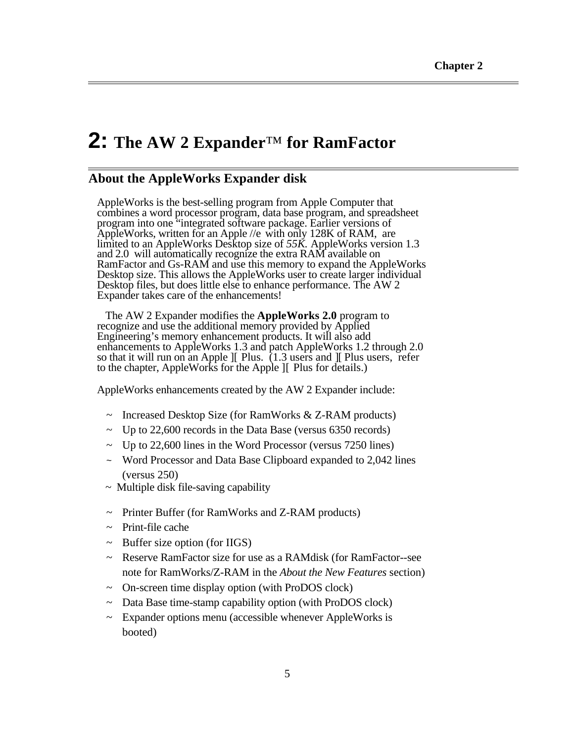# 2: The AW 2 Expander™ for RamFactor

## About the AppleWorks Expander disk

AppleWorks is the best-selling program from Apple Computer that combines a word processor program, data base program, and spreadsheet program into one "integrated software package. Earlier versions of AppleWorks, written for an Apple //e with only 128K of RAM, are limited to an AppleWorks Desktop size of *55K.* AppleWorks version 1.3 and 2.0 will automatically recognize the extra RAM available on RamFactor and Gs-RAM and use this memory to expand the AppleWorks Desktop size. This allows the AppleWorks user to create larger individual Desktop files, but does little else to enhance performance. The AW 2 Expander takes care of the enhancements!

The AW 2 Expander modifies the **AppleWorks 2.0** program to recognize and use the additional memory provided by Applied Engineering's memory enhancement products. It will also add enhancements to AppleWorks 1.3 and patch AppleWorks 1.2 through 2.0 so that it will run on an Apple ][ Plus. (1.3 users and ][ Plus users, refer to the chapter, AppleWorks for the Apple ][ Plus for details.)

AppleWorks enhancements created by the AW 2 Expander include:

- ~ Increased Desktop Size (for RamWorks & Z-RAM products)
- ~ Up to 22,600 records in the Data Base (versus 6350 records)
- ~ Up to 22,600 lines in the Word Processor (versus 7250 lines)
- ~ Word Processor and Data Base Clipboard expanded to 2,042 lines (versus 250)
- ~ Multiple disk file-saving capability
- ~ Printer Buffer (for RamWorks and Z-RAM products)
- ~ Print-file cache
- ~ Buffer size option (for IIGS)
- ~ Reserve RamFactor size for use as a RAMdisk (for RamFactor--see note for RamWorks/Z-RAM in the *About the New Features* section)
- ~ On-screen time display option (with ProDOS clock)
- ~ Data Base time-stamp capability option (with ProDOS clock)
- ~ Expander options menu (accessible whenever AppleWorks is booted)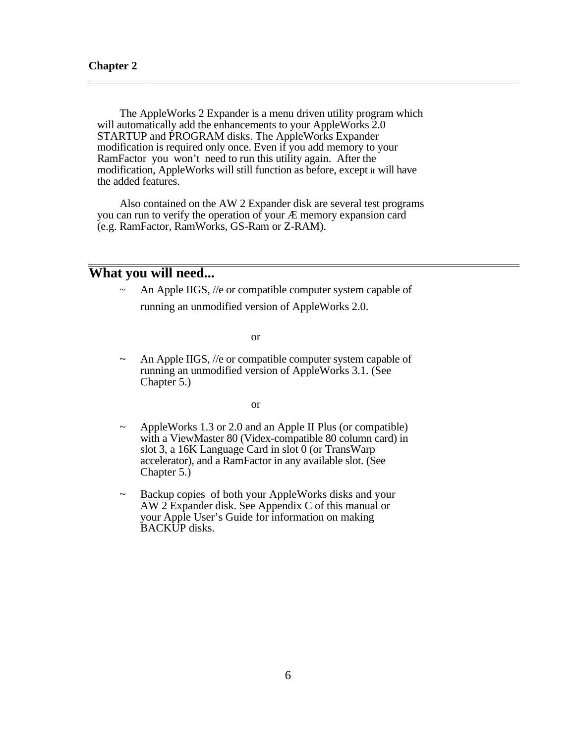**Chapter 2**

The AppleWorks 2 Expander is a menu driven utility program which will automatically add the enhancements to your AppleWorks 2.0 STARTUP and PROGRAM disks. The AppleWorks Expander modification is required only once. Even if you add memory to your RamFactor you won't need to run this utility again. After the modification, AppleWorks will still function as before, except it will have the added features.

Also contained on the AW 2 Expander disk are several test programs you can run to verify the operation of your Æ memory expansion card (e.g. RamFactor, RamWorks, GS-Ram or Z-RAM).

## What you will need...

~ An Apple IIGS, //e or compatible computer system capable of running an unmodified version of AppleWorks 2.0.

or

~ An Apple IIGS, //e or compatible computer system capable of running an unmodified version of AppleWorks 3.1. (See Chapter 5.)

or

~ AppleWorks 1.3 or 2.0 and an Apple II Plus (or compatible) with a ViewMaster 80 (Videx-compatible 80 column card) in slot 3, a 16K Language Card in slot 0 (or TransWarp accelerator), and a RamFactor in any available slot. (See Chapter 5.)

~ Backup copies of both your AppleWorks disks and your AW 2 Expander disk. See Appendix C of this manual or your Apple User's Guide for information on making BACKUP disks.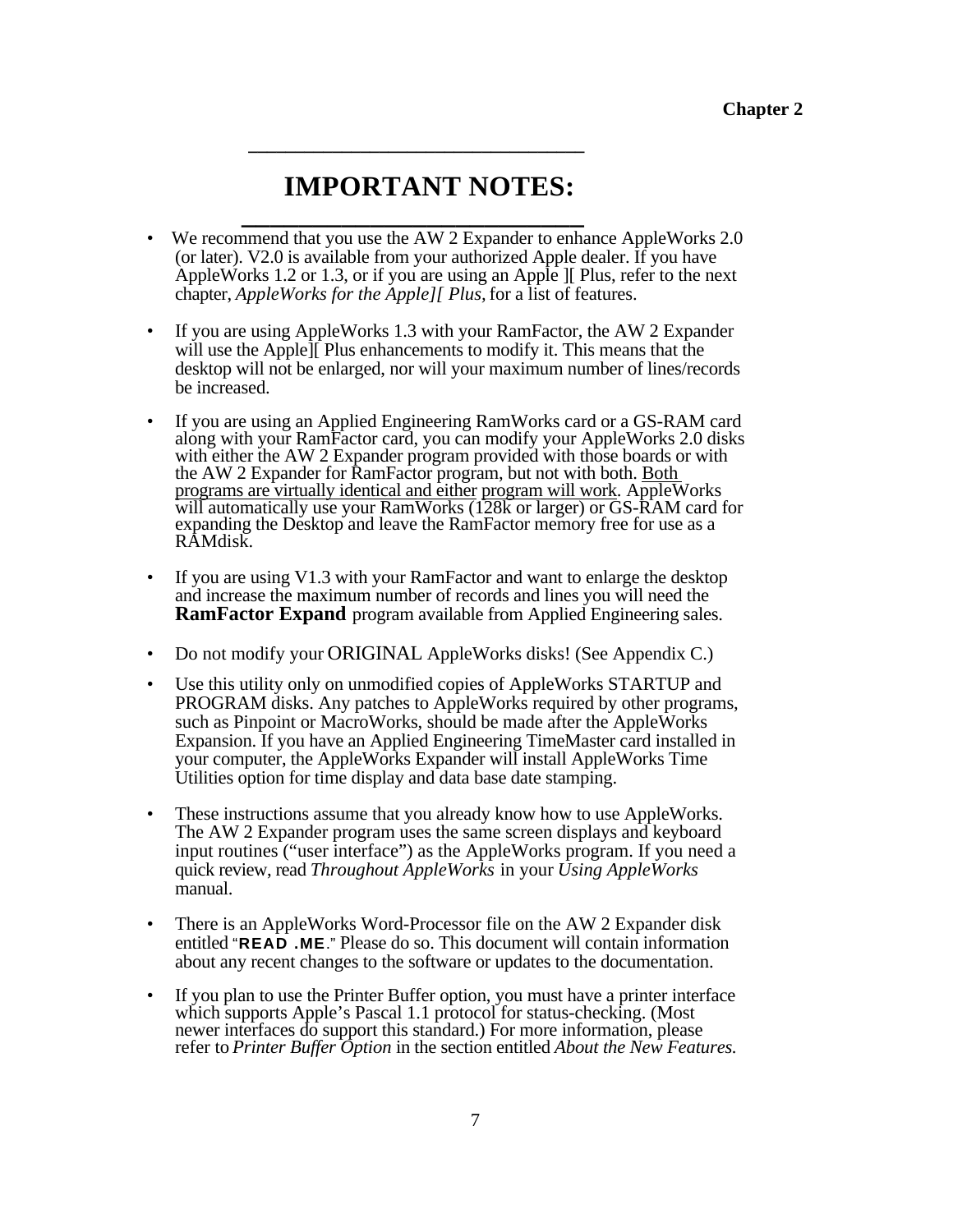# IMPORTANT NOTES:

- We recommend that you use the AW 2 Expander to enhance AppleWorks 2.0 (or later). V2.0 is available from your authorized Apple dealer. If you have AppleWorks 1.2 or 1.3, or if you are using an Apple ][ Plus, refer to the next chapter, *AppleWorks for the Apple][ Plus,* for a list of features.

- If you are using AppleWorks 1.3 with your RamFactor, the AW 2 Expander will use the Apple][ Plus enhancements to modify it. This means that the desktop will not be enlarged, nor will your maximum number of lines/records be increased.

- If you are using an Applied Engineering RamWorks card or a GS-RAM card along with your RamFactor card, you can modify your AppleWorks 2.0 disks with either the AW 2 Expander program provided with those boards or with the AW 2 Expander for RamFactor program, but not with both. Both programs are virtually identical and either program will work. AppleWorks will automatically use your RamWorks (128k or larger) or GS-RAM card for expanding the Desktop and leave the RamFactor memory free for use as a RAMdisk.

- If you are using V1.3 with your RamFactor and want to enlarge the desktop and increase the maximum number of records and lines you will need the **RamFactor Expand** program available from Applied Engineering sales.

- Do not modify your ORIGINAL AppleWorks disks! (See Appendix C.)

- Use this utility only on unmodified copies of AppleWorks STARTUP and PROGRAM disks. Any patches to AppleWorks required by other programs, such as Pinpoint or MacroWorks, should be made after the AppleWorks Expansion. If you have an Applied Engineering TimeMaster card installed in your computer, the AppleWorks Expander will install AppleWorks Time Utilities option for time display and data base date stamping.

- These instructions assume that you already know how to use AppleWorks. The AW 2 Expander program uses the same screen displays and keyboard input routines ("user interface") as the AppleWorks program. If you need a quick review, read *Throughout AppleWorks* in your *Using AppleWorks* manual.

- There is an AppleWorks Word-Processor file on the AW 2 Expander disk entitled "**READ .ME**." Please do so. This document will contain information about any recent changes to the software or updates to the documentation.

- If you plan to use the Printer Buffer option, you must have a printer interface which supports Apple's Pascal 1.1 protocol for status-checking. (Most newer interfaces do support this standard.) For more information, please refer to *Printer Buffer Option* in the section entitled *About the New Features.*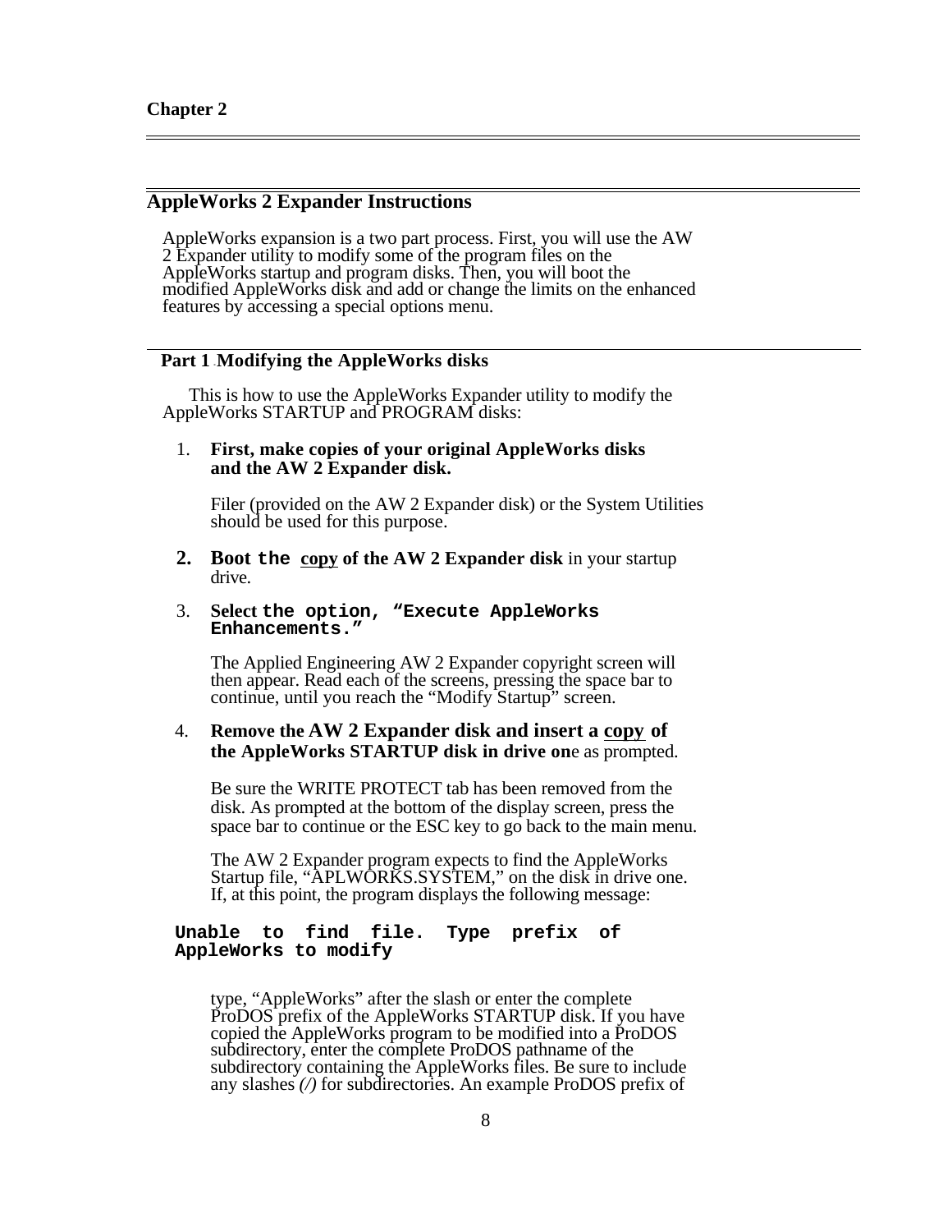Chapter 2

## AppleWorks 2 Expander Instructions

AppleWorks expansion is a two part process. First, you will use the AW 2 Expander utility to modify some of the program files on the AppleWorks startup and program disks. Then, you will boot the modified AppleWorks disk and add or change the limits on the enhanced features by accessing a special options menu.

### Part 1 - Modifying the AppleWorks disks

This is how to use the AppleWorks Expander utility to modify the AppleWorks STARTUP and PROGRAM disks:

1. **First, make copies of your original AppleWorks disks and the AW 2 Expander disk.**

   Filer (provided on the AW 2 Expander disk) or the System Utilities should be used for this purpose.

2. **Boot the copy of the AW 2 Expander disk** in your startup drive.

3. **Select the option, "Execute AppleWorks Enhancements."**

   The Applied Engineering AW 2 Expander copyright screen will then appear. Read each of the screens, pressing the space bar to continue, until you reach the "Modify Startup" screen.

4. **Remove the AW 2 Expander disk and insert a copy of the AppleWorks STARTUP disk in drive one** as prompted.

   Be sure the WRITE PROTECT tab has been removed from the disk. As prompted at the bottom of the display screen, press the space bar to continue or the ESC key to go back to the main menu.

   The AW 2 Expander program expects to find the AppleWorks Startup file, "APLWORKS.SYSTEM," on the disk in drive one. If, at this point, the program displays the following message:

```
Unable to find file. Type prefix of
AppleWorks to modify
```

   type, "AppleWorks" after the slash or enter the complete ProDOS prefix of the AppleWorks STARTUP disk. If you have copied the AppleWorks program to be modified into a ProDOS subdirectory, enter the complete ProDOS pathname of the subdirectory containing the AppleWorks files. Be sure to include any slashes *(/)* for subdirectories. An example ProDOS prefix of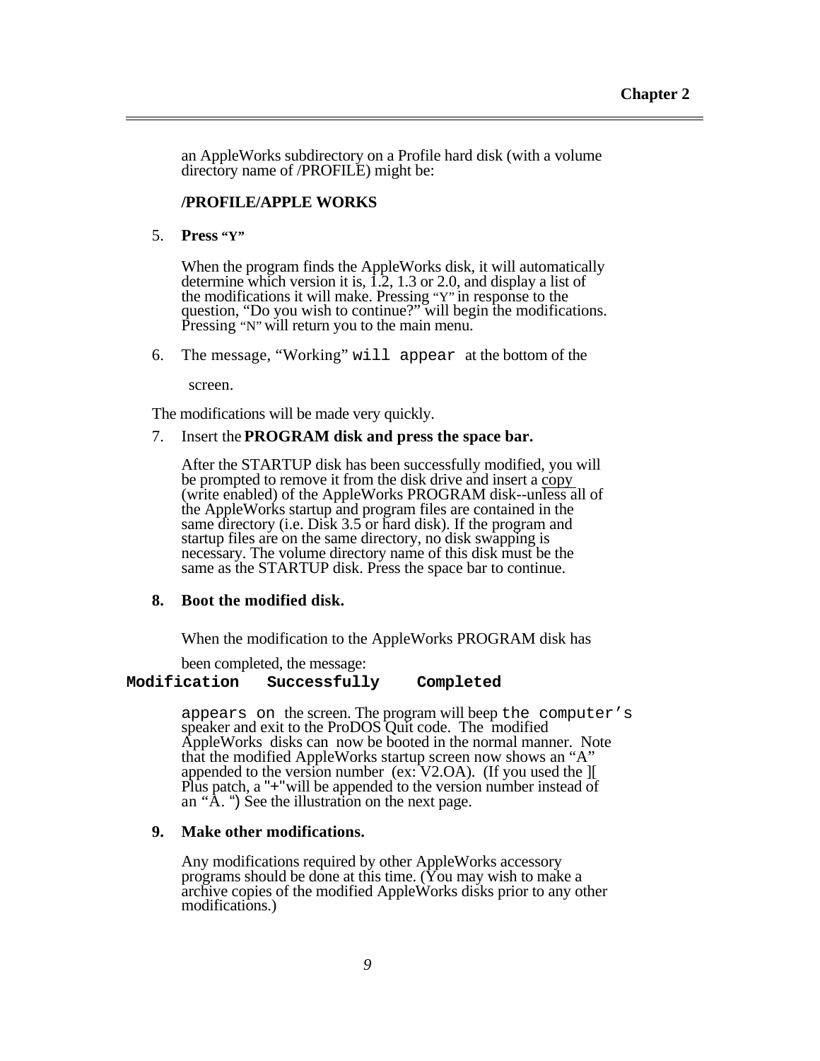an AppleWorks subdirectory on a Profile hard disk (with a volume directory name of /PROFILE) might be:

**/PROFILE/APPLE WORKS**

5. **Press "Y"**

   When the program finds the AppleWorks disk, it will automatically determine which version it is, 1.2, 1.3 or 2.0, and display a list of the modifications it will make. Pressing "Y" in response to the question, "Do you wish to continue?" will begin the modifications. Pressing "N" will return you to the main menu.

6. The message, "Working" will appear at the bottom of the screen.

The modifications will be made very quickly.

7. Insert the **PROGRAM disk and press the space bar.**

   After the STARTUP disk has been successfully modified, you will be prompted to remove it from the disk drive and insert a copy (write enabled) of the AppleWorks PROGRAM disk--unless all of the AppleWorks startup and program files are contained in the same directory (i.e. Disk 3.5 or hard disk). If the program and startup files are on the same directory, no disk swapping is necessary. The volume directory name of this disk must be the same as the STARTUP disk. Press the space bar to continue.

8. **Boot the modified disk.**

   When the modification to the AppleWorks PROGRAM disk has been completed, the message:

```
Modification    Successfully    Completed
```

   appears on the screen. The program will beep the computer's speaker and exit to the ProDOS Quit code. The modified AppleWorks disks can now be booted in the normal manner. Note that the modified AppleWorks startup screen now shows an "A" appended to the version number (ex: V2.OA). (If you used the ][ Plus patch, a "+"will be appended to the version number instead of an "A. ") See the illustration on the next page.

9. **Make other modifications.**

   Any modifications required by other AppleWorks accessory programs should be done at this time. (You may wish to make a archive copies of the modified AppleWorks disks prior to any other modifications.)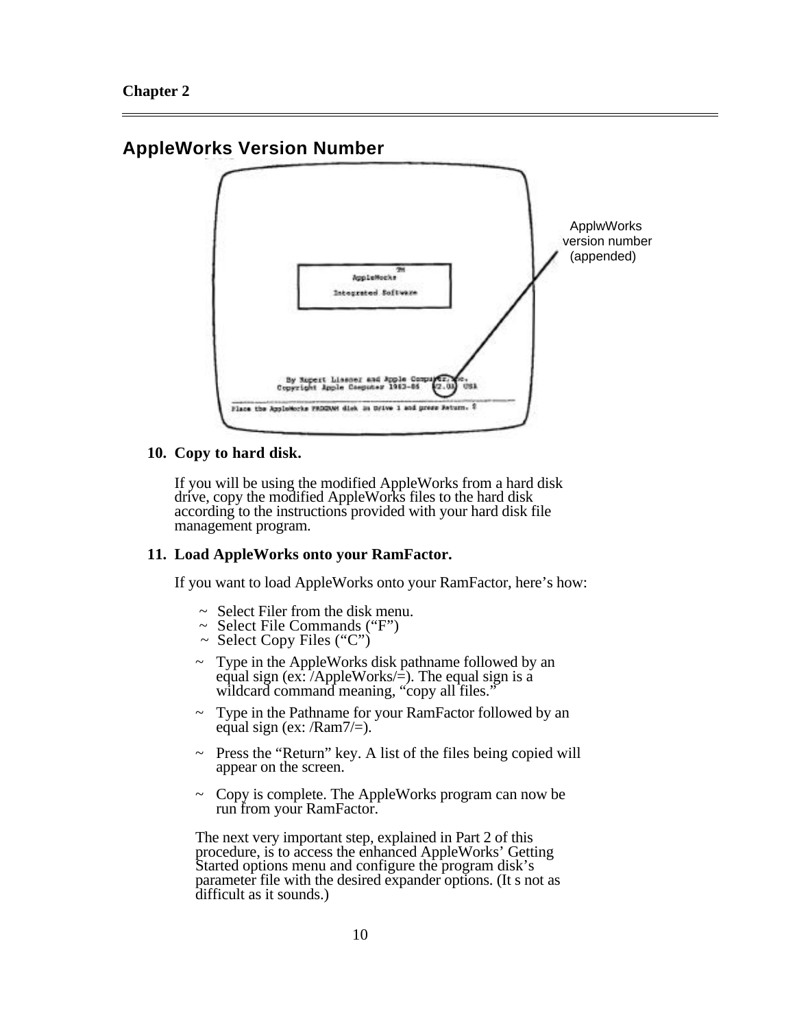## AppleWorks Version Number

ApplwWorks version number (appended)

10. **Copy to hard disk.**

    If you will be using the modified AppleWorks from a hard disk drive, copy the modified AppleWorks files to the hard disk according to the instructions provided with your hard disk file management program.

11. **Load AppleWorks onto your RamFactor.**

    If you want to load AppleWorks onto your RamFactor, here's how:

    ~ Select Filer from the disk menu.
    ~ Select File Commands ("F")
    ~ Select Copy Files ("C")

    ~ Type in the AppleWorks disk pathname followed by an equal sign (ex: /AppleWorks/=). The equal sign is a wildcard command meaning, "copy all files."

    ~ Type in the Pathname for your RamFactor followed by an equal sign (ex: /Ram7/=).

    ~ Press the "Return" key. A list of the files being copied will appear on the screen.

    ~ Copy is complete. The AppleWorks program can now be run from your RamFactor.

    The next very important step, explained in Part 2 of this procedure, is to access the enhanced AppleWorks' Getting Started options menu and configure the program disk's parameter file with the desired expander options. (It s not as difficult as it sounds.)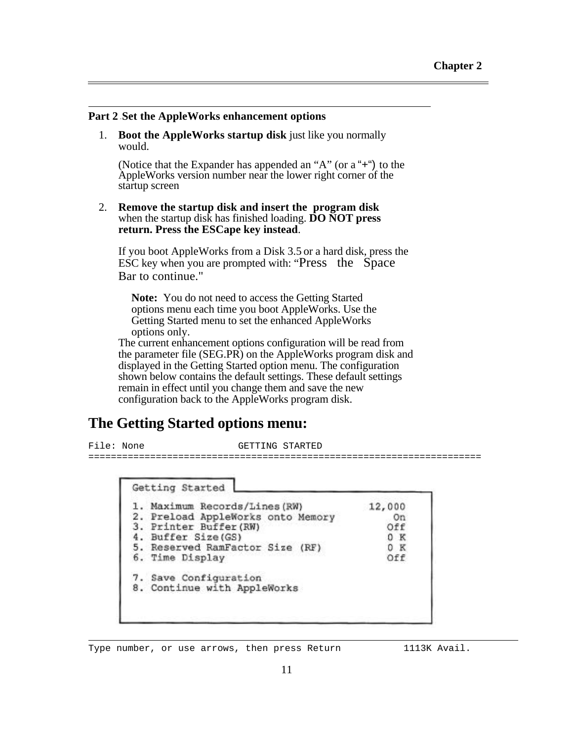## Part 2 . Set the AppleWorks enhancement options

1. **Boot the AppleWorks startup disk** just like you normally would.

   (Notice that the Expander has appended an "A" (or a "+") to the AppleWorks version number near the lower right corner of the startup screen

2. **Remove the startup disk and insert the program disk** when the startup disk has finished loading. **DO NOT press return. Press the ESCape key instead**.

   If you boot AppleWorks from a Disk 3.5 or a hard disk, press the ESC key when you are prompted with: "Press the Space Bar to continue."

   > **Note:** You do not need to access the Getting Started options menu each time you boot AppleWorks. Use the Getting Started menu to set the enhanced AppleWorks options only.

   The current enhancement options configuration will be read from the parameter file (SEG.PR) on the AppleWorks program disk and displayed in the Getting Started option menu. The configuration shown below contains the default settings. These default settings remain in effect until you change them and save the new configuration back to the AppleWorks program disk.

## The Getting Started options menu:

```
File: None                GETTING STARTED
====================================================================

   Getting Started
   1. Maximum Records/Lines(RW)          12,000
   2. Preload AppleWorks onto Memory         On
   3. Printer Buffer(RW)                    Off
   4. Buffer Size(GS)                       0 K
   5. Reserved RamFactor Size (RF)          0 K
   6. Time Display                          Off

   7. Save Configuration
   8. Continue with AppleWorks

Type number, or use arrows, then press Return          1113K Avail.
```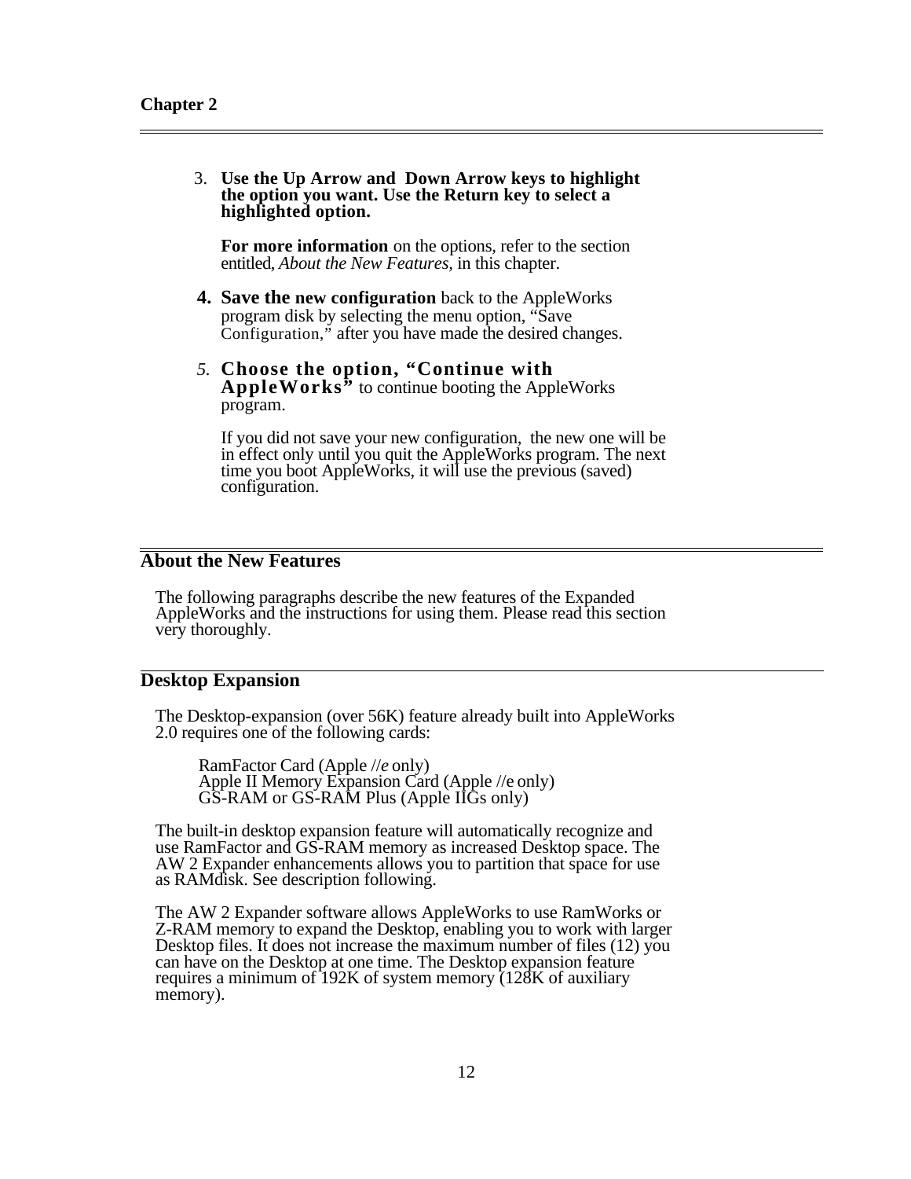3. **Use the Up Arrow and Down Arrow keys to highlight the option you want. Use the Return key to select a highlighted option.**

   **For more information** on the options, refer to the section entitled, *About the New Features,* in this chapter.

4. **Save the new configuration** back to the AppleWorks program disk by selecting the menu option, "Save Configuration," after you have made the desired changes.

5. **Choose the option, "Continue with AppleWorks"** to continue booting the AppleWorks program.

   If you did not save your new configuration, the new one will be in effect only until you quit the AppleWorks program. The next time you boot AppleWorks, it will use the previous (saved) configuration.

## About the New Features

The following paragraphs describe the new features of the Expanded AppleWorks and the instructions for using them. Please read this section very thoroughly.

## Desktop Expansion

The Desktop-expansion (over 56K) feature already built into AppleWorks 2.0 requires one of the following cards:

RamFactor Card (Apple //*e* only)
Apple II Memory Expansion Card (Apple //e only)
GS-RAM or GS-RAM Plus (Apple IIGs only)

The built-in desktop expansion feature will automatically recognize and use RamFactor and GS-RAM memory as increased Desktop space. The AW 2 Expander enhancements allows you to partition that space for use as RAMdisk. See description following.

The AW 2 Expander software allows AppleWorks to use RamWorks or Z-RAM memory to expand the Desktop, enabling you to work with larger Desktop files. It does not increase the maximum number of files (12) you can have on the Desktop at one time. The Desktop expansion feature requires a minimum of 192K of system memory (128K of auxiliary memory).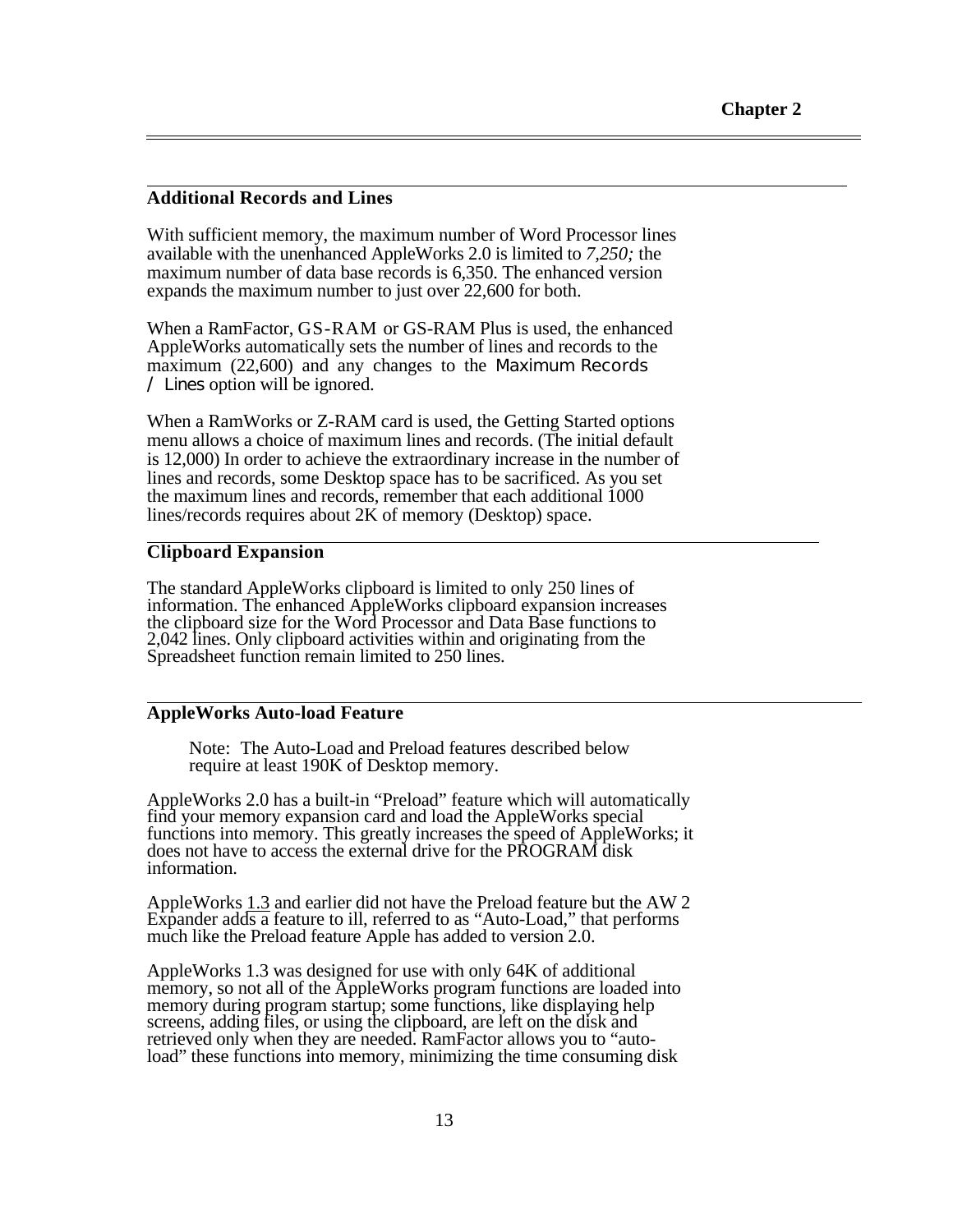## Additional Records and Lines

With sufficient memory, the maximum number of Word Processor lines available with the unenhanced AppleWorks 2.0 is limited to *7,250;* the maximum number of data base records is 6,350. The enhanced version expands the maximum number to just over 22,600 for both.

When a RamFactor, GS-RAM or GS-RAM Plus is used, the enhanced AppleWorks automatically sets the number of lines and records to the maximum (22,600) and any changes to the Maximum Records / Lines option will be ignored.

When a RamWorks or Z-RAM card is used, the Getting Started options menu allows a choice of maximum lines and records. (The initial default is 12,000) In order to achieve the extraordinary increase in the number of lines and records, some Desktop space has to be sacrificed. As you set the maximum lines and records, remember that each additional 1000 lines/records requires about 2K of memory (Desktop) space.

## Clipboard Expansion

The standard AppleWorks clipboard is limited to only 250 lines of information. The enhanced AppleWorks clipboard expansion increases the clipboard size for the Word Processor and Data Base functions to 2,042 lines. Only clipboard activities within and originating from the Spreadsheet function remain limited to 250 lines.

## AppleWorks Auto-load Feature

> Note: The Auto-Load and Preload features described below require at least 190K of Desktop memory.

AppleWorks 2.0 has a built-in "Preload" feature which will automatically find your memory expansion card and load the AppleWorks special functions into memory. This greatly increases the speed of AppleWorks; it does not have to access the external drive for the PROGRAM disk information.

AppleWorks 1.3 and earlier did not have the Preload feature but the AW 2 Expander adds a feature to ill, referred to as "Auto-Load," that performs much like the Preload feature Apple has added to version 2.0.

AppleWorks 1.3 was designed for use with only 64K of additional memory, so not all of the AppleWorks program functions are loaded into memory during program startup; some functions, like displaying help screens, adding files, or using the clipboard, are left on the disk and retrieved only when they are needed. RamFactor allows you to "auto-load" these functions into memory, minimizing the time consuming disk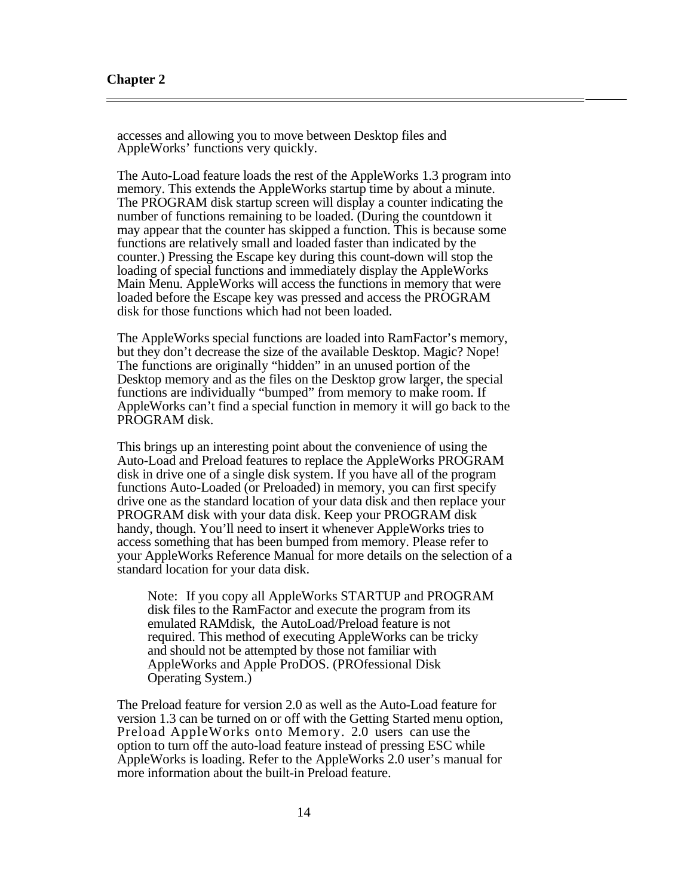accesses and allowing you to move between Desktop files and AppleWorks' functions very quickly.

The Auto-Load feature loads the rest of the AppleWorks 1.3 program into memory. This extends the AppleWorks startup time by about a minute. The PROGRAM disk startup screen will display a counter indicating the number of functions remaining to be loaded. (During the countdown it may appear that the counter has skipped a function. This is because some functions are relatively small and loaded faster than indicated by the counter.) Pressing the Escape key during this count-down will stop the loading of special functions and immediately display the AppleWorks Main Menu. AppleWorks will access the functions in memory that were loaded before the Escape key was pressed and access the PROGRAM disk for those functions which had not been loaded.

The AppleWorks special functions are loaded into RamFactor's memory, but they don't decrease the size of the available Desktop. Magic? Nope! The functions are originally "hidden" in an unused portion of the Desktop memory and as the files on the Desktop grow larger, the special functions are individually "bumped" from memory to make room. If AppleWorks can't find a special function in memory it will go back to the PROGRAM disk.

This brings up an interesting point about the convenience of using the Auto-Load and Preload features to replace the AppleWorks PROGRAM disk in drive one of a single disk system. If you have all of the program functions Auto-Loaded (or Preloaded) in memory, you can first specify drive one as the standard location of your data disk and then replace your PROGRAM disk with your data disk. Keep your PROGRAM disk handy, though. You'll need to insert it whenever AppleWorks tries to access something that has been bumped from memory. Please refer to your AppleWorks Reference Manual for more details on the selection of a standard location for your data disk.

> Note: If you copy all AppleWorks STARTUP and PROGRAM disk files to the RamFactor and execute the program from its emulated RAMdisk, the AutoLoad/Preload feature is not required. This method of executing AppleWorks can be tricky and should not be attempted by those not familiar with AppleWorks and Apple ProDOS. (PROfessional Disk Operating System.)

The Preload feature for version 2.0 as well as the Auto-Load feature for version 1.3 can be turned on or off with the Getting Started menu option, `Preload AppleWorks onto Memory`. 2.0 users can use the option to turn off the auto-load feature instead of pressing ESC while AppleWorks is loading. Refer to the AppleWorks 2.0 user's manual for more information about the built-in Preload feature.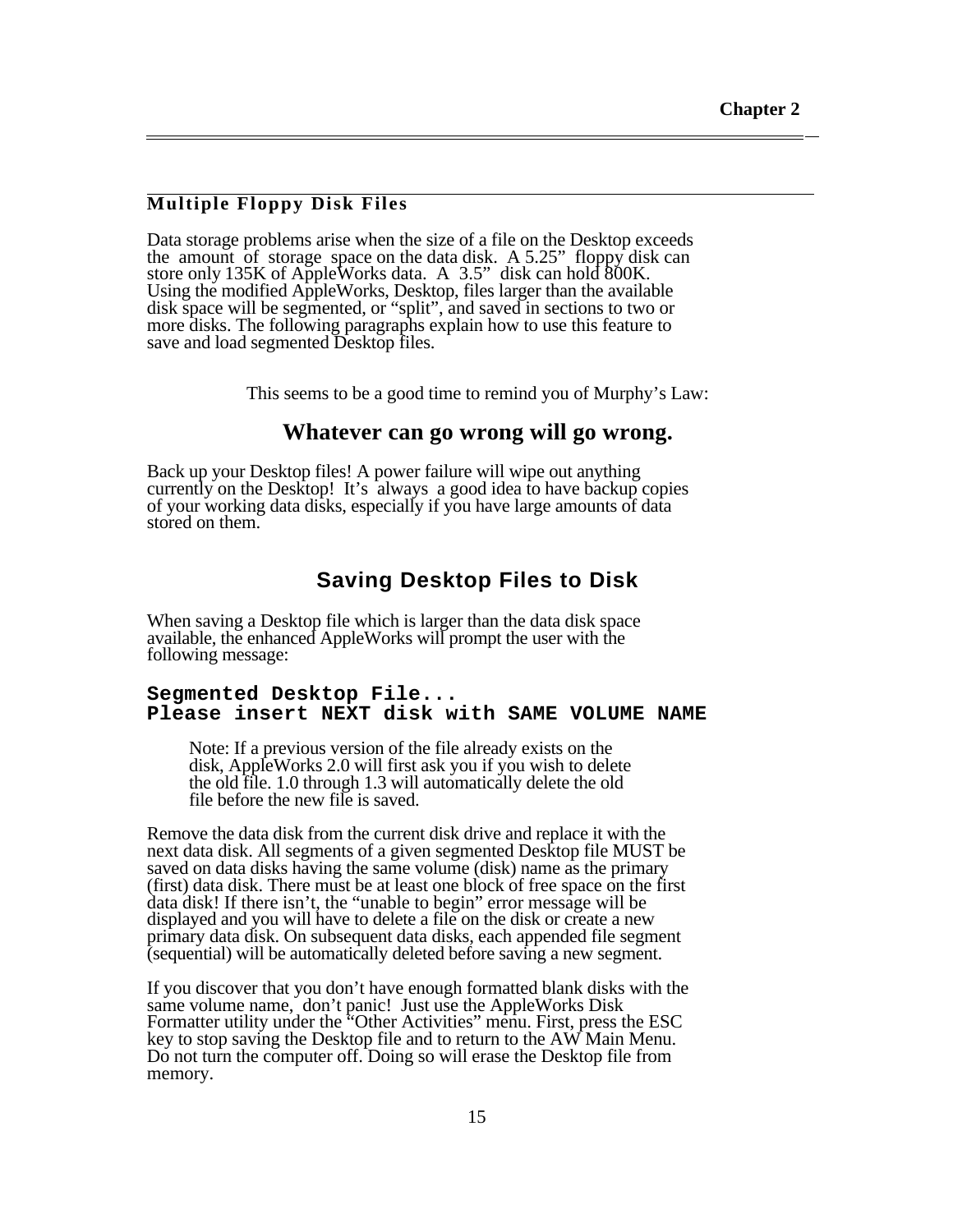## Multiple Floppy Disk Files

Data storage problems arise when the size of a file on the Desktop exceeds the amount of storage space on the data disk. A 5.25" floppy disk can store only 135K of AppleWorks data. A 3.5" disk can hold 800K. Using the modified AppleWorks, Desktop, files larger than the available disk space will be segmented, or "split", and saved in sections to two or more disks. The following paragraphs explain how to use this feature to save and load segmented Desktop files.

This seems to be a good time to remind you of Murphy's Law:

**Whatever can go wrong will go wrong.**

Back up your Desktop files! A power failure will wipe out anything currently on the Desktop! It's always a good idea to have backup copies of your working data disks, especially if you have large amounts of data stored on them.

### Saving Desktop Files to Disk

When saving a Desktop file which is larger than the data disk space available, the enhanced AppleWorks will prompt the user with the following message:

```
Segmented Desktop File...
Please insert NEXT disk with SAME VOLUME NAME
```

> Note: If a previous version of the file already exists on the disk, AppleWorks 2.0 will first ask you if you wish to delete the old file. 1.0 through 1.3 will automatically delete the old file before the new file is saved.

Remove the data disk from the current disk drive and replace it with the next data disk. All segments of a given segmented Desktop file MUST be saved on data disks having the same volume (disk) name as the primary (first) data disk. There must be at least one block of free space on the first data disk! If there isn't, the "unable to begin" error message will be displayed and you will have to delete a file on the disk or create a new primary data disk. On subsequent data disks, each appended file segment (sequential) will be automatically deleted before saving a new segment.

If you discover that you don't have enough formatted blank disks with the same volume name, don't panic! Just use the AppleWorks Disk Formatter utility under the "Other Activities" menu. First, press the ESC key to stop saving the Desktop file and to return to the AW Main Menu. Do not turn the computer off. Doing so will erase the Desktop file from memory.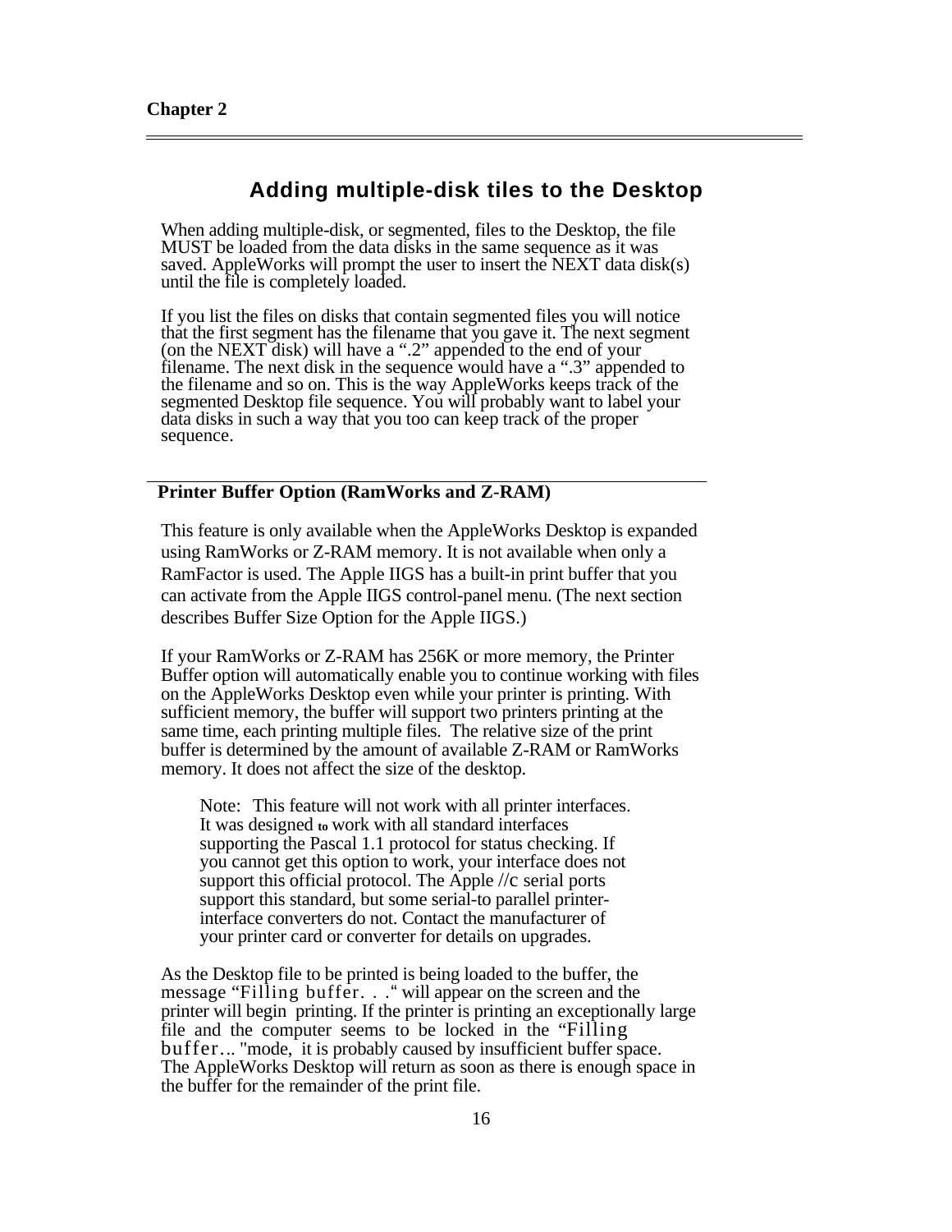## Adding multiple-disk tiles to the Desktop

When adding multiple-disk, or segmented, files to the Desktop, the file MUST be loaded from the data disks in the same sequence as it was saved. AppleWorks will prompt the user to insert the NEXT data disk(s) until the file is completely loaded.

If you list the files on disks that contain segmented files you will notice that the first segment has the filename that you gave it. The next segment (on the NEXT disk) will have a ".2" appended to the end of your filename. The next disk in the sequence would have a ".3" appended to the filename and so on. This is the way AppleWorks keeps track of the segmented Desktop file sequence. You will probably want to label your data disks in such a way that you too can keep track of the proper sequence.

### Printer Buffer Option (RamWorks and Z-RAM)

This feature is only available when the AppleWorks Desktop is expanded using RamWorks or Z-RAM memory. It is not available when only a RamFactor is used. The Apple IIGS has a built-in print buffer that you can activate from the Apple IIGS control-panel menu. (The next section describes Buffer Size Option for the Apple IIGS.)

If your RamWorks or Z-RAM has 256K or more memory, the Printer Buffer option will automatically enable you to continue working with files on the AppleWorks Desktop even while your printer is printing. With sufficient memory, the buffer will support two printers printing at the same time, each printing multiple files. The relative size of the print buffer is determined by the amount of available Z-RAM or RamWorks memory. It does not affect the size of the desktop.

> Note: This feature will not work with all printer interfaces. It was designed to work with all standard interfaces supporting the Pascal 1.1 protocol for status checking. If you cannot get this option to work, your interface does not support this official protocol. The Apple //c serial ports support this standard, but some serial-to parallel printer-interface converters do not. Contact the manufacturer of your printer card or converter for details on upgrades.

As the Desktop file to be printed is being loaded to the buffer, the message "Filling buffer. . ." will appear on the screen and the printer will begin printing. If the printer is printing an exceptionally large file and the computer seems to be locked in the "Filling buffer..." mode, it is probably caused by insufficient buffer space. The AppleWorks Desktop will return as soon as there is enough space in the buffer for the remainder of the print file.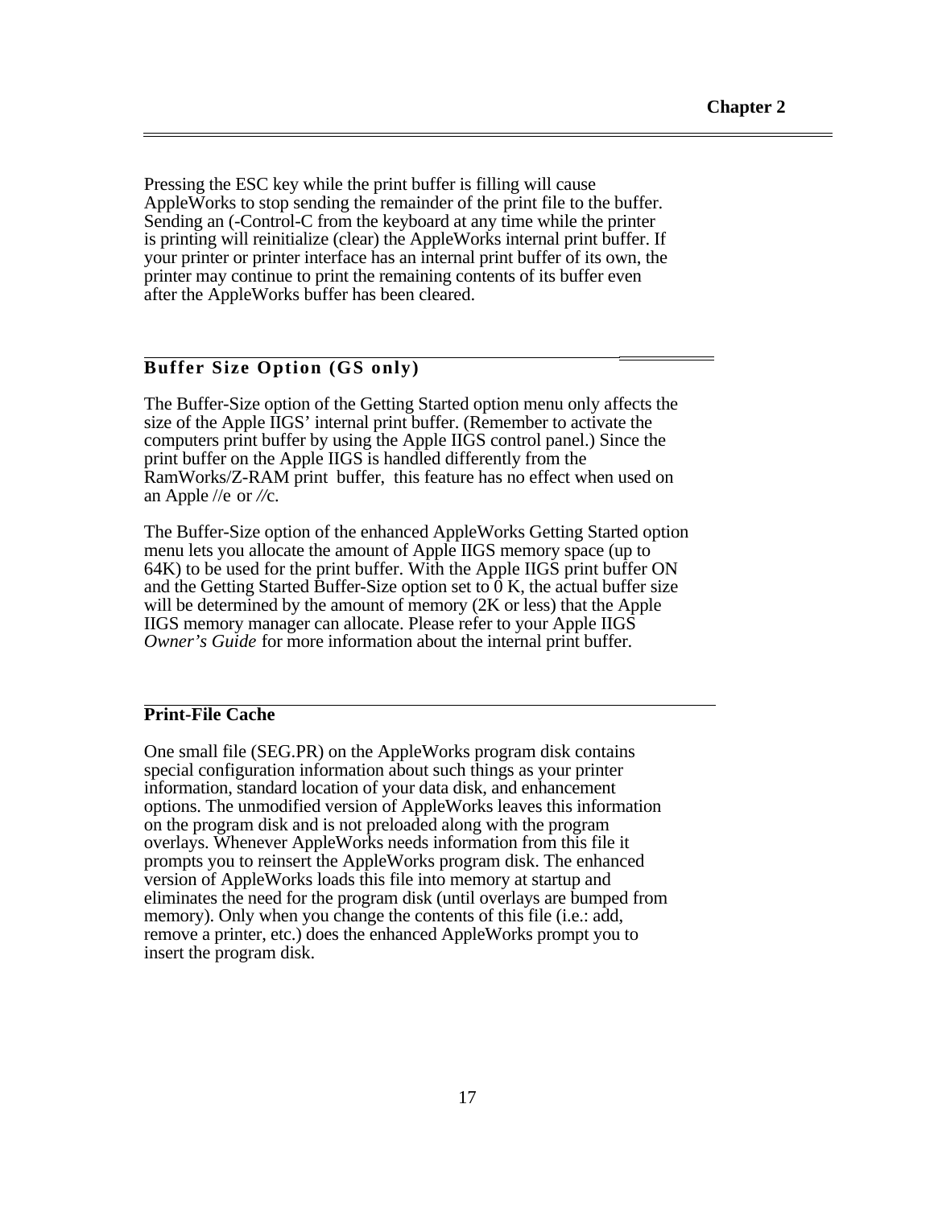Pressing the ESC key while the print buffer is filling will cause AppleWorks to stop sending the remainder of the print file to the buffer. Sending an (-Control-C from the keyboard at any time while the printer is printing will reinitialize (clear) the AppleWorks internal print buffer. If your printer or printer interface has an internal print buffer of its own, the printer may continue to print the remaining contents of its buffer even after the AppleWorks buffer has been cleared.

## Buffer Size Option (GS only)

The Buffer-Size option of the Getting Started option menu only affects the size of the Apple IIGS' internal print buffer. (Remember to activate the computers print buffer by using the Apple IIGS control panel.) Since the print buffer on the Apple IIGS is handled differently from the RamWorks/Z-RAM print buffer, this feature has no effect when used on an Apple //e or //c.

The Buffer-Size option of the enhanced AppleWorks Getting Started option menu lets you allocate the amount of Apple IIGS memory space (up to 64K) to be used for the print buffer. With the Apple IIGS print buffer ON and the Getting Started Buffer-Size option set to 0 K, the actual buffer size will be determined by the amount of memory (2K or less) that the Apple IIGS memory manager can allocate. Please refer to your Apple IIGS *Owner's Guide* for more information about the internal print buffer.

## Print-File Cache

One small file (SEG.PR) on the AppleWorks program disk contains special configuration information about such things as your printer information, standard location of your data disk, and enhancement options. The unmodified version of AppleWorks leaves this information on the program disk and is not preloaded along with the program overlays. Whenever AppleWorks needs information from this file it prompts you to reinsert the AppleWorks program disk. The enhanced version of AppleWorks loads this file into memory at startup and eliminates the need for the program disk (until overlays are bumped from memory). Only when you change the contents of this file (i.e.: add, remove a printer, etc.) does the enhanced AppleWorks prompt you to insert the program disk.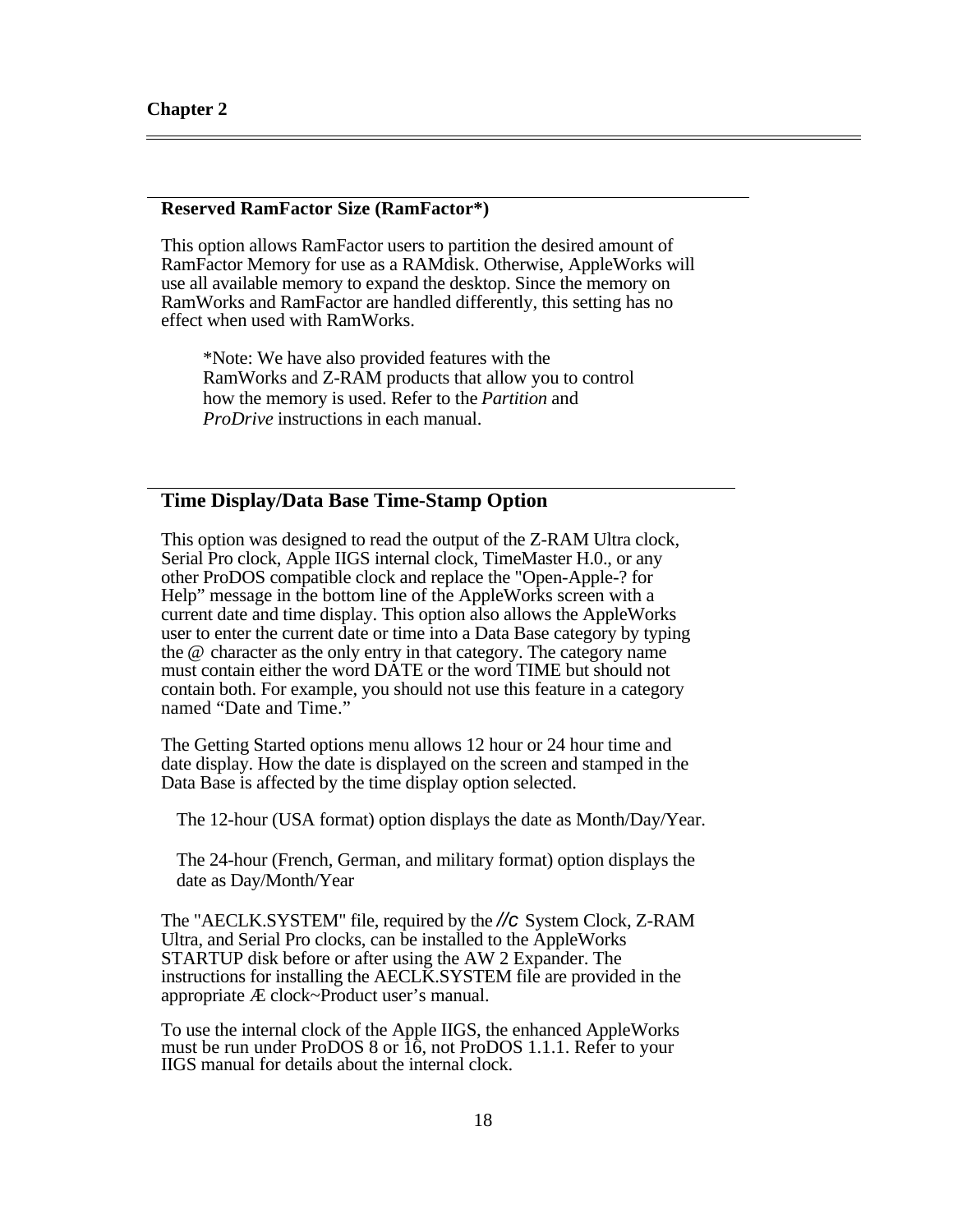### Reserved RamFactor Size (RamFactor*)

This option allows RamFactor users to partition the desired amount of RamFactor Memory for use as a RAMdisk. Otherwise, AppleWorks will use all available memory to expand the desktop. Since the memory on RamWorks and RamFactor are handled differently, this setting has no effect when used with RamWorks.

> *Note: We have also provided features with the RamWorks and Z-RAM products that allow you to control how the memory is used. Refer to the *Partition* and *ProDrive* instructions in each manual.

## Time Display/Data Base Time-Stamp Option

This option was designed to read the output of the Z-RAM Ultra clock, Serial Pro clock, Apple IIGS internal clock, TimeMaster H.0., or any other ProDOS compatible clock and replace the "Open-Apple-? for Help" message in the bottom line of the AppleWorks screen with a current date and time display. This option also allows the AppleWorks user to enter the current date or time into a Data Base category by typing the @ character as the only entry in that category. The category name must contain either the word DATE or the word TIME but should not contain both. For example, you should not use this feature in a category named "Date and Time."

The Getting Started options menu allows 12 hour or 24 hour time and date display. How the date is displayed on the screen and stamped in the Data Base is affected by the time display option selected.

The 12-hour (USA format) option displays the date as Month/Day/Year.

The 24-hour (French, German, and military format) option displays the date as Day/Month/Year

The "AECLK.SYSTEM" file, required by the //c System Clock, Z-RAM Ultra, and Serial Pro clocks, can be installed to the AppleWorks STARTUP disk before or after using the AW 2 Expander. The instructions for installing the AECLK.SYSTEM file are provided in the appropriate Æ clock~Product user's manual.

To use the internal clock of the Apple IIGS, the enhanced AppleWorks must be run under ProDOS 8 or 16, not ProDOS 1.1.1. Refer to your IIGS manual for details about the internal clock.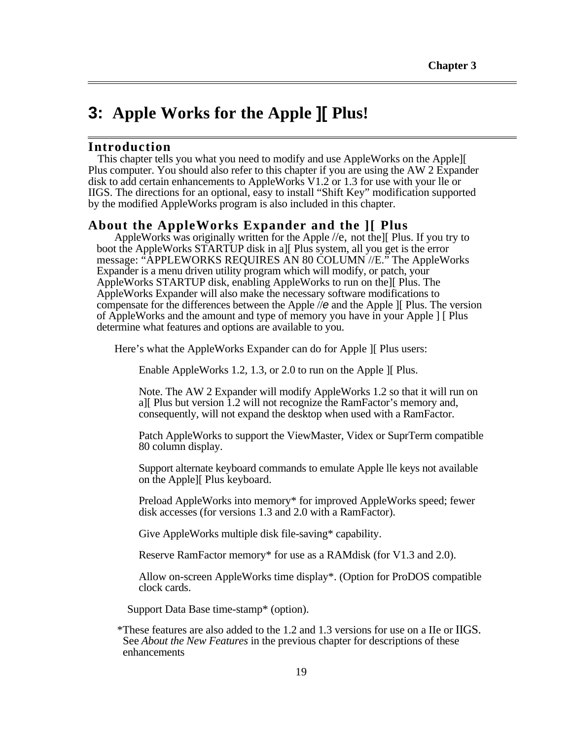# 3: Apple Works for the Apple ][ Plus!

## Introduction

This chapter tells you what you need to modify and use AppleWorks on the Apple][ Plus computer. You should also refer to this chapter if you are using the AW 2 Expander disk to add certain enhancements to AppleWorks V1.2 or 1.3 for use with your lle or IIGS. The directions for an optional, easy to install "Shift Key" modification supported by the modified AppleWorks program is also included in this chapter.

## About the AppleWorks Expander and the ][ Plus

AppleWorks was originally written for the Apple //e, not the][ Plus. If you try to boot the AppleWorks STARTUP disk in a][ Plus system, all you get is the error message: "APPLEWORKS REQUIRES AN 80 COLUMN //E." The AppleWorks Expander is a menu driven utility program which will modify, or patch, your AppleWorks STARTUP disk, enabling AppleWorks to run on the][ Plus. The AppleWorks Expander will also make the necessary software modifications to compensate for the differences between the Apple //e and the Apple ][ Plus. The version of AppleWorks and the amount and type of memory you have in your Apple ] [ Plus determine what features and options are available to you.

Here's what the AppleWorks Expander can do for Apple ][ Plus users:

Enable AppleWorks 1.2, 1.3, or 2.0 to run on the Apple ][ Plus.

Note. The AW 2 Expander will modify AppleWorks 1.2 so that it will run on a][ Plus but version 1.2 will not recognize the RamFactor's memory and, consequently, will not expand the desktop when used with a RamFactor.

Patch AppleWorks to support the ViewMaster, Videx or SuprTerm compatible 80 column display.

Support alternate keyboard commands to emulate Apple lle keys not available on the Apple][ Plus keyboard.

Preload AppleWorks into memory* for improved AppleWorks speed; fewer disk accesses (for versions 1.3 and 2.0 with a RamFactor).

Give AppleWorks multiple disk file-saving* capability.

Reserve RamFactor memory* for use as a RAMdisk (for V1.3 and 2.0).

Allow on-screen AppleWorks time display*. (Option for ProDOS compatible clock cards.

Support Data Base time-stamp* (option).

*These features are also added to the 1.2 and 1.3 versions for use on a IIe or IIGS. See *About the New Features* in the previous chapter for descriptions of these enhancements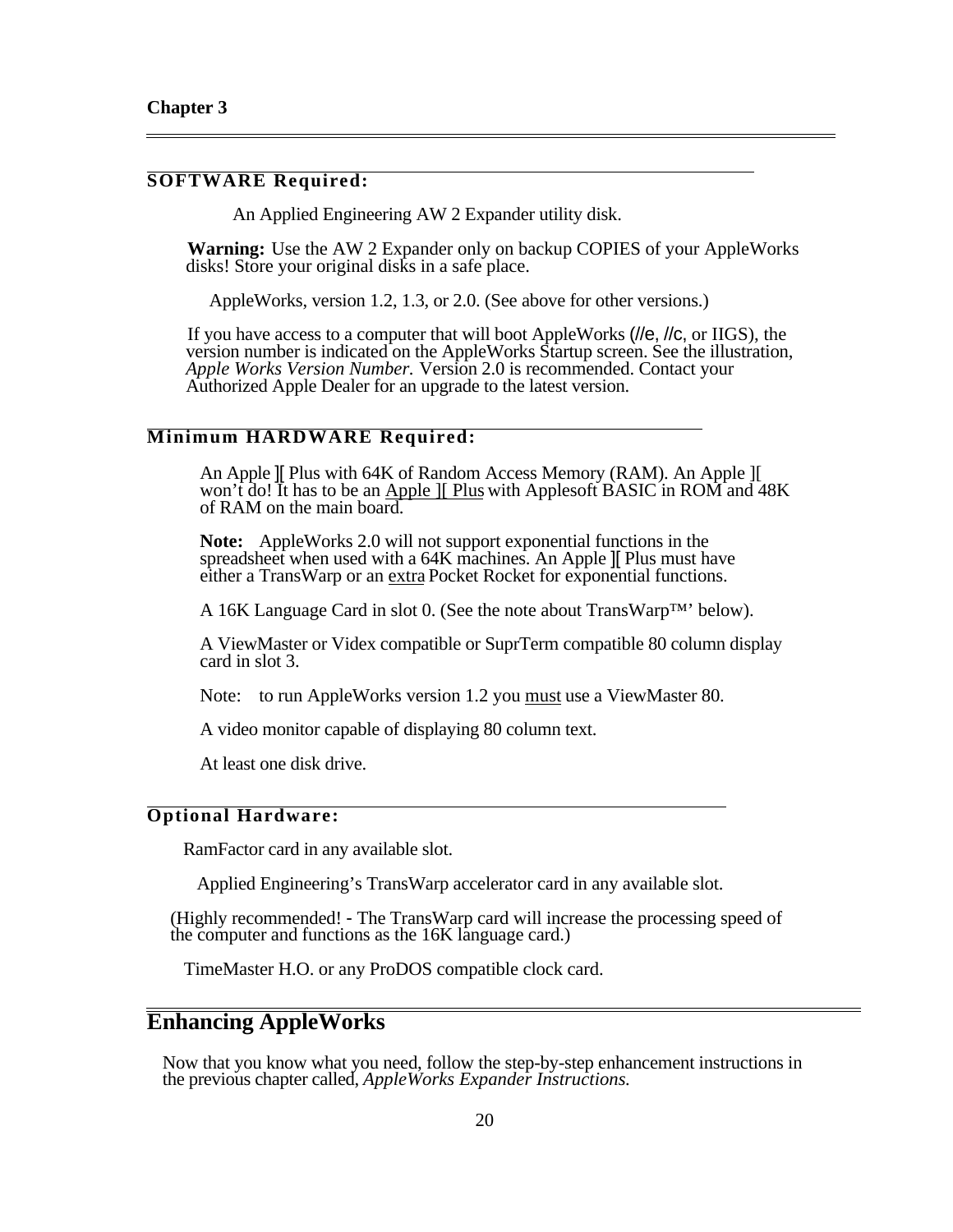## SOFTWARE Required:

An Applied Engineering AW 2 Expander utility disk.

**Warning:** Use the AW 2 Expander only on backup COPIES of your AppleWorks disks! Store your original disks in a safe place.

AppleWorks, version 1.2, 1.3, or 2.0. (See above for other versions.)

If you have access to a computer that will boot AppleWorks (//e, //c, or IIGS), the version number is indicated on the AppleWorks Startup screen. See the illustration, *Apple Works Version Number.* Version 2.0 is recommended. Contact your Authorized Apple Dealer for an upgrade to the latest version.

## Minimum HARDWARE Required:

An Apple ][ Plus with 64K of Random Access Memory (RAM). An Apple ][ won't do! It has to be an <u>Apple ][ Plus</u> with Applesoft BASIC in ROM and 48K of RAM on the main board.

**Note:** AppleWorks 2.0 will not support exponential functions in the spreadsheet when used with a 64K machines. An Apple ][ Plus must have either a TransWarp or an <u>extra</u> Pocket Rocket for exponential functions.

A 16K Language Card in slot 0. (See the note about TransWarp™' below).

A ViewMaster or Videx compatible or SuprTerm compatible 80 column display card in slot 3.

Note: to run AppleWorks version 1.2 you <u>must</u> use a ViewMaster 80.

A video monitor capable of displaying 80 column text.

At least one disk drive.

## Optional Hardware:

RamFactor card in any available slot.

Applied Engineering's TransWarp accelerator card in any available slot.

(Highly recommended! - The TransWarp card will increase the processing speed of the computer and functions as the 16K language card.)

TimeMaster H.O. or any ProDOS compatible clock card.

# Enhancing AppleWorks

Now that you know what you need, follow the step-by-step enhancement instructions in the previous chapter called, *AppleWorks Expander Instructions.*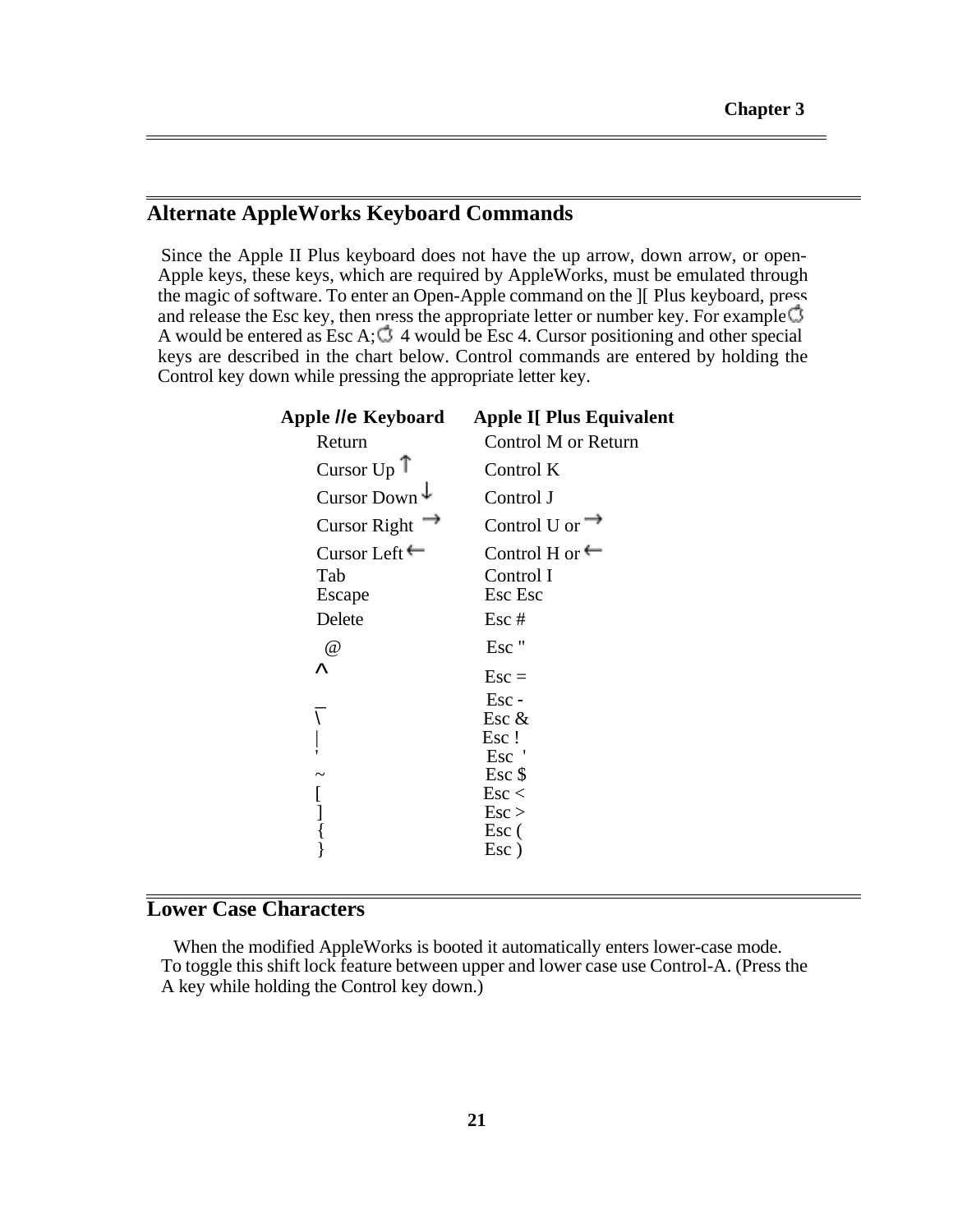## Alternate AppleWorks Keyboard Commands

Since the Apple II Plus keyboard does not have the up arrow, down arrow, or open-Apple keys, these keys, which are required by AppleWorks, must be emulated through the magic of software. To enter an Open-Apple command on the ][ Plus keyboard, press and release the Esc key, then press the appropriate letter or number key. For example  A would be entered as Esc A;  4 would be Esc 4. Cursor positioning and other special keys are described in the chart below. Control commands are entered by holding the Control key down while pressing the appropriate letter key.

| Apple //e Keyboard | Apple I[ Plus Equivalent |
|---|---|
| Return | Control M or Return |
| Cursor Up ↑ | Control K |
| Cursor Down ↓ | Control J |
| Cursor Right → | Control U or → |
| Cursor Left ← | Control H or ← |
| Tab | Control I |
| Escape | Esc Esc |
| Delete | Esc # |
| @ | Esc " |
| ^ | Esc = |
| _ | Esc - |
| \ | Esc & |
| \| | Esc ! |
| ' | Esc ' |
| ~ | Esc $ |
| [ | Esc < |
| ] | Esc > |
| { | Esc ( |
| } | Esc ) |

## Lower Case Characters

When the modified AppleWorks is booted it automatically enters lower-case mode. To toggle this shift lock feature between upper and lower case use Control-A. (Press the A key while holding the Control key down.)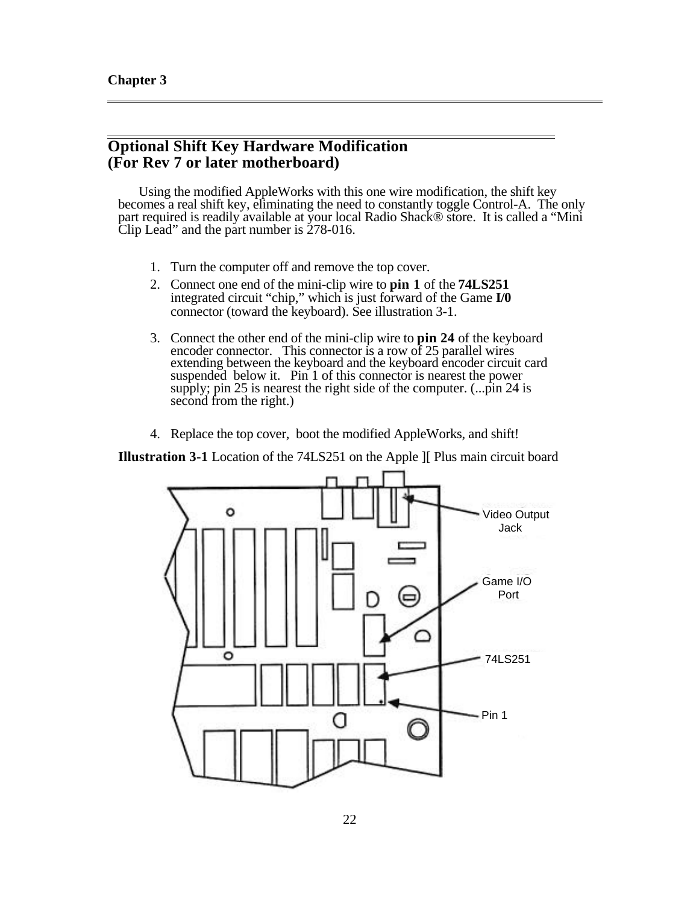## Optional Shift Key Hardware Modification
## (For Rev 7 or later motherboard)

Using the modified AppleWorks with this one wire modification, the shift key becomes a real shift key, eliminating the need to constantly toggle Control-A. The only part required is readily available at your local Radio Shack® store. It is called a "Mini Clip Lead" and the part number is 278-016.

1. Turn the computer off and remove the top cover.
2. Connect one end of the mini-clip wire to **pin 1** of the **74LS251** integrated circuit "chip," which is just forward of the Game **I/0** connector (toward the keyboard). See illustration 3-1.
3. Connect the other end of the mini-clip wire to **pin 24** of the keyboard encoder connector. This connector is a row of 25 parallel wires extending between the keyboard and the keyboard encoder circuit card suspended below it. Pin 1 of this connector is nearest the power supply; pin 25 is nearest the right side of the computer. (...pin 24 is second from the right.)
4. Replace the top cover, boot the modified AppleWorks, and shift!

**Illustration 3-1** Location of the 74LS251 on the Apple ][ Plus main circuit board

Video Output Jack

Game I/O Port

74LS251

Pin 1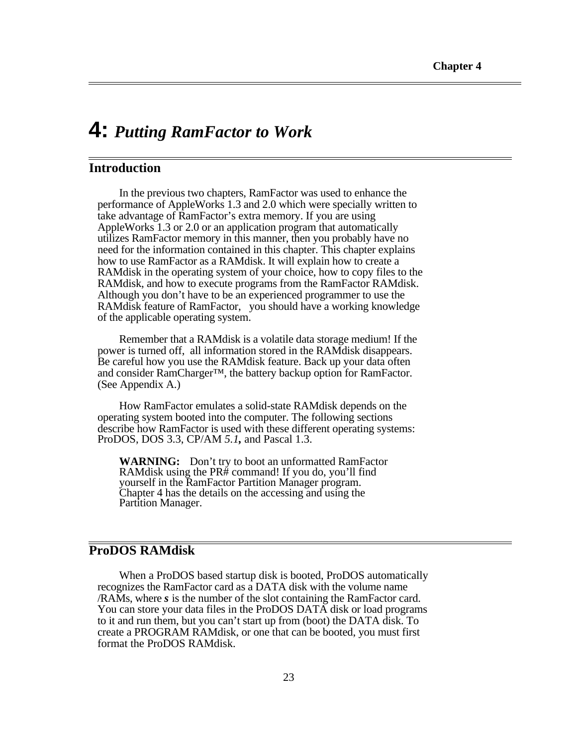# 4: *Putting RamFactor to Work*

## Introduction

In the previous two chapters, RamFactor was used to enhance the performance of AppleWorks 1.3 and 2.0 which were specially written to take advantage of RamFactor's extra memory. If you are using AppleWorks 1.3 or 2.0 or an application program that automatically utilizes RamFactor memory in this manner, then you probably have no need for the information contained in this chapter. This chapter explains how to use RamFactor as a RAMdisk. It will explain how to create a RAMdisk in the operating system of your choice, how to copy files to the RAMdisk, and how to execute programs from the RamFactor RAMdisk. Although you don't have to be an experienced programmer to use the RAMdisk feature of RamFactor, you should have a working knowledge of the applicable operating system.

Remember that a RAMdisk is a volatile data storage medium! If the power is turned off, all information stored in the RAMdisk disappears. Be careful how you use the RAMdisk feature. Back up your data often and consider RamCharger™, the battery backup option for RamFactor. (See Appendix A.)

How RamFactor emulates a solid-state RAMdisk depends on the operating system booted into the computer. The following sections describe how RamFactor is used with these different operating systems: ProDOS, DOS 3.3, CP/AM *5.1***,** and Pascal 1.3.

> **WARNING:** Don't try to boot an unformatted RamFactor RAMdisk using the PR# command! If you do, you'll find yourself in the RamFactor Partition Manager program. Chapter 4 has the details on the accessing and using the Partition Manager.

## ProDOS RAMdisk

When a ProDOS based startup disk is booted, ProDOS automatically recognizes the RamFactor card as a DATA disk with the volume name /RAMs, where ***s*** is the number of the slot containing the RamFactor card. You can store your data files in the ProDOS DATA disk or load programs to it and run them, but you can't start up from (boot) the DATA disk. To create a PROGRAM RAMdisk, or one that can be booted, you must first format the ProDOS RAMdisk.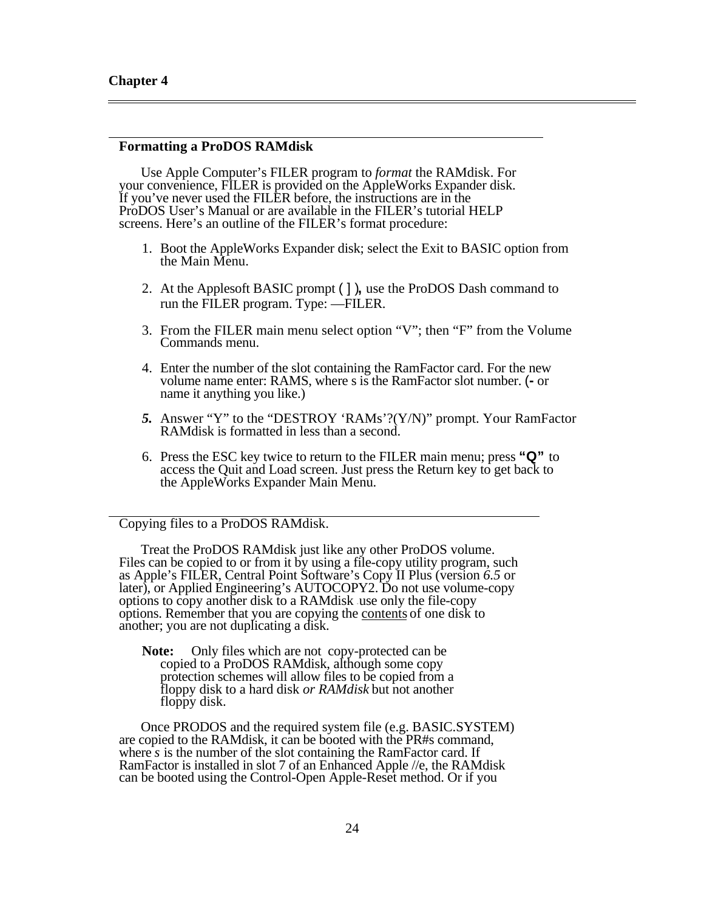## Formatting a ProDOS RAMdisk

Use Apple Computer's FILER program to *format* the RAMdisk. For your convenience, FILER is provided on the AppleWorks Expander disk. If you've never used the FILER before, the instructions are in the ProDOS User's Manual or are available in the FILER's tutorial HELP screens. Here's an outline of the FILER's format procedure:

1. Boot the AppleWorks Expander disk; select the Exit to BASIC option from the Main Menu.
2. At the Applesoft BASIC prompt ( ] ), use the ProDOS Dash command to run the FILER program. Type: —FILER.
3. From the FILER main menu select option "V"; then "F" from the Volume Commands menu.
4. Enter the number of the slot containing the RamFactor card. For the new volume name enter: RAMS, where s is the RamFactor slot number. (- or name it anything you like.)
5. Answer "Y" to the "DESTROY 'RAMs'?(Y/N)" prompt. Your RamFactor RAMdisk is formatted in less than a second.
6. Press the ESC key twice to return to the FILER main menu; press **"Q"** to access the Quit and Load screen. Just press the Return key to get back to the AppleWorks Expander Main Menu.

## Copying files to a ProDOS RAMdisk.

Treat the ProDOS RAMdisk just like any other ProDOS volume. Files can be copied to or from it by using a file-copy utility program, such as Apple's FILER, Central Point Software's Copy II Plus (version *6.5* or later), or Applied Engineering's AUTOCOPY2. Do not use volume-copy options to copy another disk to a RAMdisk use only the file-copy options. Remember that you are copying the <u>contents</u> of one disk to another; you are not duplicating a disk.

> **Note:** Only files which are not copy-protected can be copied to a ProDOS RAMdisk, although some copy protection schemes will allow files to be copied from a floppy disk to a hard disk *or RAMdisk* but not another floppy disk.

Once PRODOS and the required system file (e.g. BASIC.SYSTEM) are copied to the RAMdisk, it can be booted with the PR#s command, where *s* is the number of the slot containing the RamFactor card. If RamFactor is installed in slot 7 of an Enhanced Apple //e, the RAMdisk can be booted using the Control-Open Apple-Reset method. Or if you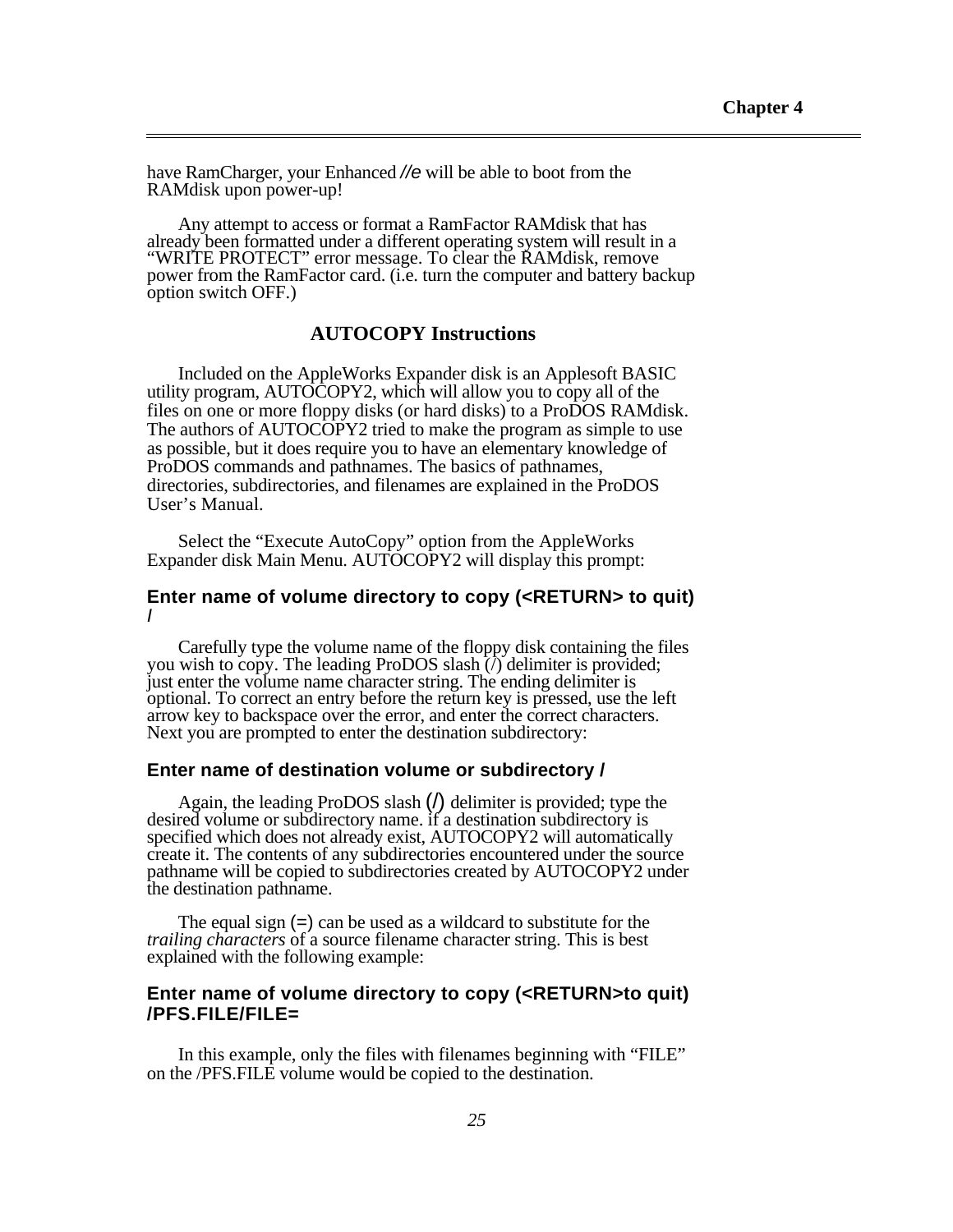have RamCharger, your Enhanced *//e* will be able to boot from the RAMdisk upon power-up!

Any attempt to access or format a RamFactor RAMdisk that has already been formatted under a different operating system will result in a "WRITE PROTECT" error message. To clear the RAMdisk, remove power from the RamFactor card. (i.e. turn the computer and battery backup option switch OFF.)

## AUTOCOPY Instructions

Included on the AppleWorks Expander disk is an Applesoft BASIC utility program, AUTOCOPY2, which will allow you to copy all of the files on one or more floppy disks (or hard disks) to a ProDOS RAMdisk. The authors of AUTOCOPY2 tried to make the program as simple to use as possible, but it does require you to have an elementary knowledge of ProDOS commands and pathnames. The basics of pathnames, directories, subdirectories, and filenames are explained in the ProDOS User's Manual.

Select the "Execute AutoCopy" option from the AppleWorks Expander disk Main Menu. AUTOCOPY2 will display this prompt:

**Enter name of volume directory to copy (<RETURN> to quit)**
**/**

Carefully type the volume name of the floppy disk containing the files you wish to copy. The leading ProDOS slash (/) delimiter is provided; just enter the volume name character string. The ending delimiter is optional. To correct an entry before the return key is pressed, use the left arrow key to backspace over the error, and enter the correct characters. Next you are prompted to enter the destination subdirectory:

**Enter name of destination volume or subdirectory /**

Again, the leading ProDOS slash (/) delimiter is provided; type the desired volume or subdirectory name. if a destination subdirectory is specified which does not already exist, AUTOCOPY2 will automatically create it. The contents of any subdirectories encountered under the source pathname will be copied to subdirectories created by AUTOCOPY2 under the destination pathname.

The equal sign (=) can be used as a wildcard to substitute for the *trailing characters* of a source filename character string. This is best explained with the following example:

**Enter name of volume directory to copy (<RETURN>to quit)**
**/PFS.FILE/FILE=**

In this example, only the files with filenames beginning with "FILE" on the /PFS.FILE volume would be copied to the destination.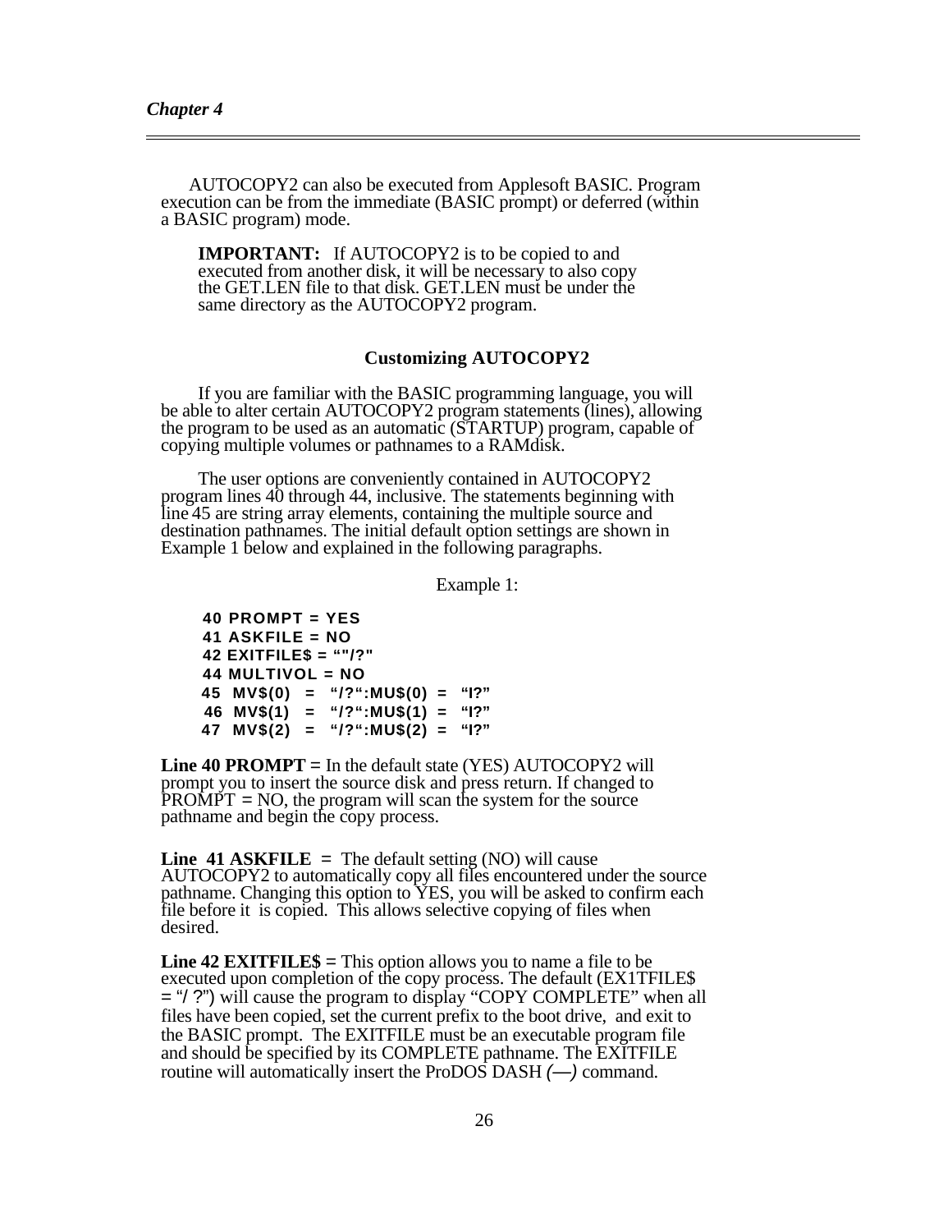AUTOCOPY2 can also be executed from Applesoft BASIC. Program execution can be from the immediate (BASIC prompt) or deferred (within a BASIC program) mode.

**IMPORTANT:** If AUTOCOPY2 is to be copied to and executed from another disk, it will be necessary to also copy the GET.LEN file to that disk. GET.LEN must be under the same directory as the AUTOCOPY2 program.

## Customizing AUTOCOPY2

If you are familiar with the BASIC programming language, you will be able to alter certain AUTOCOPY2 program statements (lines), allowing the program to be used as an automatic (STARTUP) program, capable of copying multiple volumes or pathnames to a RAMdisk.

The user options are conveniently contained in AUTOCOPY2 program lines 40 through 44, inclusive. The statements beginning with line 45 are string array elements, containing the multiple source and destination pathnames. The initial default option settings are shown in Example 1 below and explained in the following paragraphs.

Example 1:

```
40 PROMPT = YES
41 ASKFILE = NO
42 EXITFILE$ = ""/?"
44 MULTIVOL = NO
45  MV$(0)  =  "/?":MU$(0)  =  "I?"
46  MV$(1)  =  "/?":MU$(1)  =  "I?"
47  MV$(2)  =  "/?":MU$(2)  =  "I?"
```

**Line 40 PROMPT =** In the default state (YES) AUTOCOPY2 will prompt you to insert the source disk and press return. If changed to PROMPT = NO, the program will scan the system for the source pathname and begin the copy process.

**Line 41 ASKFILE =** The default setting (NO) will cause AUTOCOPY2 to automatically copy all files encountered under the source pathname. Changing this option to YES, you will be asked to confirm each file before it is copied. This allows selective copying of files when desired.

**Line 42 EXITFILE$ =** This option allows you to name a file to be executed upon completion of the copy process. The default (EX1TFILE$ = "/ ?") will cause the program to display "COPY COMPLETE" when all files have been copied, set the current prefix to the boot drive, and exit to the BASIC prompt. The EXITFILE must be an executable program file and should be specified by its COMPLETE pathname. The EXITFILE routine will automatically insert the ProDOS DASH (—) command.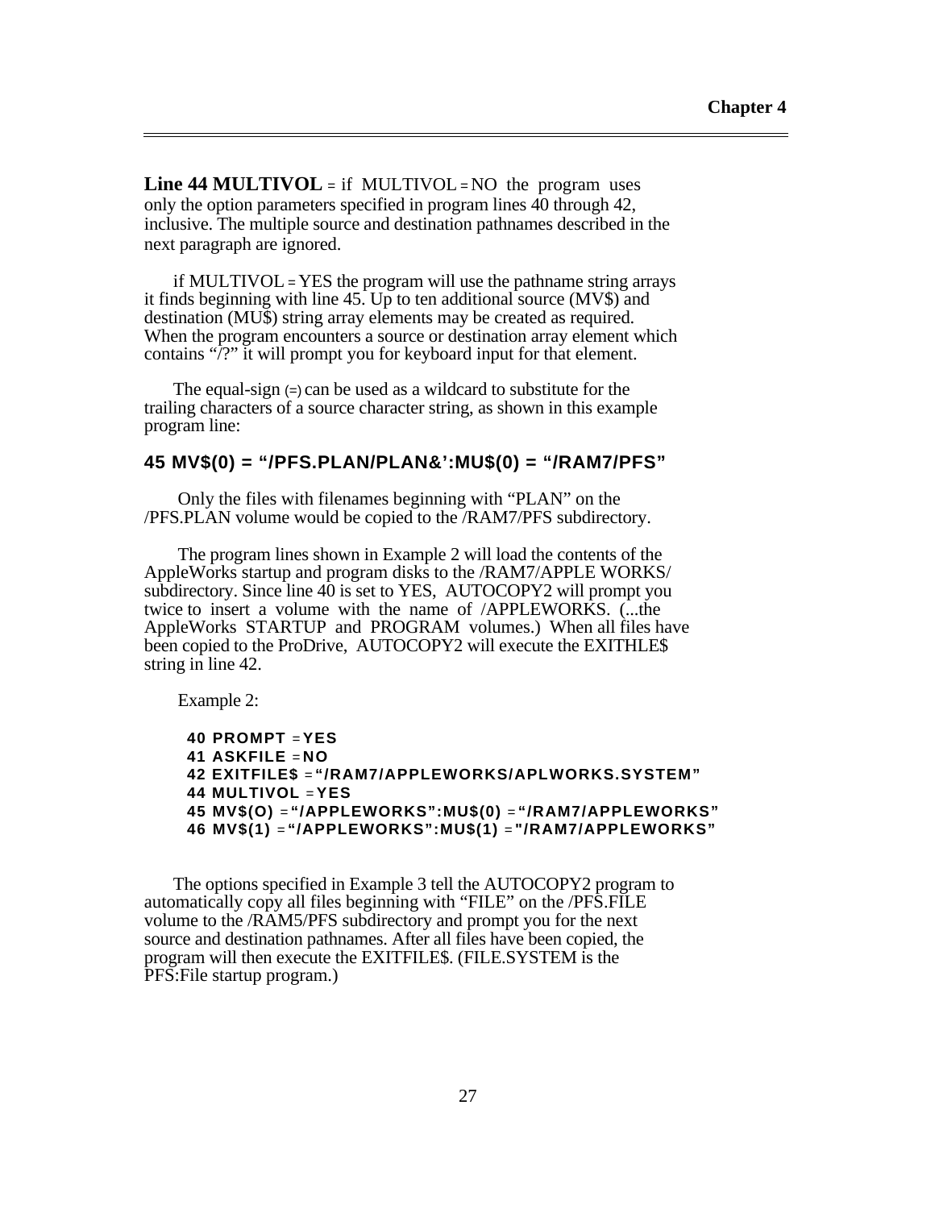**Line 44 MULTIVOL** = if MULTIVOL = NO the program uses only the option parameters specified in program lines 40 through 42, inclusive. The multiple source and destination pathnames described in the next paragraph are ignored.

if MULTIVOL = YES the program will use the pathname string arrays it finds beginning with line 45. Up to ten additional source (MV$) and destination (MU$) string array elements may be created as required. When the program encounters a source or destination array element which contains "/?" it will prompt you for keyboard input for that element.

The equal-sign (=) can be used as a wildcard to substitute for the trailing characters of a source character string, as shown in this example program line:

**45 MV$(0) = "/PFS.PLAN/PLAN&':MU$(0) = "/RAM7/PFS"**

Only the files with filenames beginning with "PLAN" on the /PFS.PLAN volume would be copied to the /RAM7/PFS subdirectory.

The program lines shown in Example 2 will load the contents of the AppleWorks startup and program disks to the /RAM7/APPLE WORKS/ subdirectory. Since line 40 is set to YES, AUTOCOPY2 will prompt you twice to insert a volume with the name of /APPLEWORKS. (...the AppleWorks STARTUP and PROGRAM volumes.) When all files have been copied to the ProDrive, AUTOCOPY2 will execute the EXITHLE$ string in line 42.

Example 2:

```
40 PROMPT =YES
41 ASKFILE =NO
42 EXITFILE$ ="/RAM7/APPLEWORKS/APLWORKS.SYSTEM"
44 MULTIVOL =YES
45 MV$(O) ="/APPLEWORKS":MU$(0) ="/RAM7/APPLEWORKS"
46 MV$(1) ="/APPLEWORKS":MU$(1) ="/RAM7/APPLEWORKS"
```

The options specified in Example 3 tell the AUTOCOPY2 program to automatically copy all files beginning with "FILE" on the /PFS.FILE volume to the /RAM5/PFS subdirectory and prompt you for the next source and destination pathnames. After all files have been copied, the program will then execute the EXITFILE$. (FILE.SYSTEM is the PFS:File startup program.)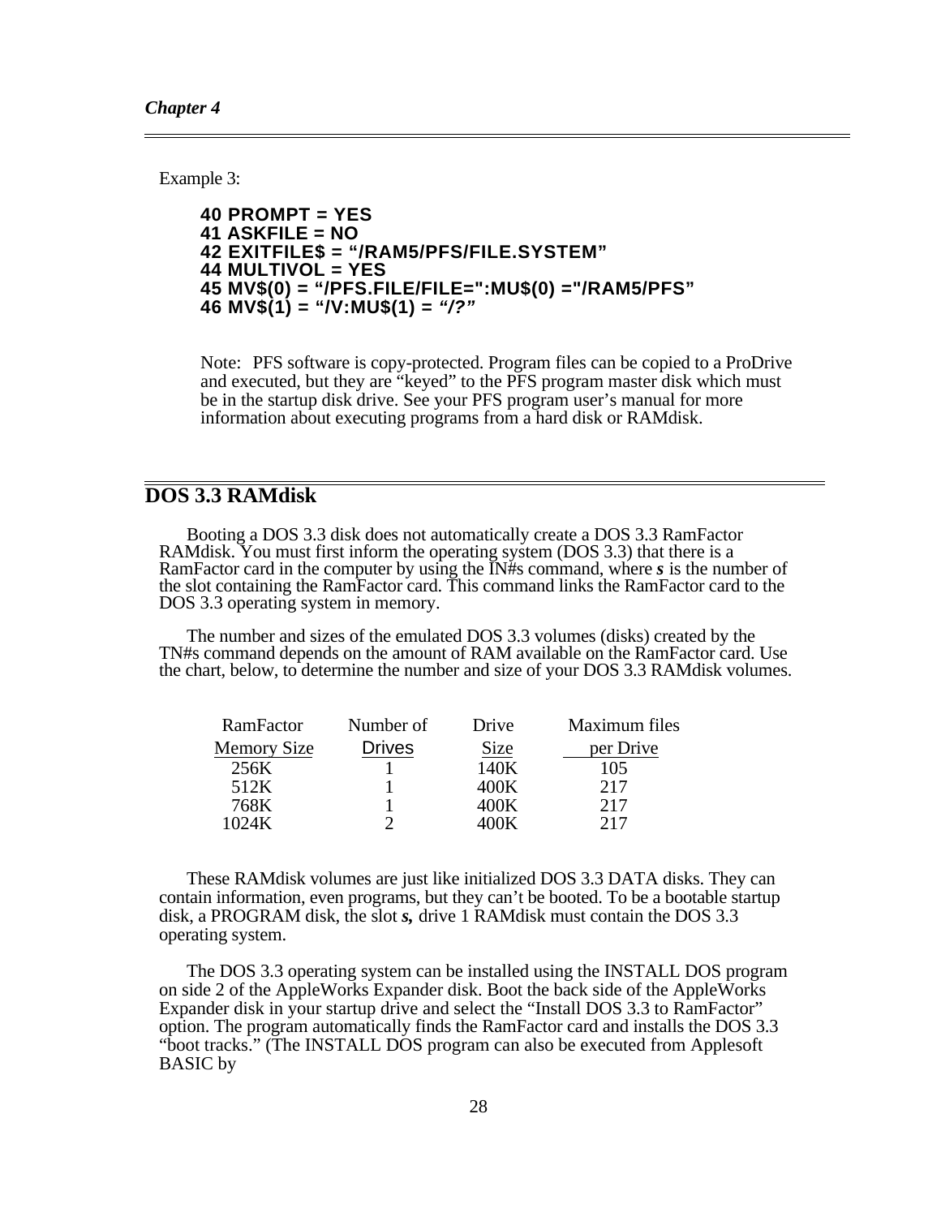Example 3:

```
40 PROMPT = YES
41 ASKFILE = NO
42 EXITFILE$ = "/RAM5/PFS/FILE.SYSTEM"
44 MULTIVOL = YES
45 MV$(0) = "/PFS.FILE/FILE=":MU$(0) ="/RAM5/PFS"
46 MV$(1) = "/V:MU$(1) = "/?"
```

Note: PFS software is copy-protected. Program files can be copied to a ProDrive and executed, but they are "keyed" to the PFS program master disk which must be in the startup disk drive. See your PFS program user's manual for more information about executing programs from a hard disk or RAMdisk.

## DOS 3.3 RAMdisk

Booting a DOS 3.3 disk does not automatically create a DOS 3.3 RamFactor RAMdisk. You must first inform the operating system (DOS 3.3) that there is a RamFactor card in the computer by using the IN#*s* command, where ***s*** is the number of the slot containing the RamFactor card. This command links the RamFactor card to the DOS 3.3 operating system in memory.

The number and sizes of the emulated DOS 3.3 volumes (disks) created by the TN#s command depends on the amount of RAM available on the RamFactor card. Use the chart, below, to determine the number and size of your DOS 3.3 RAMdisk volumes.

| RamFactor Memory Size | Number of Drives | Drive Size | Maximum files per Drive |
|---|---|---|---|
| 256K | 1 | 140K | 105 |
| 512K | 1 | 400K | 217 |
| 768K | 1 | 400K | 217 |
| 1024K | 2 | 400K | 217 |

These RAMdisk volumes are just like initialized DOS 3.3 DATA disks. They can contain information, even programs, but they can't be booted. To be a bootable startup disk, a PROGRAM disk, the slot ***s,*** drive 1 RAMdisk must contain the DOS 3.3 operating system.

The DOS 3.3 operating system can be installed using the INSTALL DOS program on side 2 of the AppleWorks Expander disk. Boot the back side of the AppleWorks Expander disk in your startup drive and select the "Install DOS 3.3 to RamFactor" option. The program automatically finds the RamFactor card and installs the DOS 3.3 "boot tracks." (The INSTALL DOS program can also be executed from Applesoft BASIC by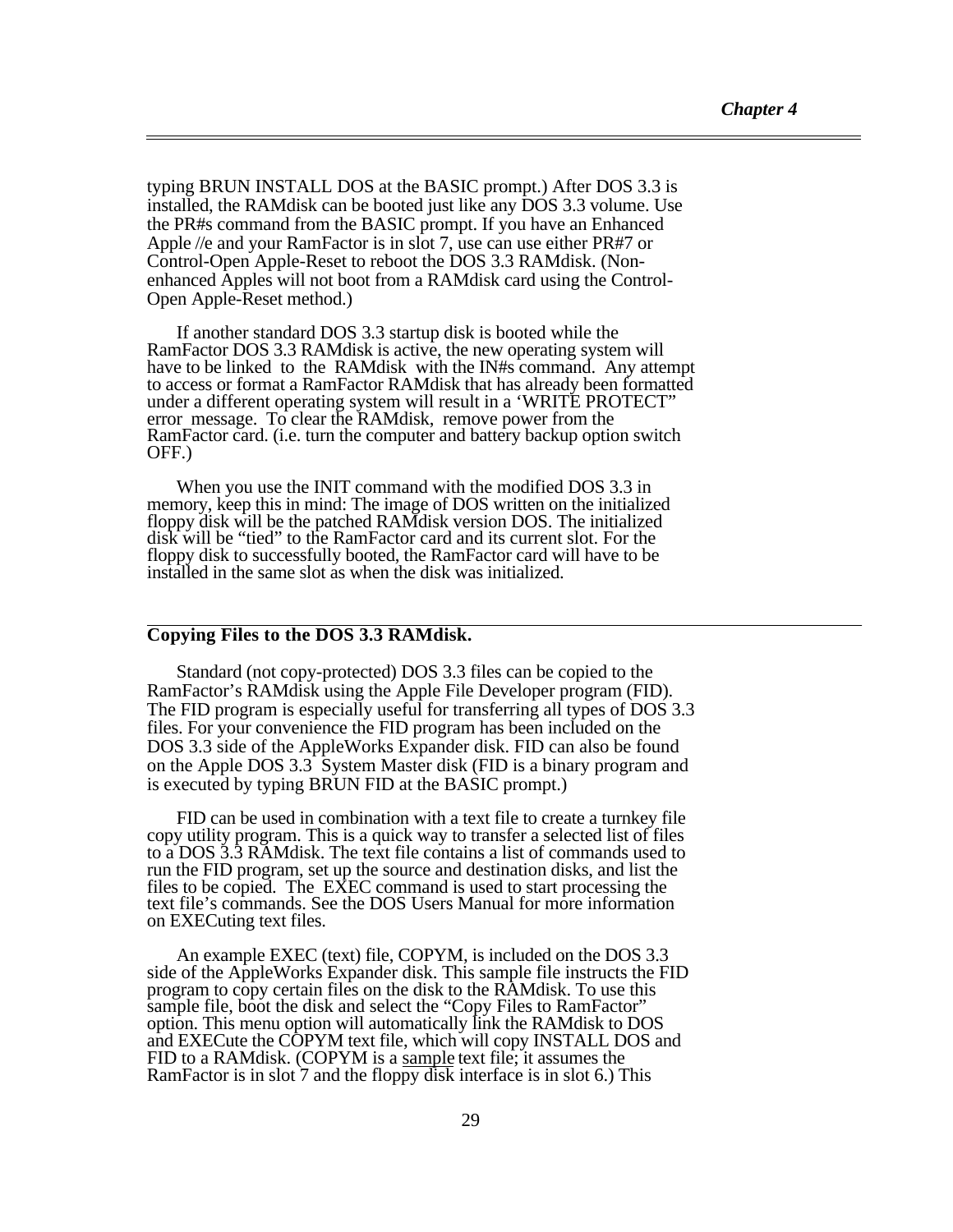typing BRUN INSTALL DOS at the BASIC prompt.) After DOS 3.3 is installed, the RAMdisk can be booted just like any DOS 3.3 volume. Use the PR#s command from the BASIC prompt. If you have an Enhanced Apple //e and your RamFactor is in slot 7, use can use either PR#7 or Control-Open Apple-Reset to reboot the DOS 3.3 RAMdisk. (Non-enhanced Apples will not boot from a RAMdisk card using the Control-Open Apple-Reset method.)

If another standard DOS 3.3 startup disk is booted while the RamFactor DOS 3.3 RAMdisk is active, the new operating system will have to be linked to the RAMdisk with the IN#s command. Any attempt to access or format a RamFactor RAMdisk that has already been formatted under a different operating system will result in a 'WRITE PROTECT" error message. To clear the RAMdisk, remove power from the RamFactor card. (i.e. turn the computer and battery backup option switch OFF.)

When you use the INIT command with the modified DOS 3.3 in memory, keep this in mind: The image of DOS written on the initialized floppy disk will be the patched RAMdisk version DOS. The initialized disk will be "tied" to the RamFactor card and its current slot. For the floppy disk to successfully booted, the RamFactor card will have to be installed in the same slot as when the disk was initialized.

## Copying Files to the DOS 3.3 RAMdisk.

Standard (not copy-protected) DOS 3.3 files can be copied to the RamFactor's RAMdisk using the Apple File Developer program (FID). The FID program is especially useful for transferring all types of DOS 3.3 files. For your convenience the FID program has been included on the DOS 3.3 side of the AppleWorks Expander disk. FID can also be found on the Apple DOS 3.3 System Master disk (FID is a binary program and is executed by typing BRUN FID at the BASIC prompt.)

FID can be used in combination with a text file to create a turnkey file copy utility program. This is a quick way to transfer a selected list of files to a DOS 3.3 RAMdisk. The text file contains a list of commands used to run the FID program, set up the source and destination disks, and list the files to be copied. The EXEC command is used to start processing the text file's commands. See the DOS Users Manual for more information on EXECuting text files.

An example EXEC (text) file, COPYM, is included on the DOS 3.3 side of the AppleWorks Expander disk. This sample file instructs the FID program to copy certain files on the disk to the RAMdisk. To use this sample file, boot the disk and select the "Copy Files to RamFactor" option. This menu option will automatically link the RAMdisk to DOS and EXECute the COPYM text file, which will copy INSTALL DOS and FID to a RAMdisk. (COPYM is a sample text file; it assumes the RamFactor is in slot 7 and the floppy disk interface is in slot 6.) This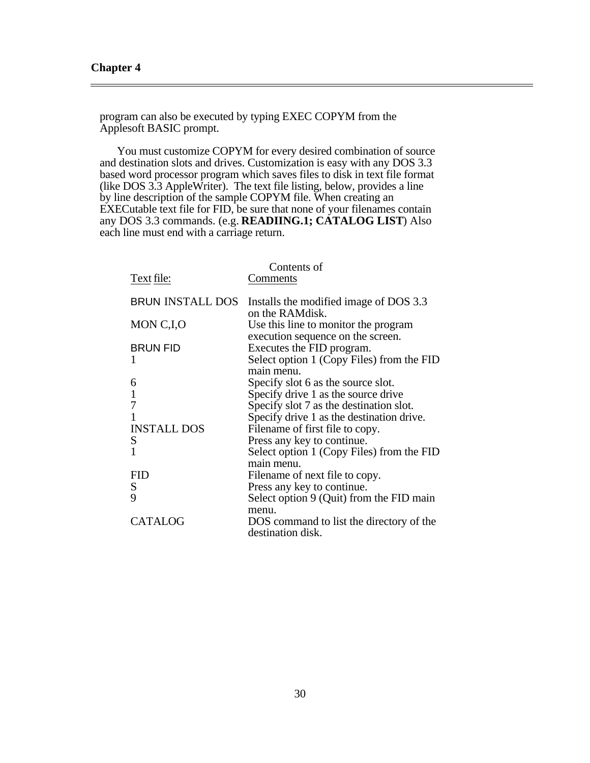program can also be executed by typing EXEC COPYM from the Applesoft BASIC prompt.

You must customize COPYM for every desired combination of source and destination slots and drives. Customization is easy with any DOS 3.3 based word processor program which saves files to disk in text file format (like DOS 3.3 AppleWriter). The text file listing, below, provides a line by line description of the sample COPYM file. When creating an EXECutable text file for FID, be sure that none of your filenames contain any DOS 3.3 commands. (e.g. **READIING.1; CATALOG LIST**) Also each line must end with a carriage return.

| Contents of Text file: | Comments |
|---|---|
| BRUN INSTALL DOS | Installs the modified image of DOS 3.3 on the RAMdisk. |
| MON C,I,O | Use this line to monitor the program execution sequence on the screen. |
| BRUN FID | Executes the FID program. |
| 1 | Select option 1 (Copy Files) from the FID main menu. |
| 6 | Specify slot 6 as the source slot. |
| 1 | Specify drive 1 as the source drive |
| 7 | Specify slot 7 as the destination slot. |
| 1 | Specify drive 1 as the destination drive. |
| INSTALL DOS | Filename of first file to copy. |
| S | Press any key to continue. |
| 1 | Select option 1 (Copy Files) from the FID main menu. |
| FID | Filename of next file to copy. |
| S | Press any key to continue. |
| 9 | Select option 9 (Quit) from the FID main menu. |
| CATALOG | DOS command to list the directory of the destination disk. |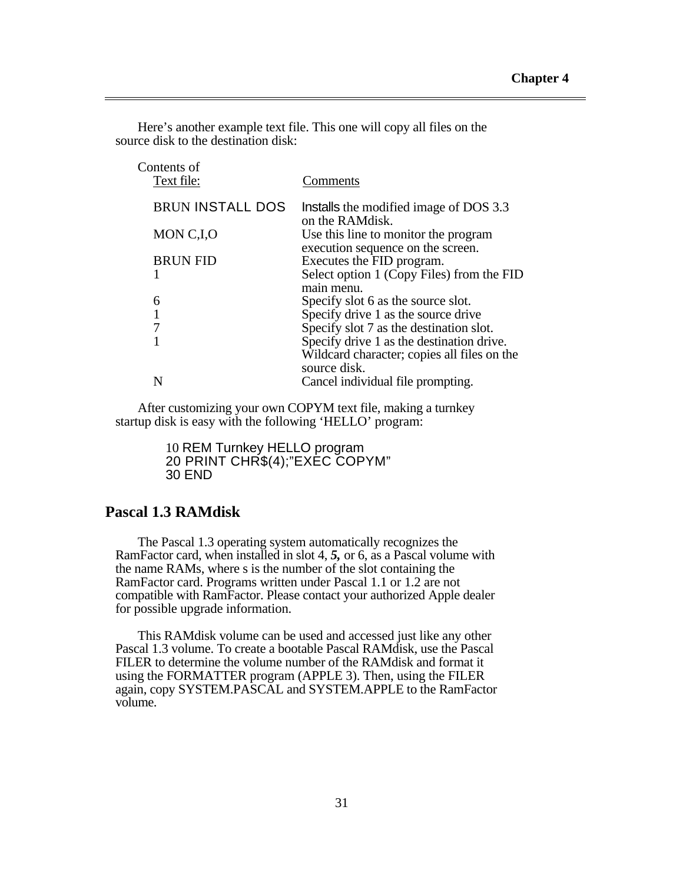Here's another example text file. This one will copy all files on the source disk to the destination disk:

| Contents of Text file: | Comments |
|---|---|
| BRUN INSTALL DOS | Installs the modified image of DOS 3.3 on the RAMdisk. |
| MON C,I,O | Use this line to monitor the program execution sequence on the screen. |
| BRUN FID | Executes the FID program. |
| 1 | Select option 1 (Copy Files) from the FID main menu. |
| 6 | Specify slot 6 as the source slot. |
| 1 | Specify drive 1 as the source drive |
| 7 | Specify slot 7 as the destination slot. |
| 1 | Specify drive 1 as the destination drive. |
| | Wildcard character; copies all files on the source disk. |
| N | Cancel individual file prompting. |

After customizing your own COPYM text file, making a turnkey startup disk is easy with the following 'HELLO' program:

```
10 REM Turnkey HELLO program
20 PRINT CHR$(4);"EXEC COPYM"
30 END
```

## Pascal 1.3 RAMdisk

The Pascal 1.3 operating system automatically recognizes the RamFactor card, when installed in slot 4, ***5,*** or 6, as a Pascal volume with the name RAMs, where s is the number of the slot containing the RamFactor card. Programs written under Pascal 1.1 or 1.2 are not compatible with RamFactor. Please contact your authorized Apple dealer for possible upgrade information.

This RAMdisk volume can be used and accessed just like any other Pascal 1.3 volume. To create a bootable Pascal RAMdisk, use the Pascal FILER to determine the volume number of the RAMdisk and format it using the FORMATTER program (APPLE 3). Then, using the FILER again, copy SYSTEM.PASCAL and SYSTEM.APPLE to the RamFactor volume.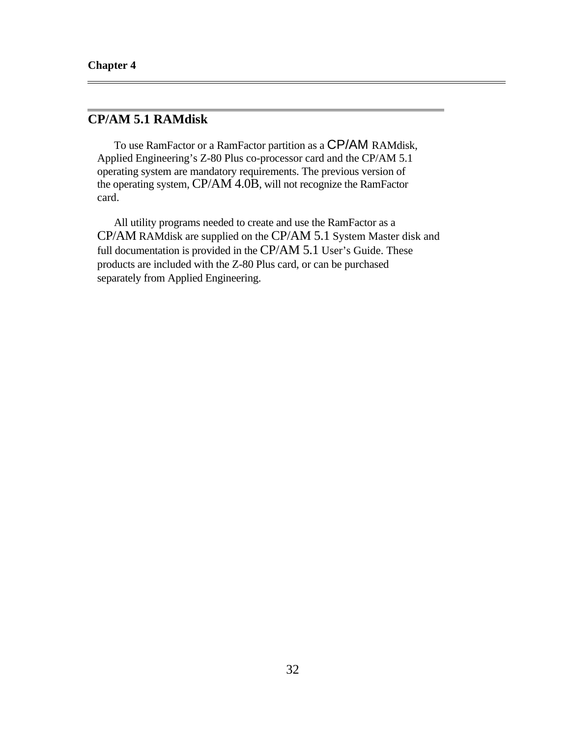Chapter 4

## CP/AM 5.1 RAMdisk

To use RamFactor or a RamFactor partition as a CP/AM RAMdisk, Applied Engineering's Z-80 Plus co-processor card and the CP/AM 5.1 operating system are mandatory requirements. The previous version of the operating system, CP/AM 4.0B, will not recognize the RamFactor card.

All utility programs needed to create and use the RamFactor as a CP/AM RAMdisk are supplied on the CP/AM 5.1 System Master disk and full documentation is provided in the CP/AM 5.1 User's Guide. These products are included with the Z-80 Plus card, or can be purchased separately from Applied Engineering.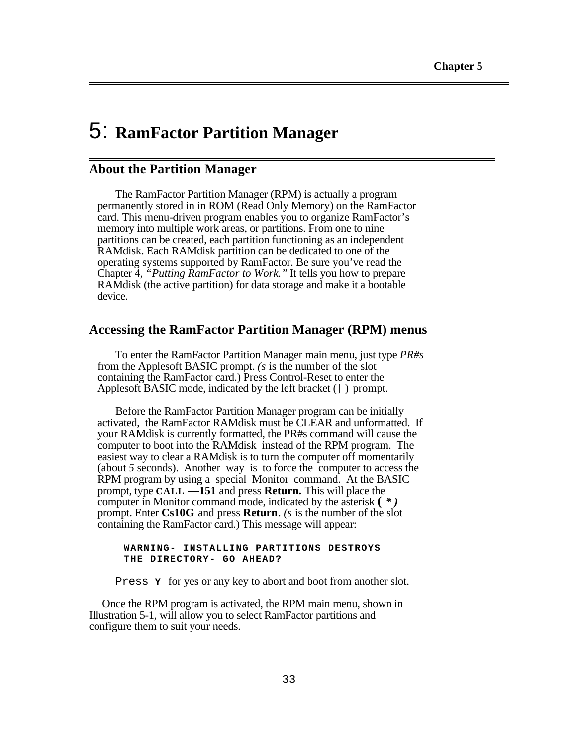# 5: RamFactor Partition Manager

## About the Partition Manager

The RamFactor Partition Manager (RPM) is actually a program permanently stored in in ROM (Read Only Memory) on the RamFactor card. This menu-driven program enables you to organize RamFactor's memory into multiple work areas, or partitions. From one to nine partitions can be created, each partition functioning as an independent RAMdisk. Each RAMdisk partition can be dedicated to one of the operating systems supported by RamFactor. Be sure you've read the Chapter 4, *"Putting RamFactor to Work."* It tells you how to prepare RAMdisk (the active partition) for data storage and make it a bootable device.

## Accessing the RamFactor Partition Manager (RPM) menus

To enter the RamFactor Partition Manager main menu, just type *PR#s* from the Applesoft BASIC prompt. *(s* is the number of the slot containing the RamFactor card.) Press Control-Reset to enter the Applesoft BASIC mode, indicated by the left bracket (] ) prompt.

Before the RamFactor Partition Manager program can be initially activated, the RamFactor RAMdisk must be CLEAR and unformatted. If your RAMdisk is currently formatted, the PR#s command will cause the computer to boot into the RAMdisk instead of the RPM program. The easiest way to clear a RAMdisk is to turn the computer off momentarily (about *5* seconds). Another way is to force the computer to access the RPM program by using a special Monitor command. At the BASIC prompt, type **CALL —151** and press **Return.** This will place the computer in Monitor command mode, indicated by the asterisk **( *** ***)*** prompt. Enter **Cs10G** and press **Return**. *(s* is the number of the slot containing the RamFactor card.) This message will appear:

```
WARNING- INSTALLING PARTITIONS DESTROYS
THE DIRECTORY- GO AHEAD?
```

Press **Y** for yes or any key to abort and boot from another slot.

Once the RPM program is activated, the RPM main menu, shown in Illustration 5-1, will allow you to select RamFactor partitions and configure them to suit your needs.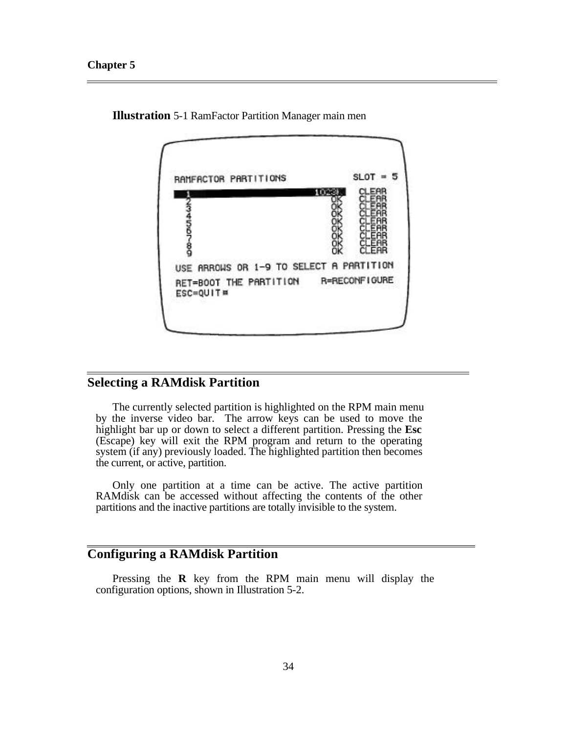**Illustration** 5-1 RamFactor Partition Manager main men

```
RAMFACTOR PARTITIONS                    SLOT = 5
1                              1024K   CLEAR
2                                 OK   CLEAR
3                                 OK   CLEAR
4                                 OK   CLEAR
5                                 OK   CLEAR
6                                 OK   CLEAR
7                                 OK   CLEAR
8                                 OK   CLEAR
9                                 OK   CLEAR
USE ARROWS OR 1-9 TO SELECT A PARTITION
RET=BOOT THE PARTITION    R=RECONFIGURE
ESC=QUIT
```

## Selecting a RAMdisk Partition

The currently selected partition is highlighted on the RPM main menu by the inverse video bar. The arrow keys can be used to move the highlight bar up or down to select a different partition. Pressing the **Esc** (Escape) key will exit the RPM program and return to the operating system (if any) previously loaded. The highlighted partition then becomes the current, or active, partition.

Only one partition at a time can be active. The active partition RAMdisk can be accessed without affecting the contents of the other partitions and the inactive partitions are totally invisible to the system.

## Configuring a RAMdisk Partition

Pressing the **R** key from the RPM main menu will display the configuration options, shown in Illustration 5-2.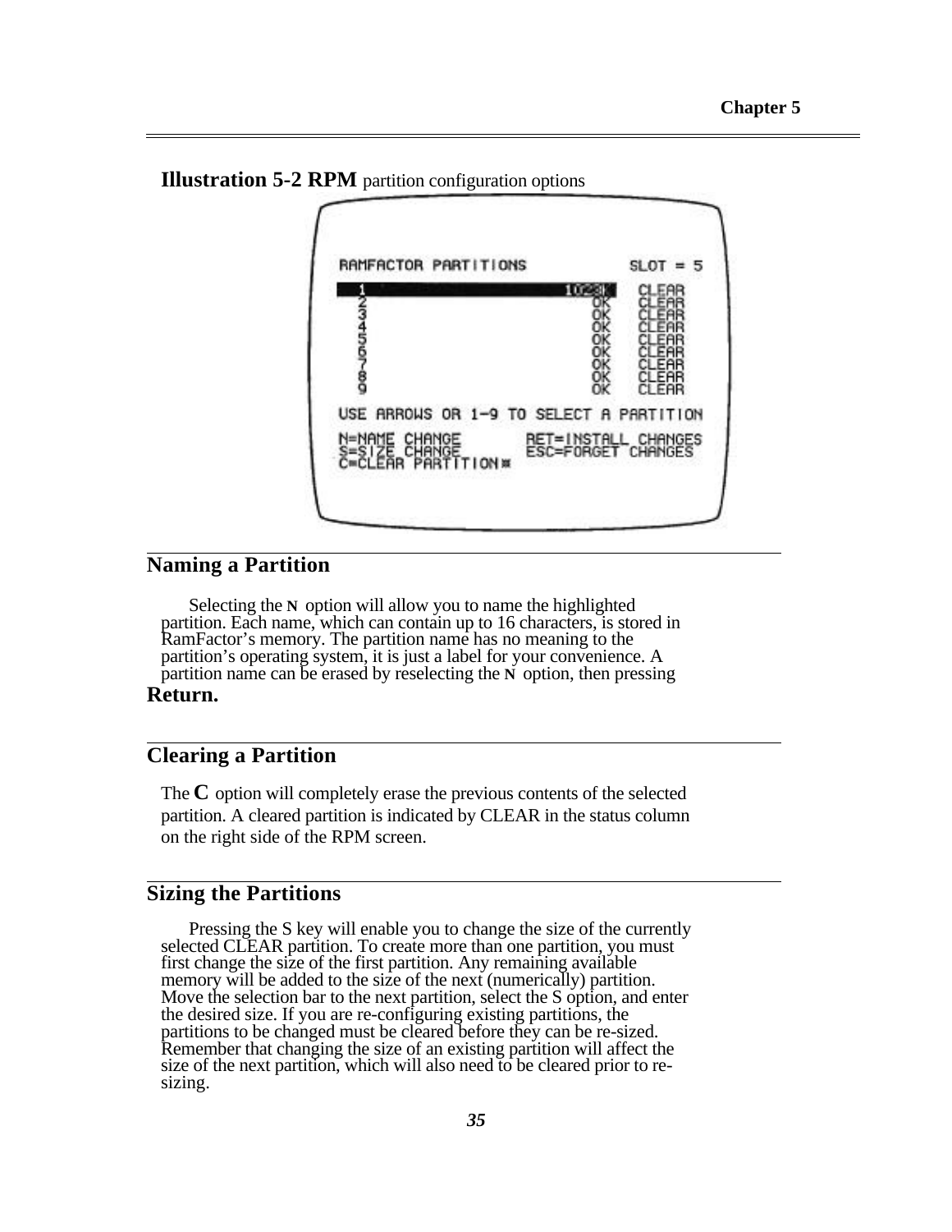**Illustration 5-2 RPM** partition configuration options

```
RAMFACTOR PARTITIONS            SLOT = 5

1                        1028K   CLEAR
2                           OK   CLEAR
3                           OK   CLEAR
4                           OK   CLEAR
5                           OK   CLEAR
6                           OK   CLEAR
7                           OK   CLEAR
8                           OK   CLEAR
9                           OK   CLEAR

USE ARROWS OR 1-9 TO SELECT A PARTITION

N=NAME CHANGE           RET=INSTALL CHANGES
S=SIZE CHANGE           ESC=FORGET CHANGES
C=CLEAR PARTITION
```

## Naming a Partition

Selecting the **N** option will allow you to name the highlighted partition. Each name, which can contain up to 16 characters, is stored in RamFactor's memory. The partition name has no meaning to the partition's operating system, it is just a label for your convenience. A partition name can be erased by reselecting the **N** option, then pressing **Return.**

## Clearing a Partition

The **C** option will completely erase the previous contents of the selected partition. A cleared partition is indicated by CLEAR in the status column on the right side of the RPM screen.

## Sizing the Partitions

Pressing the S key will enable you to change the size of the currently selected CLEAR partition. To create more than one partition, you must first change the size of the first partition. Any remaining available memory will be added to the size of the next (numerically) partition. Move the selection bar to the next partition, select the S option, and enter the desired size. If you are re-configuring existing partitions, the partitions to be changed must be cleared before they can be re-sized. Remember that changing the size of an existing partition will affect the size of the next partition, which will also need to be cleared prior to re-sizing.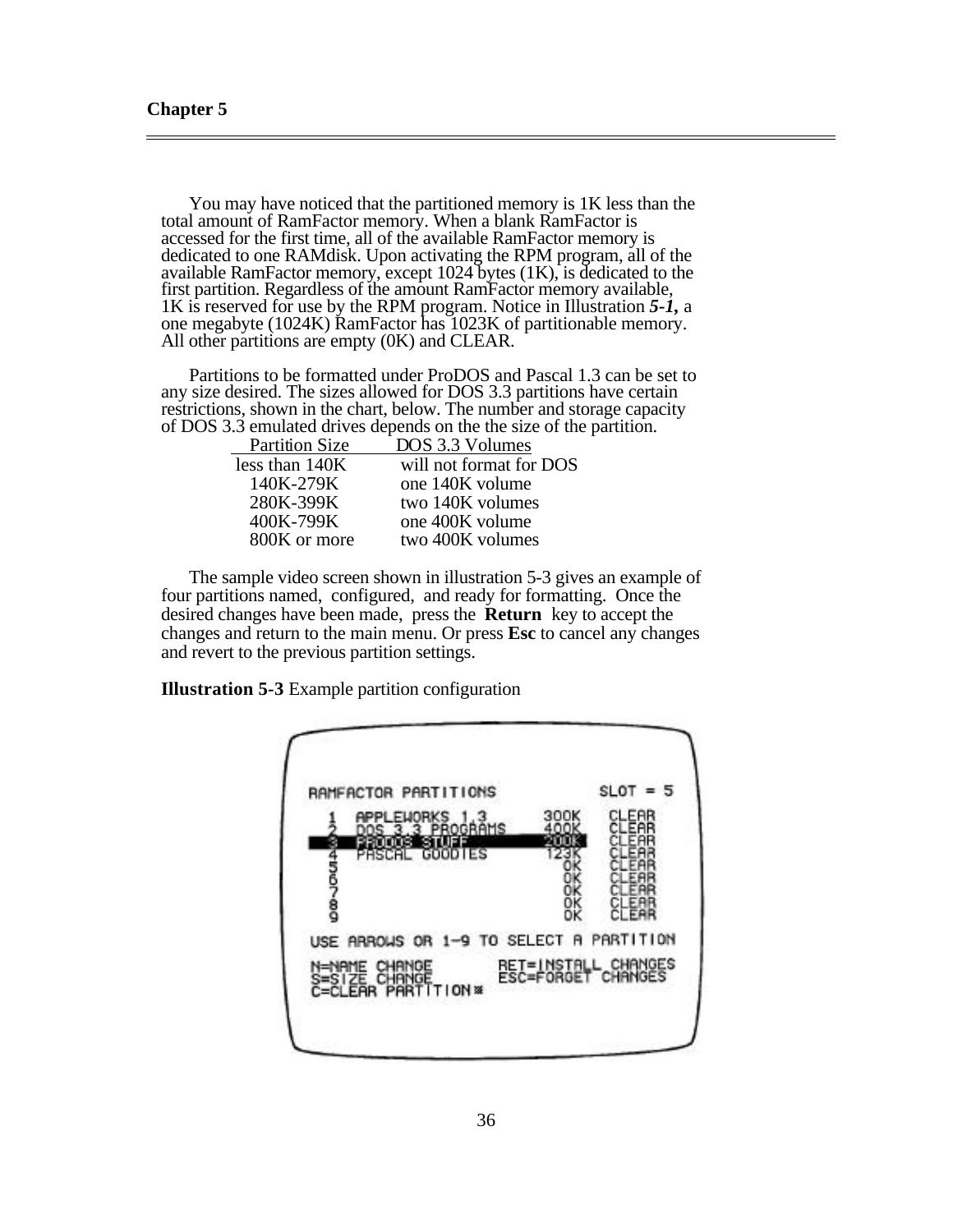You may have noticed that the partitioned memory is 1K less than the total amount of RamFactor memory. When a blank RamFactor is accessed for the first time, all of the available RamFactor memory is dedicated to one RAMdisk. Upon activating the RPM program, all of the available RamFactor memory, except 1024 bytes (1K), is dedicated to the first partition. Regardless of the amount RamFactor memory available, 1K is reserved for use by the RPM program. Notice in Illustration ***5-1,*** a one megabyte (1024K) RamFactor has 1023K of partitionable memory. All other partitions are empty (0K) and CLEAR.

Partitions to be formatted under ProDOS and Pascal 1.3 can be set to any size desired. The sizes allowed for DOS 3.3 partitions have certain restrictions, shown in the chart, below. The number and storage capacity of DOS 3.3 emulated drives depends on the the size of the partition.

| Partition Size | DOS 3.3 Volumes |
|---|---|
| less than 140K | will not format for DOS |
| 140K-279K | one 140K volume |
| 280K-399K | two 140K volumes |
| 400K-799K | one 400K volume |
| 800K or more | two 400K volumes |

The sample video screen shown in illustration 5-3 gives an example of four partitions named, configured, and ready for formatting. Once the desired changes have been made, press the **Return** key to accept the changes and return to the main menu. Or press **Esc** to cancel any changes and revert to the previous partition settings.

**Illustration 5-3** Example partition configuration

```
RAMFACTOR PARTITIONS                SLOT = 5

 1  APPLEWORKS 1.3          300K    CLEAR
 2  DOS 3.3 PROGRAMS        400K    CLEAR
 3  PRODOS STUFF            200K    CLEAR
 4  PASCAL GOODIES          123K    CLEAR
 5                            0K    CLEAR
 6                            0K    CLEAR
 7                            0K    CLEAR
 8                            0K    CLEAR
 9                            0K    CLEAR

USE ARROWS OR 1-9 TO SELECT A PARTITION

N=NAME CHANGE          RET=INSTALL CHANGES
S=SIZE CHANGE          ESC=FORGET CHANGES
C=CLEAR PARTITION
```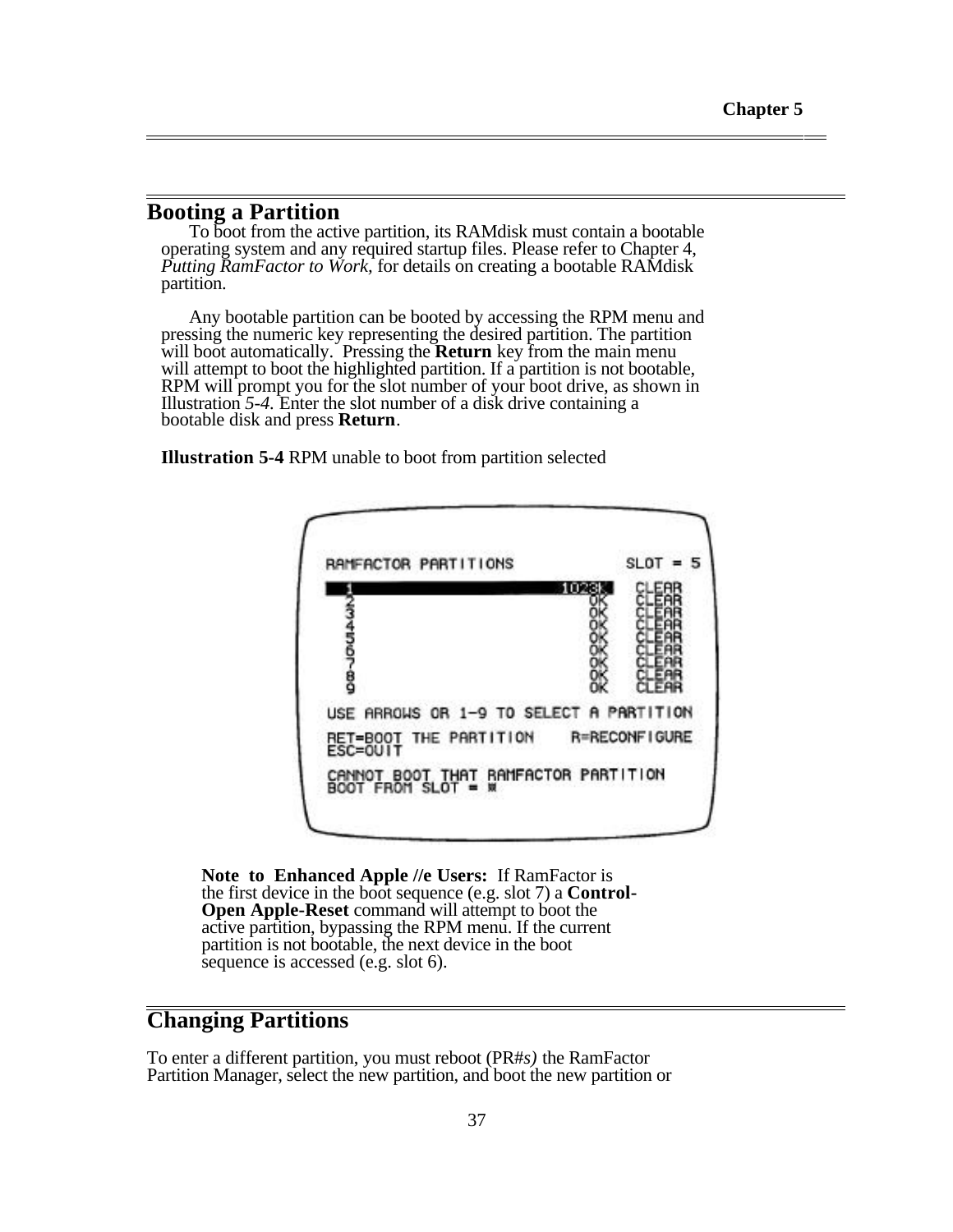## Booting a Partition

To boot from the active partition, its RAMdisk must contain a bootable operating system and any required startup files. Please refer to Chapter 4, *Putting RamFactor to Work,* for details on creating a bootable RAMdisk partition.

Any bootable partition can be booted by accessing the RPM menu and pressing the numeric key representing the desired partition. The partition will boot automatically. Pressing the **Return** key from the main menu will attempt to boot the highlighted partition. If a partition is not bootable, RPM will prompt you for the slot number of your boot drive, as shown in Illustration *5-4.* Enter the slot number of a disk drive containing a bootable disk and press **Return**.

**Illustration 5-4** RPM unable to boot from partition selected

```
RAMFACTOR PARTITIONS              SLOT = 5
1                          1023K   CLEAR
2                             0K   CLEAR
3                             0K   CLEAR
4                             0K   CLEAR
5                             0K   CLEAR
6                             0K   CLEAR
7                             0K   CLEAR
8                             0K   CLEAR
9                             0K   CLEAR
USE ARROWS OR 1-9 TO SELECT A PARTITION
RET=BOOT THE PARTITION    R=RECONFIGURE
ESC=QUIT
CANNOT BOOT THAT RAMFACTOR PARTITION
BOOT FROM SLOT =
```

**Note to Enhanced Apple //e Users:** If RamFactor is the first device in the boot sequence (e.g. slot 7) a **Control-Open Apple-Reset** command will attempt to boot the active partition, bypassing the RPM menu. If the current partition is not bootable, the next device in the boot sequence is accessed (e.g. slot 6).

## Changing Partitions

To enter a different partition, you must reboot (PR#*s)* the RamFactor Partition Manager, select the new partition, and boot the new partition or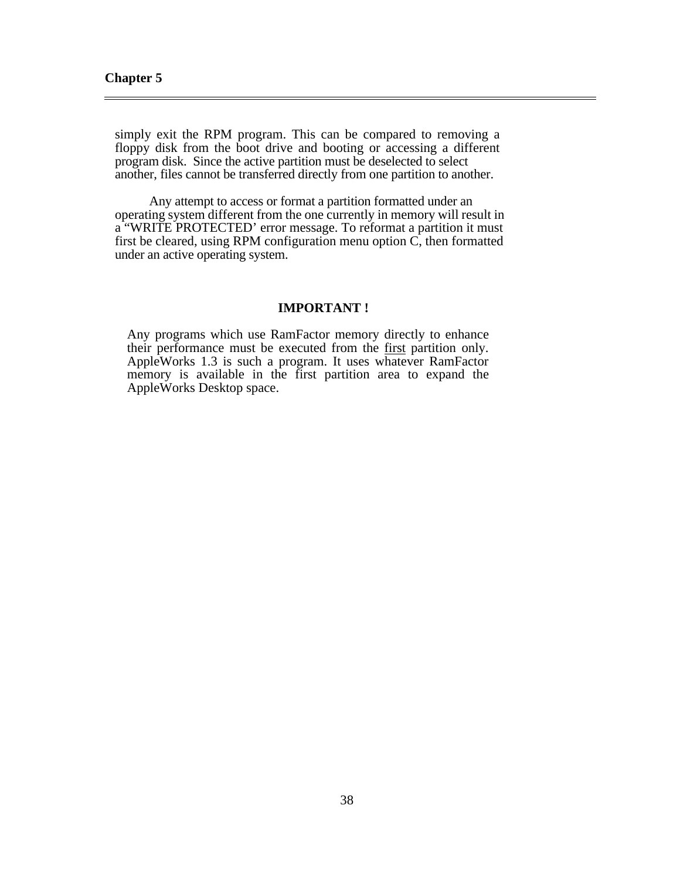simply exit the RPM program. This can be compared to removing a floppy disk from the boot drive and booting or accessing a different program disk. Since the active partition must be deselected to select another, files cannot be transferred directly from one partition to another.

Any attempt to access or format a partition formatted under an operating system different from the one currently in memory will result in a “WRITE PROTECTED’ error message. To reformat a partition it must first be cleared, using RPM configuration menu option C, then formatted under an active operating system.

**IMPORTANT !**

Any programs which use RamFactor memory directly to enhance their performance must be executed from the first partition only. AppleWorks 1.3 is such a program. It uses whatever RamFactor memory is available in the first partition area to expand the AppleWorks Desktop space.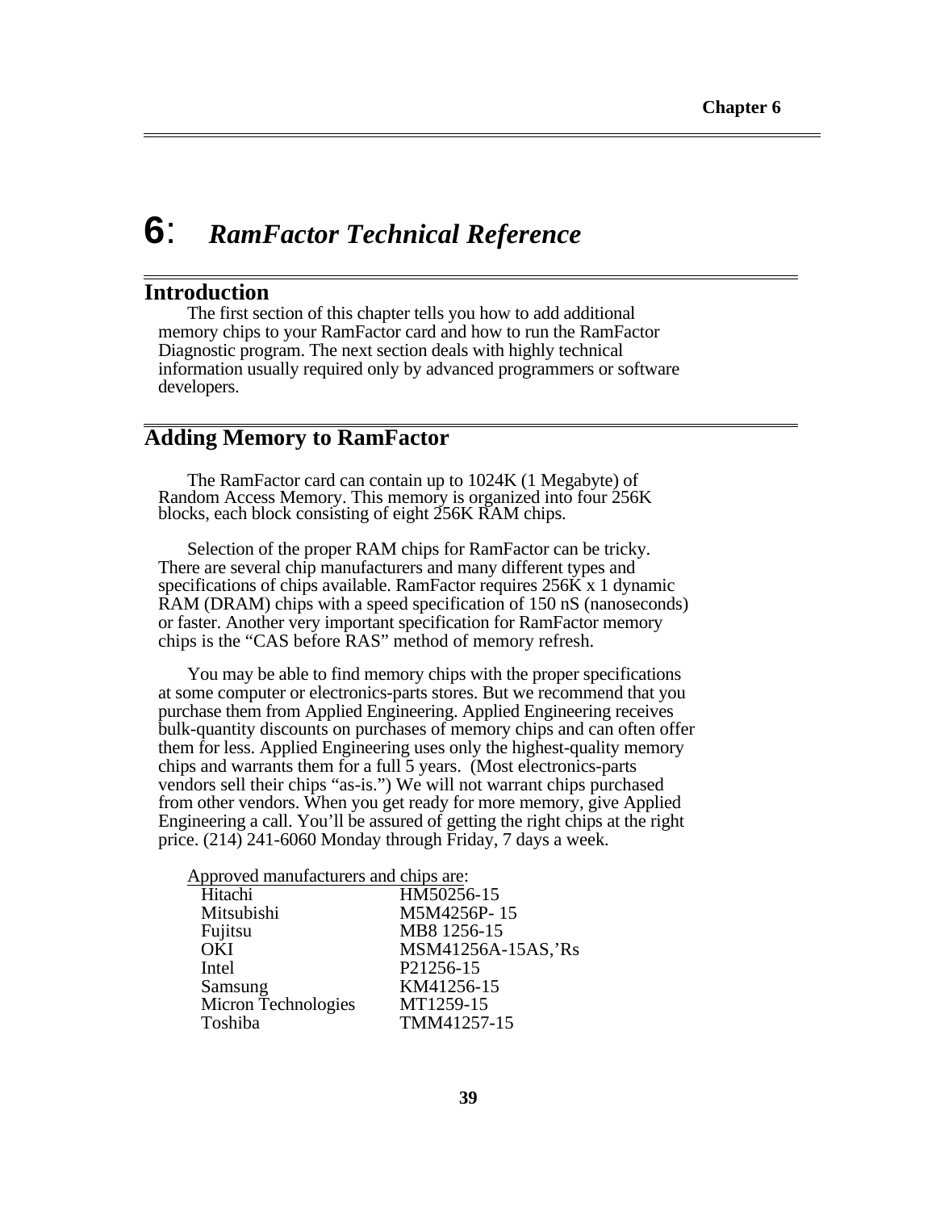# 6: *RamFactor Technical Reference*

## Introduction

The first section of this chapter tells you how to add additional memory chips to your RamFactor card and how to run the RamFactor Diagnostic program. The next section deals with highly technical information usually required only by advanced programmers or software developers.

## Adding Memory to RamFactor

The RamFactor card can contain up to 1024K (1 Megabyte) of Random Access Memory. This memory is organized into four 256K blocks, each block consisting of eight 256K RAM chips.

Selection of the proper RAM chips for RamFactor can be tricky. There are several chip manufacturers and many different types and specifications of chips available. RamFactor requires 256K x 1 dynamic RAM (DRAM) chips with a speed specification of 150 nS (nanoseconds) or faster. Another very important specification for RamFactor memory chips is the "CAS before RAS" method of memory refresh.

You may be able to find memory chips with the proper specifications at some computer or electronics-parts stores. But we recommend that you purchase them from Applied Engineering. Applied Engineering receives bulk-quantity discounts on purchases of memory chips and can often offer them for less. Applied Engineering uses only the highest-quality memory chips and warrants them for a full 5 years. (Most electronics-parts vendors sell their chips "as-is.") We will not warrant chips purchased from other vendors. When you get ready for more memory, give Applied Engineering a call. You'll be assured of getting the right chips at the right price. (214) 241-6060 Monday through Friday, 7 days a week.

<u>Approved manufacturers and chips are</u>:

| Manufacturer | Chip |
|---|---|
| Hitachi | HM50256-15 |
| Mitsubishi | M5M4256P- 15 |
| Fujitsu | MB8 1256-15 |
| OKI | MSM41256A-15AS,'Rs |
| Intel | P21256-15 |
| Samsung | KM41256-15 |
| Micron Technologies | MT1259-15 |
| Toshiba | TMM41257-15 |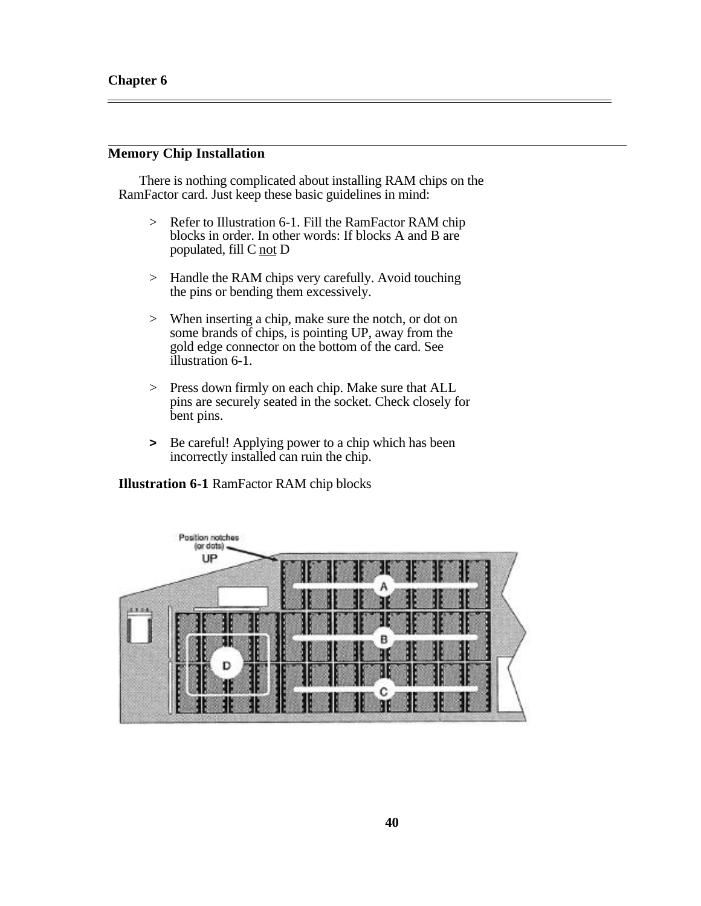# Chapter 6

## Memory Chip Installation

There is nothing complicated about installing RAM chips on the RamFactor card. Just keep these basic guidelines in mind:

> Refer to Illustration 6-1. Fill the RamFactor RAM chip blocks in order. In other words: If blocks A and B are populated, fill C not D

> Handle the RAM chips very carefully. Avoid touching the pins or bending them excessively.

> When inserting a chip, make sure the notch, or dot on some brands of chips, is pointing UP, away from the gold edge connector on the bottom of the card. See illustration 6-1.

> Press down firmly on each chip. Make sure that ALL pins are securely seated in the socket. Check closely for bent pins.

> Be careful! Applying power to a chip which has been incorrectly installed can ruin the chip.

**Illustration 6-1** RamFactor RAM chip blocks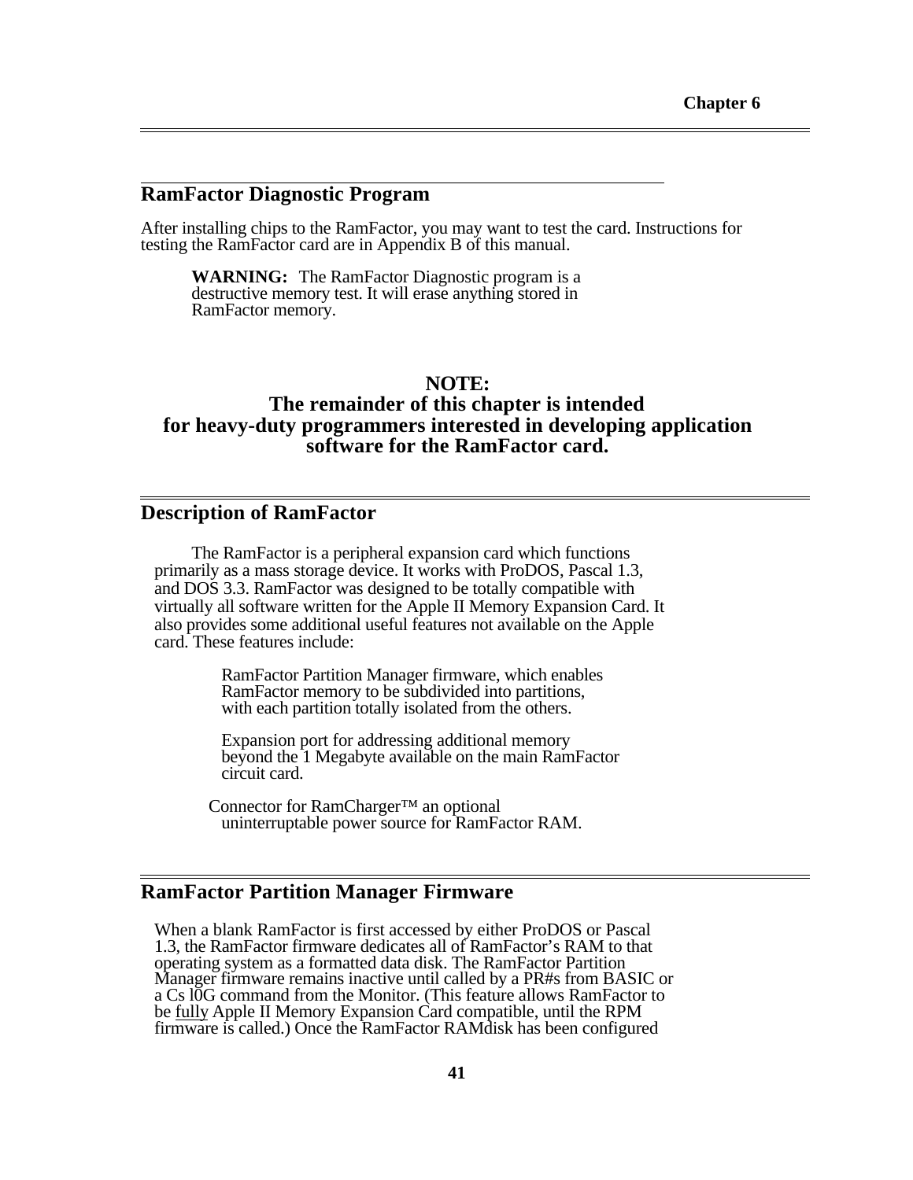## RamFactor Diagnostic Program

After installing chips to the RamFactor, you may want to test the card. Instructions for testing the RamFactor card are in Appendix B of this manual.

> **WARNING:** The RamFactor Diagnostic program is a destructive memory test. It will erase anything stored in RamFactor memory.

**NOTE:**
**The remainder of this chapter is intended for heavy-duty programmers interested in developing application software for the RamFactor card.**

## Description of RamFactor

The RamFactor is a peripheral expansion card which functions primarily as a mass storage device. It works with ProDOS, Pascal 1.3, and DOS 3.3. RamFactor was designed to be totally compatible with virtually all software written for the Apple II Memory Expansion Card. It also provides some additional useful features not available on the Apple card. These features include:

- RamFactor Partition Manager firmware, which enables RamFactor memory to be subdivided into partitions, with each partition totally isolated from the others.
- Expansion port for addressing additional memory beyond the 1 Megabyte available on the main RamFactor circuit card.
- Connector for RamCharger™ an optional uninterruptable power source for RamFactor RAM.

## RamFactor Partition Manager Firmware

When a blank RamFactor is first accessed by either ProDOS or Pascal 1.3, the RamFactor firmware dedicates all of RamFactor's RAM to that operating system as a formatted data disk. The RamFactor Partition Manager firmware remains inactive until called by a PR#s from BASIC or a Cs l0G command from the Monitor. (This feature allows RamFactor to be <u>fully</u> Apple II Memory Expansion Card compatible, until the RPM firmware is called.) Once the RamFactor RAMdisk has been configured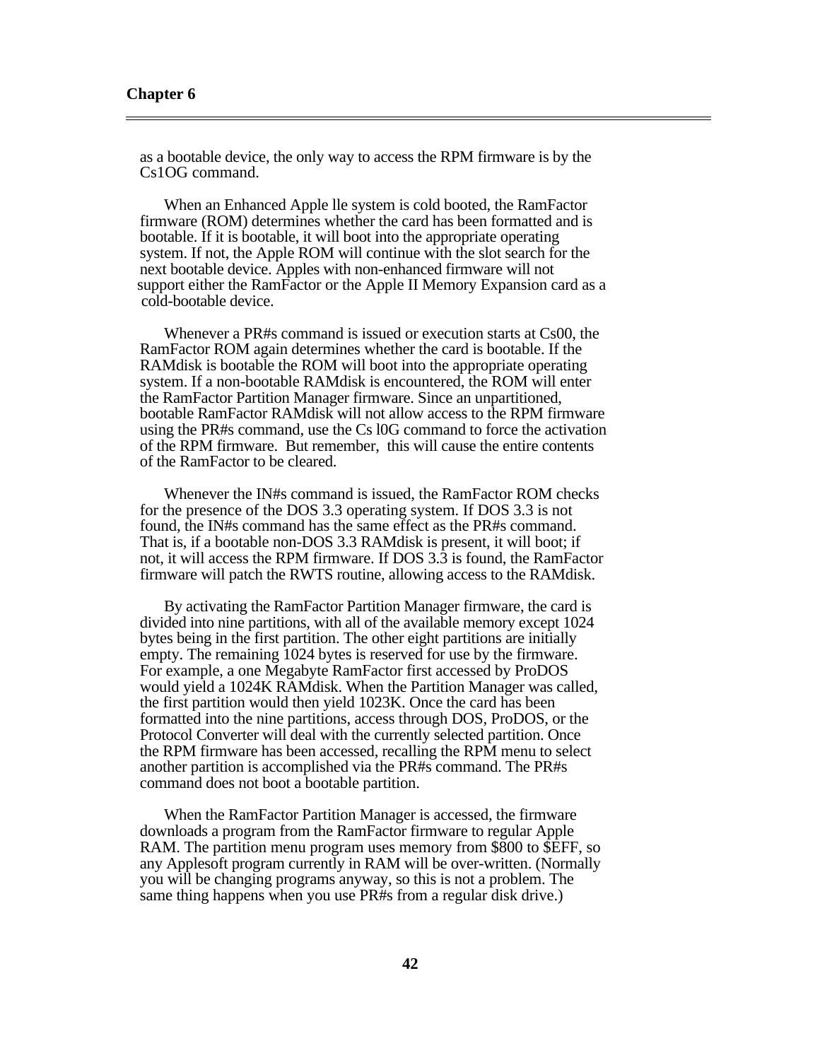as a bootable device, the only way to access the RPM firmware is by the Cs1OG command.

When an Enhanced Apple lle system is cold booted, the RamFactor firmware (ROM) determines whether the card has been formatted and is bootable. If it is bootable, it will boot into the appropriate operating system. If not, the Apple ROM will continue with the slot search for the next bootable device. Apples with non-enhanced firmware will not support either the RamFactor or the Apple II Memory Expansion card as a cold-bootable device.

Whenever a PR#s command is issued or execution starts at Cs00, the RamFactor ROM again determines whether the card is bootable. If the RAMdisk is bootable the ROM will boot into the appropriate operating system. If a non-bootable RAMdisk is encountered, the ROM will enter the RamFactor Partition Manager firmware. Since an unpartitioned, bootable RamFactor RAMdisk will not allow access to the RPM firmware using the PR#s command, use the Cs l0G command to force the activation of the RPM firmware. But remember, this will cause the entire contents of the RamFactor to be cleared.

Whenever the IN#s command is issued, the RamFactor ROM checks for the presence of the DOS 3.3 operating system. If DOS 3.3 is not found, the IN#s command has the same effect as the PR#s command. That is, if a bootable non-DOS 3.3 RAMdisk is present, it will boot; if not, it will access the RPM firmware. If DOS 3.3 is found, the RamFactor firmware will patch the RWTS routine, allowing access to the RAMdisk.

By activating the RamFactor Partition Manager firmware, the card is divided into nine partitions, with all of the available memory except 1024 bytes being in the first partition. The other eight partitions are initially empty. The remaining 1024 bytes is reserved for use by the firmware. For example, a one Megabyte RamFactor first accessed by ProDOS would yield a 1024K RAMdisk. When the Partition Manager was called, the first partition would then yield 1023K. Once the card has been formatted into the nine partitions, access through DOS, ProDOS, or the Protocol Converter will deal with the currently selected partition. Once the RPM firmware has been accessed, recalling the RPM menu to select another partition is accomplished via the PR#s command. The PR#s command does not boot a bootable partition.

When the RamFactor Partition Manager is accessed, the firmware downloads a program from the RamFactor firmware to regular Apple RAM. The partition menu program uses memory from $800 to $EFF, so any Applesoft program currently in RAM will be over-written. (Normally you will be changing programs anyway, so this is not a problem. The same thing happens when you use PR#s from a regular disk drive.)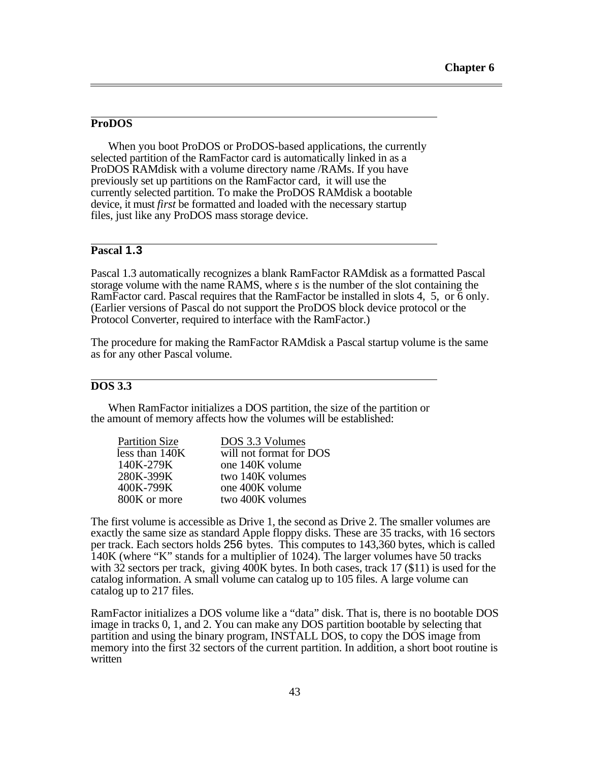## ProDOS

When you boot ProDOS or ProDOS-based applications, the currently selected partition of the RamFactor card is automatically linked in as a ProDOS RAMdisk with a volume directory name /RAMs. If you have previously set up partitions on the RamFactor card, it will use the currently selected partition. To make the ProDOS RAMdisk a bootable device, it must *first* be formatted and loaded with the necessary startup files, just like any ProDOS mass storage device.

## Pascal 1.3

Pascal 1.3 automatically recognizes a blank RamFactor RAMdisk as a formatted Pascal storage volume with the name RAMS, where *s* is the number of the slot containing the RamFactor card. Pascal requires that the RamFactor be installed in slots 4, 5, or 6 only. (Earlier versions of Pascal do not support the ProDOS block device protocol or the Protocol Converter, required to interface with the RamFactor.)

The procedure for making the RamFactor RAMdisk a Pascal startup volume is the same as for any other Pascal volume.

## DOS 3.3

When RamFactor initializes a DOS partition, the size of the partition or the amount of memory affects how the volumes will be established:

| Partition Size | DOS 3.3 Volumes |
|---|---|
| less than 140K | will not format for DOS |
| 140K-279K | one 140K volume |
| 280K-399K | two 140K volumes |
| 400K-799K | one 400K volume |
| 800K or more | two 400K volumes |

The first volume is accessible as Drive 1, the second as Drive 2. The smaller volumes are exactly the same size as standard Apple floppy disks. These are 35 tracks, with 16 sectors per track. Each sectors holds 256 bytes. This computes to 143,360 bytes, which is called 140K (where "K" stands for a multiplier of 1024). The larger volumes have 50 tracks with 32 sectors per track, giving 400K bytes. In both cases, track 17 ($11) is used for the catalog information. A small volume can catalog up to 105 files. A large volume can catalog up to 217 files.

RamFactor initializes a DOS volume like a "data" disk. That is, there is no bootable DOS image in tracks 0, 1, and 2. You can make any DOS partition bootable by selecting that partition and using the binary program, INSTALL DOS, to copy the DOS image from memory into the first 32 sectors of the current partition. In addition, a short boot routine is written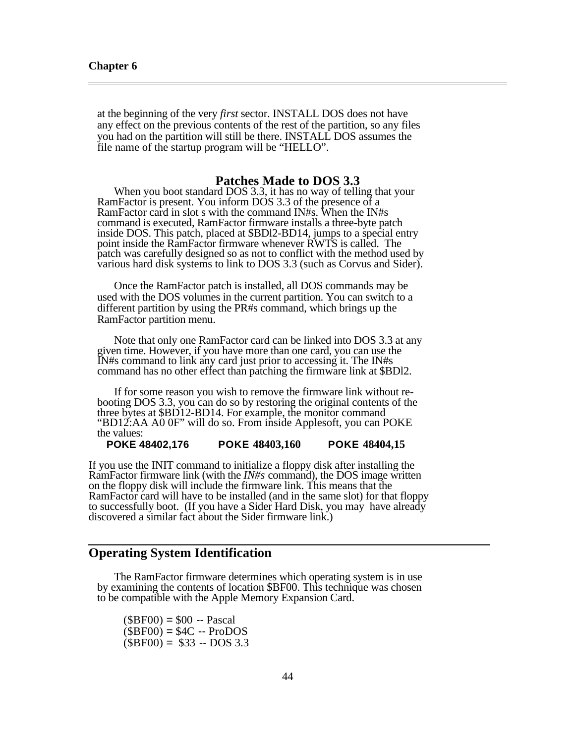at the beginning of the very *first* sector. INSTALL DOS does not have any effect on the previous contents of the rest of the partition, so any files you had on the partition will still be there. INSTALL DOS assumes the file name of the startup program will be "HELLO".

### Patches Made to DOS 3.3

When you boot standard DOS 3.3, it has no way of telling that your RamFactor is present. You inform DOS 3.3 of the presence of a RamFactor card in slot s with the command IN#s. When the IN#s command is executed, RamFactor firmware installs a three-byte patch inside DOS. This patch, placed at $BDl2-BD14, jumps to a special entry point inside the RamFactor firmware whenever RWTS is called. The patch was carefully designed so as not to conflict with the method used by various hard disk systems to link to DOS 3.3 (such as Corvus and Sider).

Once the RamFactor patch is installed, all DOS commands may be used with the DOS volumes in the current partition. You can switch to a different partition by using the PR#s command, which brings up the RamFactor partition menu.

Note that only one RamFactor card can be linked into DOS 3.3 at any given time. However, if you have more than one card, you can use the IN#s command to link any card just prior to accessing it. The IN#s command has no other effect than patching the firmware link at $BDl2.

If for some reason you wish to remove the firmware link without re-booting DOS 3.3, you can do so by restoring the original contents of the three bytes at $BD12-BD14. For example, the monitor command "BD12:AA A0 0F" will do so. From inside Applesoft, you can POKE the values:

```
POKE 48402,176      POKE 48403,160      POKE 48404,15
```

If you use the INIT command to initialize a floppy disk after installing the RamFactor firmware link (with the *IN#s* command), the DOS image written on the floppy disk will include the firmware link. This means that the RamFactor card will have to be installed (and in the same slot) for that floppy to successfully boot. (If you have a Sider Hard Disk, you may have already discovered a similar fact about the Sider firmware link.)

## Operating System Identification

The RamFactor firmware determines which operating system is in use by examining the contents of location $BF00. This technique was chosen to be compatible with the Apple Memory Expansion Card.

($BF00) = $00 -- Pascal
($BF00) = $4C -- ProDOS
($BF00) = $33 -- DOS 3.3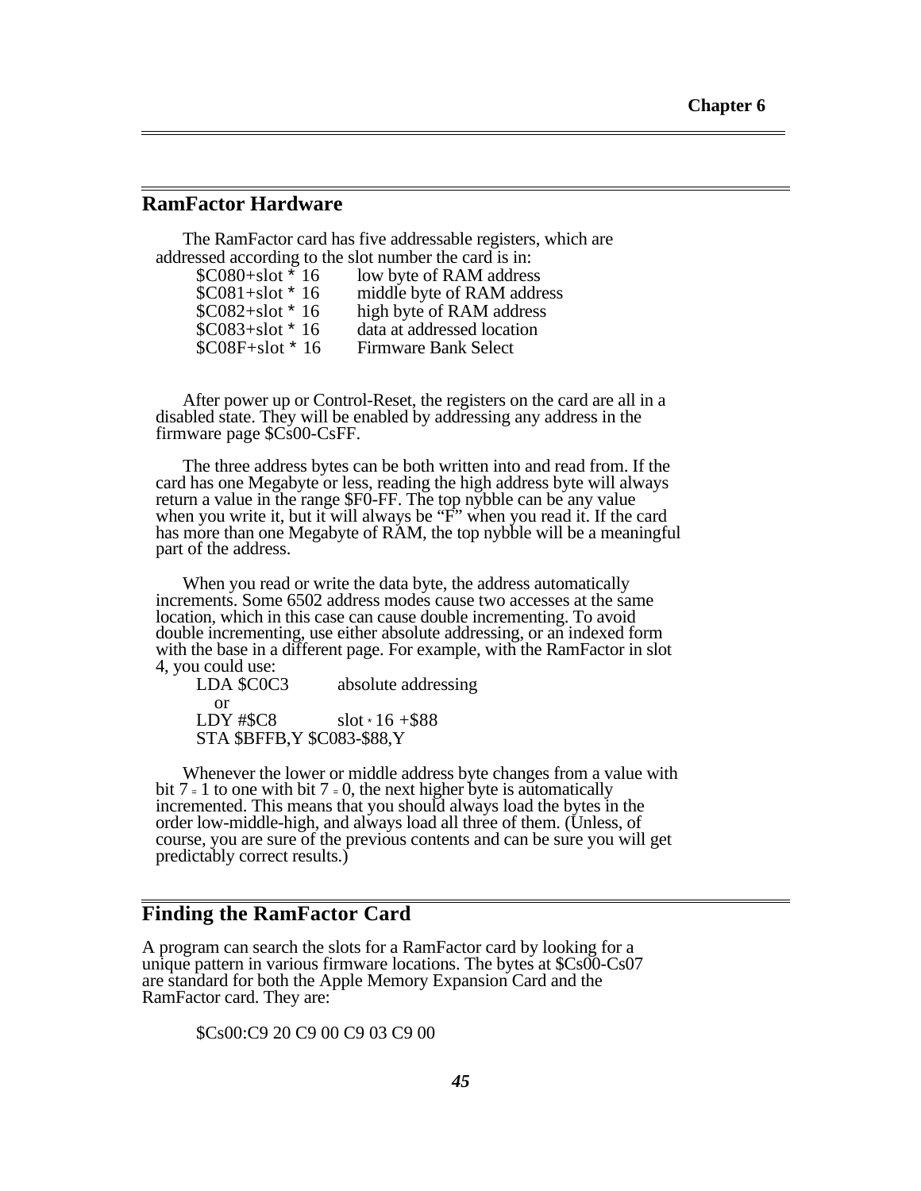## RamFactor Hardware

The RamFactor card has five addressable registers, which are addressed according to the slot number the card is in:

```
$C080+slot * 16     low byte of RAM address
$C081+slot * 16     middle byte of RAM address
$C082+slot * 16     high byte of RAM address
$C083+slot * 16     data at addressed location
$C08F+slot * 16     Firmware Bank Select
```

After power up or Control-Reset, the registers on the card are all in a disabled state. They will be enabled by addressing any address in the firmware page $Cs00-CsFF.

The three address bytes can be both written into and read from. If the card has one Megabyte or less, reading the high address byte will always return a value in the range $F0-FF. The top nybble can be any value when you write it, but it will always be “F” when you read it. If the card has more than one Megabyte of RAM, the top nybble will be a meaningful part of the address.

When you read or write the data byte, the address automatically increments. Some 6502 address modes cause two accesses at the same location, which in this case can cause double incrementing. To avoid double incrementing, use either absolute addressing, or an indexed form with the base in a different page. For example, with the RamFactor in slot 4, you could use:

```
LDA $C0C3           absolute addressing
   or
LDY #$C8            slot * 16 +$88
STA $BFFB,Y $C083-$88,Y
```

Whenever the lower or middle address byte changes from a value with bit 7 = 1 to one with bit 7 = 0, the next higher byte is automatically incremented. This means that you should always load the bytes in the order low-middle-high, and always load all three of them. (Unless, of course, you are sure of the previous contents and can be sure you will get predictably correct results.)

## Finding the RamFactor Card

A program can search the slots for a RamFactor card by looking for a unique pattern in various firmware locations. The bytes at $Cs00-Cs07 are standard for both the Apple Memory Expansion Card and the RamFactor card. They are:

```
$Cs00:C9 20 C9 00 C9 03 C9 00
```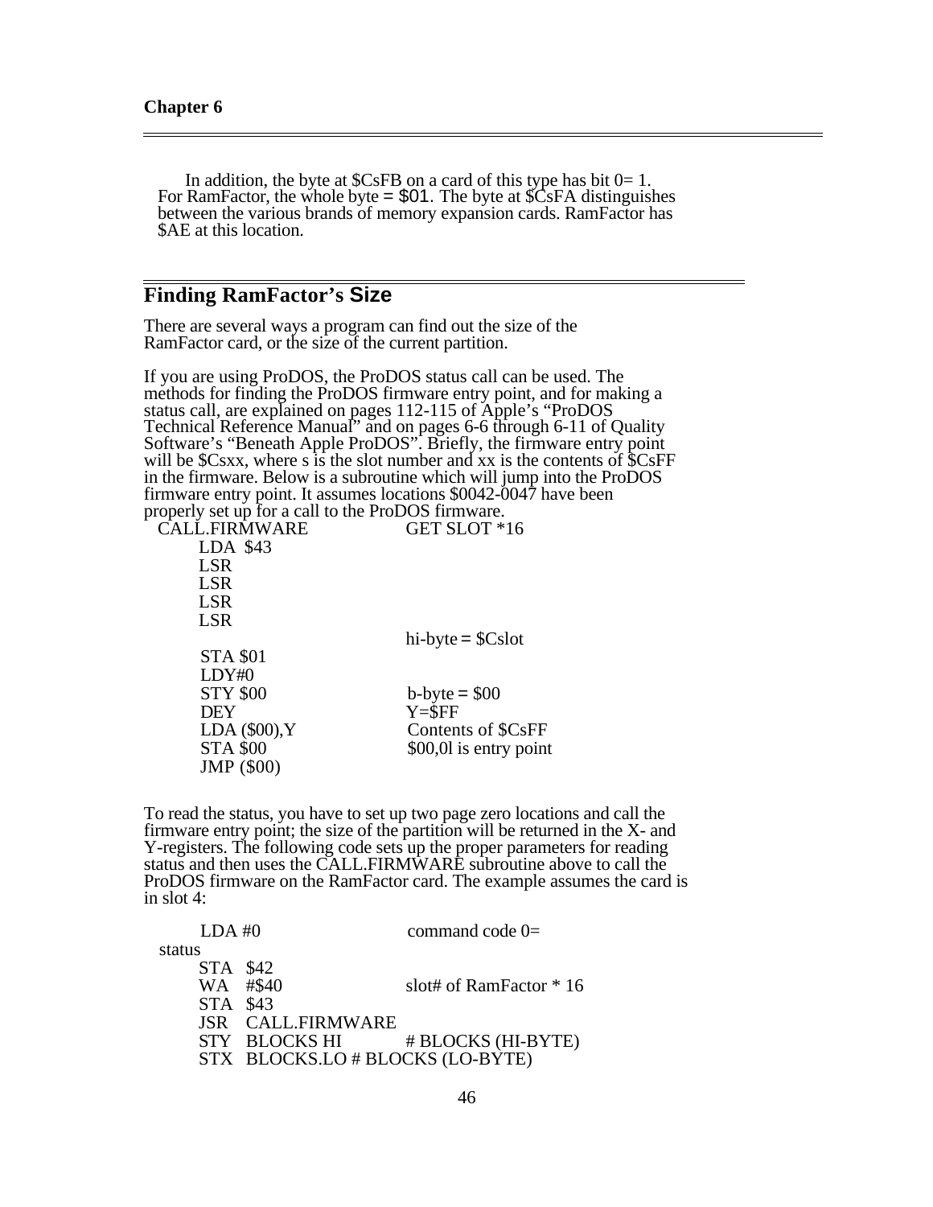In addition, the byte at $CsFB on a card of this type has bit 0= 1. For RamFactor, the whole byte = $01. The byte at $CsFA distinguishes between the various brands of memory expansion cards. RamFactor has $AE at this location.

## Finding RamFactor's Size

There are several ways a program can find out the size of the RamFactor card, or the size of the current partition.

If you are using ProDOS, the ProDOS status call can be used. The methods for finding the ProDOS firmware entry point, and for making a status call, are explained on pages 112-115 of Apple's "ProDOS Technical Reference Manual" and on pages 6-6 through 6-11 of Quality Software's "Beneath Apple ProDOS". Briefly, the firmware entry point will be $Csxx, where s is the slot number and xx is the contents of $CsFF in the firmware. Below is a subroutine which will jump into the ProDOS firmware entry point. It assumes locations $0042-0047 have been properly set up for a call to the ProDOS firmware.

```
CALL.FIRMWARE             GET SLOT *16
       LDA  $43
       LSR
       LSR
       LSR
       LSR
                          hi-byte = $Cslot
       STA $01
       LDY#0
       STY $00            b-byte = $00
       DEY                Y=$FF
       LDA ($00),Y        Contents of $CsFF
       STA $00            $00,0l is entry point
       JMP ($00)
```

To read the status, you have to set up two page zero locations and call the firmware entry point; the size of the partition will be returned in the X- and Y-registers. The following code sets up the proper parameters for reading status and then uses the CALL.FIRMWARE subroutine above to call the ProDOS firmware on the RamFactor card. The example assumes the card is in slot 4:

```
      LDA #0                 command code 0=
  status
      STA  $42
      WA   #$40              slot# of RamFactor * 16
      STA  $43
      JSR  CALL.FIRMWARE
      STY  BLOCKS HI         # BLOCKS (HI-BYTE)
      STX  BLOCKS.LO # BLOCKS (LO-BYTE)
```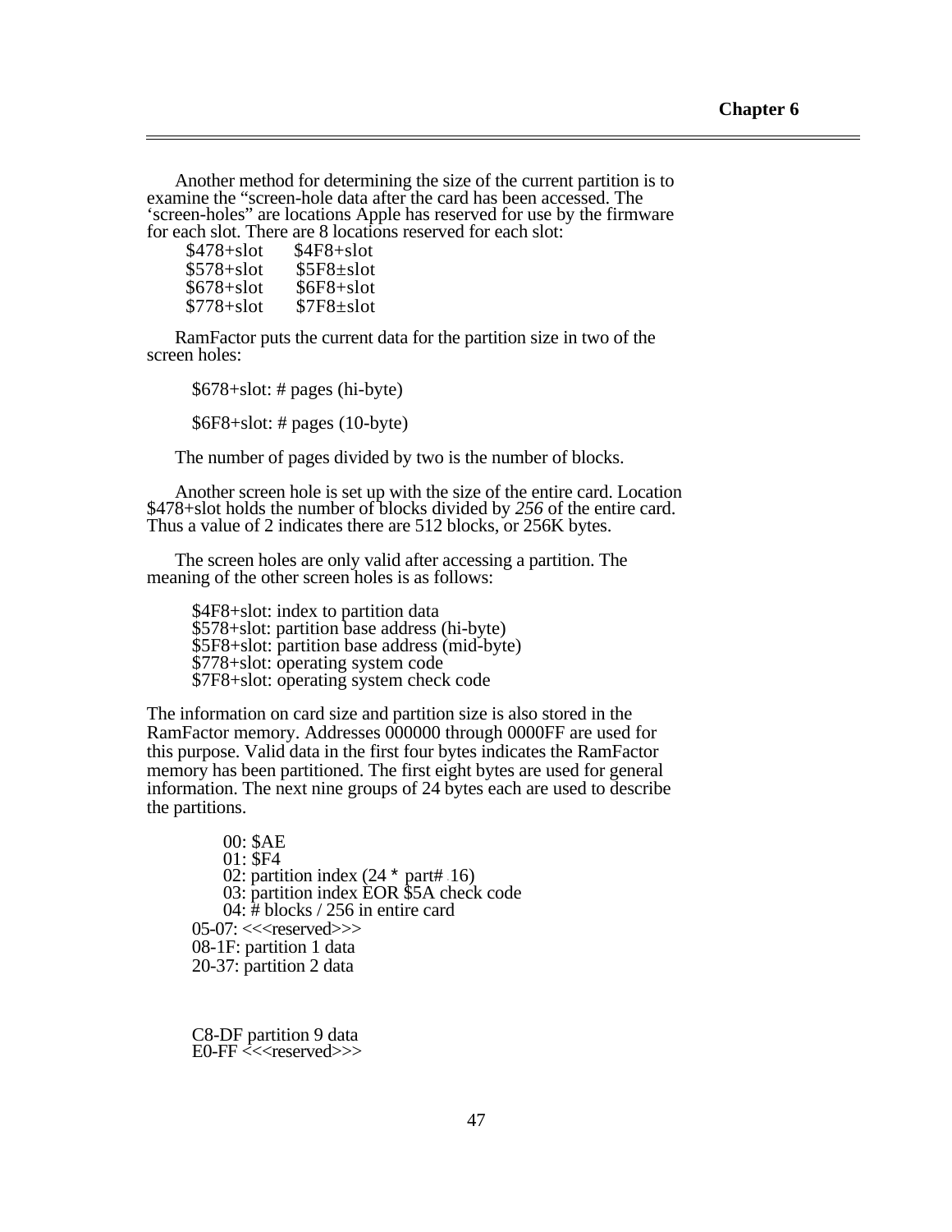Another method for determining the size of the current partition is to examine the “screen-hole data after the card has been accessed. The ‘screen-holes” are locations Apple has reserved for use by the firmware for each slot. There are 8 locations reserved for each slot:

```
$478+slot    $4F8+slot
$578+slot    $5F8±slot
$678+slot    $6F8+slot
$778+slot    $7F8±slot
```

RamFactor puts the current data for the partition size in two of the screen holes:

$678+slot: # pages (hi-byte)

$6F8+slot: # pages (10-byte)

The number of pages divided by two is the number of blocks.

Another screen hole is set up with the size of the entire card. Location $478+slot holds the number of blocks divided by *256* of the entire card. Thus a value of 2 indicates there are 512 blocks, or 256K bytes.

The screen holes are only valid after accessing a partition. The meaning of the other screen holes is as follows:

```
$4F8+slot: index to partition data
$578+slot: partition base address (hi-byte)
$5F8+slot: partition base address (mid-byte)
$778+slot: operating system code
$7F8+slot: operating system check code
```

The information on card size and partition size is also stored in the RamFactor memory. Addresses 000000 through 0000FF are used for this purpose. Valid data in the first four bytes indicates the RamFactor memory has been partitioned. The first eight bytes are used for general information. The next nine groups of 24 bytes each are used to describe the partitions.

```
    00: $AE
    01: $F4
    02: partition index (24 * part# - 16)
    03: partition index EOR $5A check code
    04: # blocks / 256 in entire card
05-07: <<<reserved>>>
08-1F: partition 1 data
20-37: partition 2 data



C8-DF partition 9 data
E0-FF <<<reserved>>>
```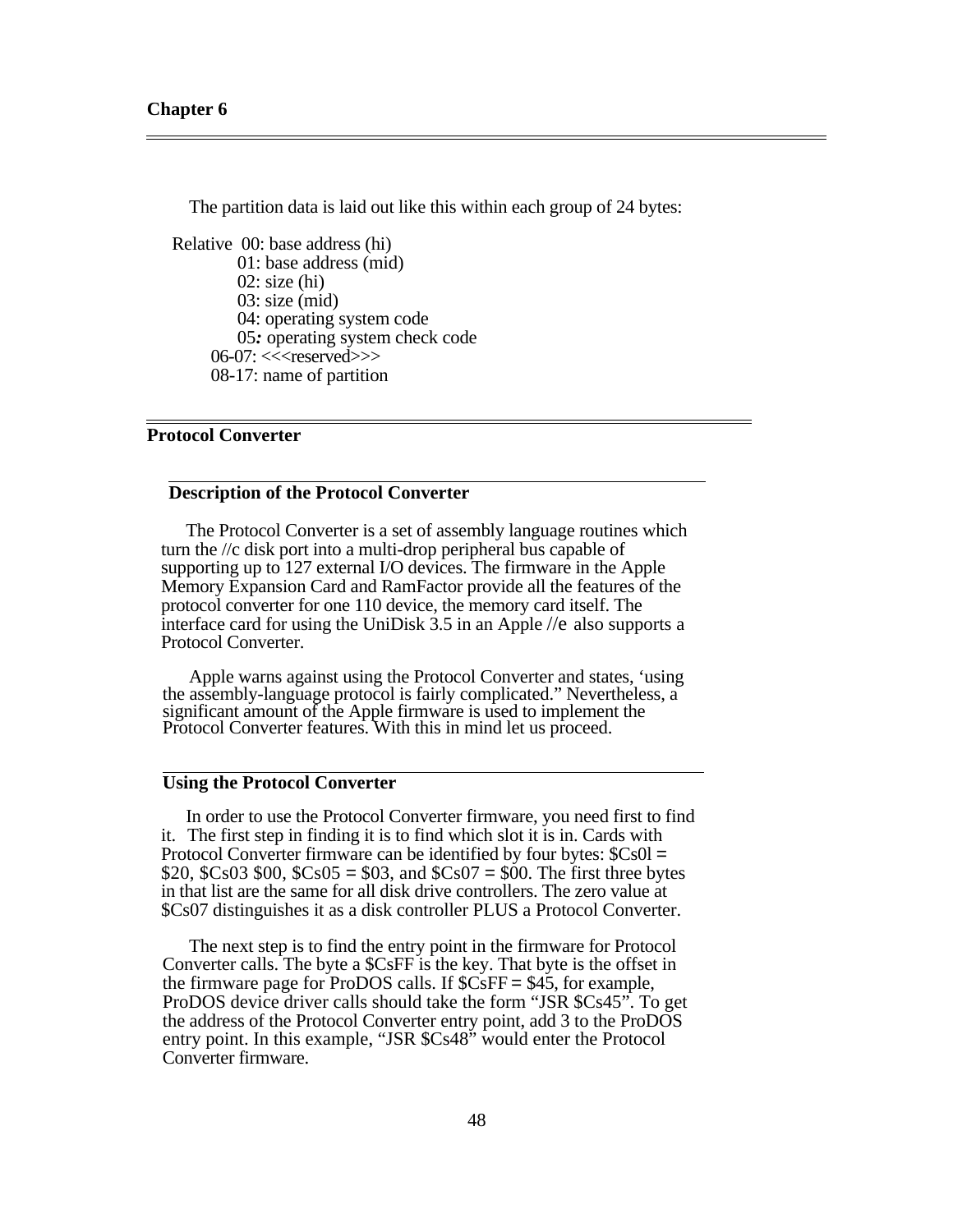The partition data is laid out like this within each group of 24 bytes:

```
Relative  00: base address (hi)
          01: base address (mid)
          02: size (hi)
          03: size (mid)
          04: operating system code
          05: operating system check code
       06-07: <<<reserved>>>
       08-17: name of partition
```

## Protocol Converter

### Description of the Protocol Converter

The Protocol Converter is a set of assembly language routines which turn the //c disk port into a multi-drop peripheral bus capable of supporting up to 127 external I/O devices. The firmware in the Apple Memory Expansion Card and RamFactor provide all the features of the protocol converter for one 110 device, the memory card itself. The interface card for using the UniDisk 3.5 in an Apple //e also supports a Protocol Converter.

Apple warns against using the Protocol Converter and states, 'using the assembly-language protocol is fairly complicated." Nevertheless, a significant amount of the Apple firmware is used to implement the Protocol Converter features. With this in mind let us proceed.

### Using the Protocol Converter

In order to use the Protocol Converter firmware, you need first to find it. The first step in finding it is to find which slot it is in. Cards with Protocol Converter firmware can be identified by four bytes: $Cs0l = $20, $Cs03 $00, $Cs05 = $03, and $Cs07 = $00. The first three bytes in that list are the same for all disk drive controllers. The zero value at $Cs07 distinguishes it as a disk controller PLUS a Protocol Converter.

The next step is to find the entry point in the firmware for Protocol Converter calls. The byte a $CsFF is the key. That byte is the offset in the firmware page for ProDOS calls. If $CsFF = $45, for example, ProDOS device driver calls should take the form "JSR $Cs45". To get the address of the Protocol Converter entry point, add 3 to the ProDOS entry point. In this example, "JSR $Cs48" would enter the Protocol Converter firmware.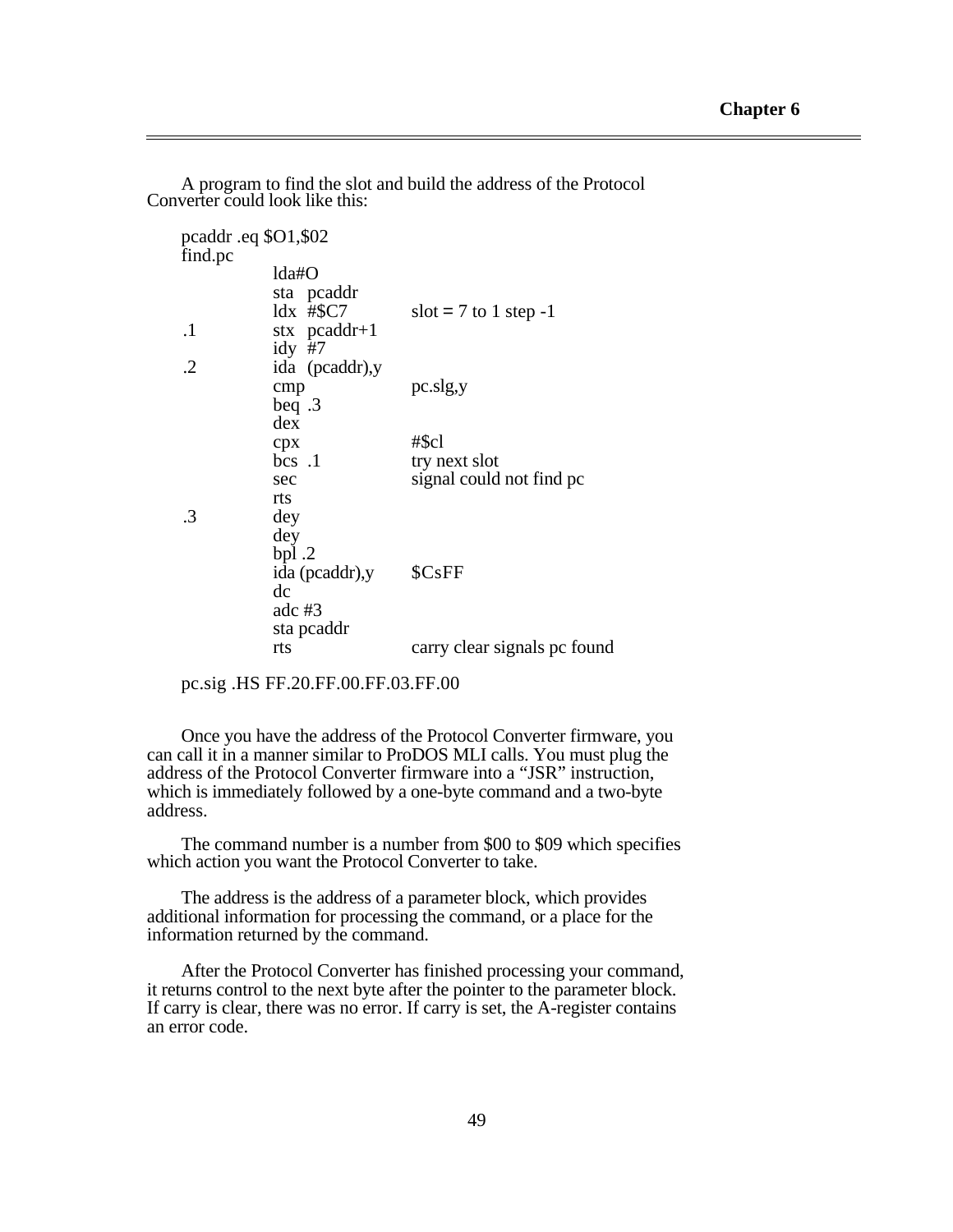A program to find the slot and build the address of the Protocol Converter could look like this:

```
pcaddr .eq $O1,$02
find.pc
            lda#O
            sta  pcaddr
            ldx  #$C7           slot = 7 to 1 step -1
.1          stx  pcaddr+1
            idy  #7
.2          ida  (pcaddr),y
            cmp                 pc.slg,y
            beq .3
            dex
            cpx                 #$cl
            bcs  .1             try next slot
            sec                 signal could not find pc
            rts
.3          dey
            dey
            bpl .2
            ida (pcaddr),y      $CsFF
            dc
            adc #3
            sta pcaddr
            rts                 carry clear signals pc found

pc.sig .HS FF.20.FF.00.FF.03.FF.00
```

Once you have the address of the Protocol Converter firmware, you can call it in a manner similar to ProDOS MLI calls. You must plug the address of the Protocol Converter firmware into a “JSR” instruction, which is immediately followed by a one-byte command and a two-byte address.

The command number is a number from $00 to $09 which specifies which action you want the Protocol Converter to take.

The address is the address of a parameter block, which provides additional information for processing the command, or a place for the information returned by the command.

After the Protocol Converter has finished processing your command, it returns control to the next byte after the pointer to the parameter block. If carry is clear, there was no error. If carry is set, the A-register contains an error code.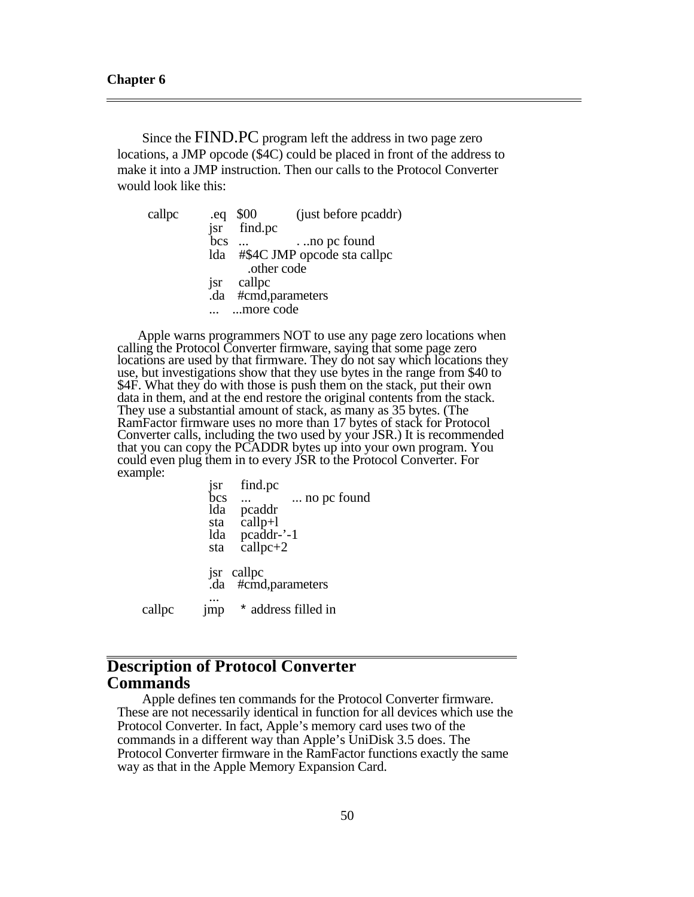Since the FIND.PC program left the address in two page zero locations, a JMP opcode ($4C) could be placed in front of the address to make it into a JMP instruction. Then our calls to the Protocol Converter would look like this:

```
callpc   .eq  $00        (just before pcaddr)
         jsr  find.pc
         bcs  ...        . ..no pc found
         lda  #$4C JMP opcode sta callpc
              .other code
         jsr  callpc
         .da  #cmd,parameters
         ...  ...more code
```

Apple warns programmers NOT to use any page zero locations when calling the Protocol Converter firmware, saying that some page zero locations are used by that firmware. They do not say which locations they use, but investigations show that they use bytes in the range from $40 to $4F. What they do with those is push them on the stack, put their own data in them, and at the end restore the original contents from the stack. They use a substantial amount of stack, as many as 35 bytes. (The RamFactor firmware uses no more than 17 bytes of stack for Protocol Converter calls, including the two used by your JSR.) It is recommended that you can copy the PCADDR bytes up into your own program. You could even plug them in to every JSR to the Protocol Converter. For example:

```
         jsr  find.pc
         bcs  ...        ... no pc found
         lda  pcaddr
         sta  callp+l
         lda  pcaddr-'-1
         sta  callpc+2

         jsr  callpc
         .da  #cmd,parameters
         ...
callpc   jmp  * address filled in
```

## Description of Protocol Converter Commands

Apple defines ten commands for the Protocol Converter firmware. These are not necessarily identical in function for all devices which use the Protocol Converter. In fact, Apple's memory card uses two of the commands in a different way than Apple's UniDisk 3.5 does. The Protocol Converter firmware in the RamFactor functions exactly the same way as that in the Apple Memory Expansion Card.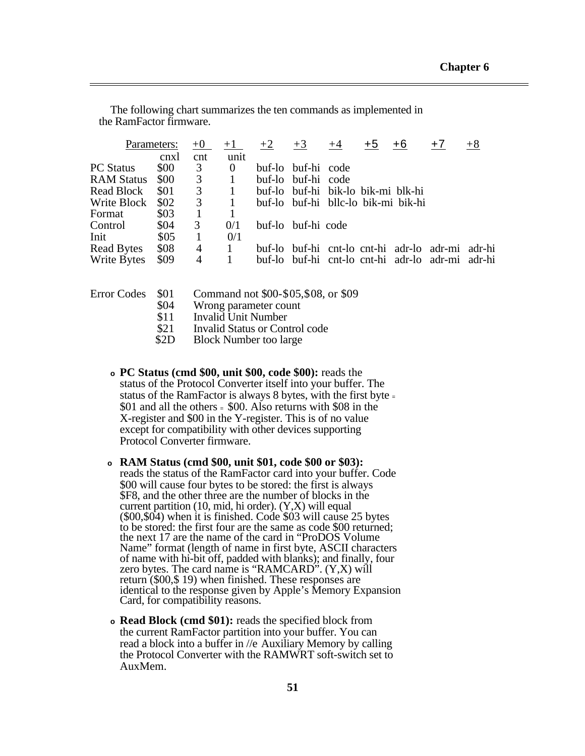The following chart summarizes the ten commands as implemented in the RamFactor firmware.

| Parameters: | | +0 | +1 | +2 | +3 | +4 | +5 | +6 | +7 | +8 |
|---|---|---|---|---|---|---|---|---|---|---|
| | cnxl | cnt | unit | | | | | | | |
| PC Status | $00 | 3 | 0 | buf-lo | buf-hi | code | | | | |
| RAM Status | $00 | 3 | 1 | buf-lo | buf-hi | code | | | | |
| Read Block | $01 | 3 | 1 | buf-lo | buf-hi | bik-lo | bik-mi | blk-hi | | |
| Write Block | $02 | 3 | 1 | buf-lo | buf-hi | bllc-lo | bik-mi | bik-hi | | |
| Format | $03 | 1 | 1 | | | | | | | |
| Control | $04 | 3 | 0/1 | buf-lo | buf-hi | code | | | | |
| Init | $05 | 1 | 0/1 | | | | | | | |
| Read Bytes | $08 | 4 | 1 | buf-lo | buf-hi | cnt-lo | cnt-hi | adr-lo | adr-mi | adr-hi |
| Write Bytes | $09 | 4 | 1 | buf-lo | buf-hi | cnt-lo | cnt-hi | adr-lo | adr-mi | adr-hi |

| Error Codes | | |
|---|---|---|
| | $01 | Command not $00-$05,$08, or $09 |
| | $04 | Wrong parameter count |
| | $11 | Invalid Unit Number |
| | $21 | Invalid Status or Control code |
| | $2D | Block Number too large |

- **PC Status (cmd $00, unit $00, code $00):** reads the status of the Protocol Converter itself into your buffer. The status of the RamFactor is always 8 bytes, with the first byte = $01 and all the others = $00. Also returns with $08 in the X-register and $00 in the Y-register. This is of no value except for compatibility with other devices supporting Protocol Converter firmware.

- **RAM Status (cmd $00, unit $01, code $00 or $03):** reads the status of the RamFactor card into your buffer. Code $00 will cause four bytes to be stored: the first is always $F8, and the other three are the number of blocks in the current partition (10, mid, hi order). (Y,X) will equal ($00,$04) when it is finished. Code $03 will cause 25 bytes to be stored: the first four are the same as code $00 returned; the next 17 are the name of the card in "ProDOS Volume Name" format (length of name in first byte, ASCII characters of name with hi-bit off, padded with blanks); and finally, four zero bytes. The card name is "RAMCARD". (Y,X) will return ($00,$ 19) when finished. These responses are identical to the response given by Apple's Memory Expansion Card, for compatibility reasons.

- **Read Block (cmd $01):** reads the specified block from the current RamFactor partition into your buffer. You can read a block into a buffer in //e Auxiliary Memory by calling the Protocol Converter with the RAMWRT soft-switch set to AuxMem.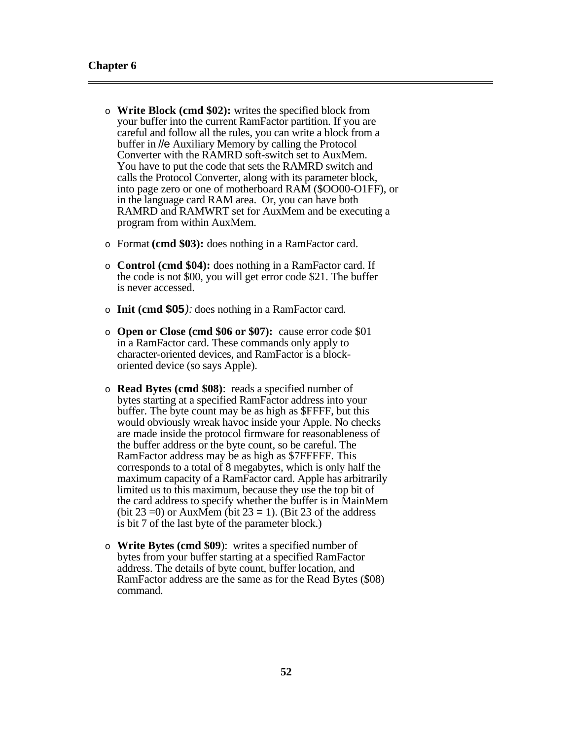- **Write Block (cmd $02):** writes the specified block from your buffer into the current RamFactor partition. If you are careful and follow all the rules, you can write a block from a buffer in //e Auxiliary Memory by calling the Protocol Converter with the RAMRD soft-switch set to AuxMem. You have to put the code that sets the RAMRD switch and calls the Protocol Converter, along with its parameter block, into page zero or one of motherboard RAM ($OO00-O1FF), or in the language card RAM area. Or, you can have both RAMRD and RAMWRT set for AuxMem and be executing a program from within AuxMem.

- Format **(cmd $03):** does nothing in a RamFactor card.

- **Control (cmd $04):** does nothing in a RamFactor card. If the code is not $00, you will get error code $21. The buffer is never accessed.

- **Init (cmd $05**)*:* does nothing in a RamFactor card.

- **Open or Close (cmd $06 or $07):** cause error code $01 in a RamFactor card. These commands only apply to character-oriented devices, and RamFactor is a block-oriented device (so says Apple).

- **Read Bytes (cmd $08)**: reads a specified number of bytes starting at a specified RamFactor address into your buffer. The byte count may be as high as $FFFF, but this would obviously wreak havoc inside your Apple. No checks are made inside the protocol firmware for reasonableness of the buffer address or the byte count, so be careful. The RamFactor address may be as high as $7FFFFF. This corresponds to a total of 8 megabytes, which is only half the maximum capacity of a RamFactor card. Apple has arbitrarily limited us to this maximum, because they use the top bit of the card address to specify whether the buffer is in MainMem (bit 23 =0) or AuxMem (bit 23 = 1). (Bit 23 of the address is bit 7 of the last byte of the parameter block.)

- **Write Bytes (cmd $09**): writes a specified number of bytes from your buffer starting at a specified RamFactor address. The details of byte count, buffer location, and RamFactor address are the same as for the Read Bytes ($08) command.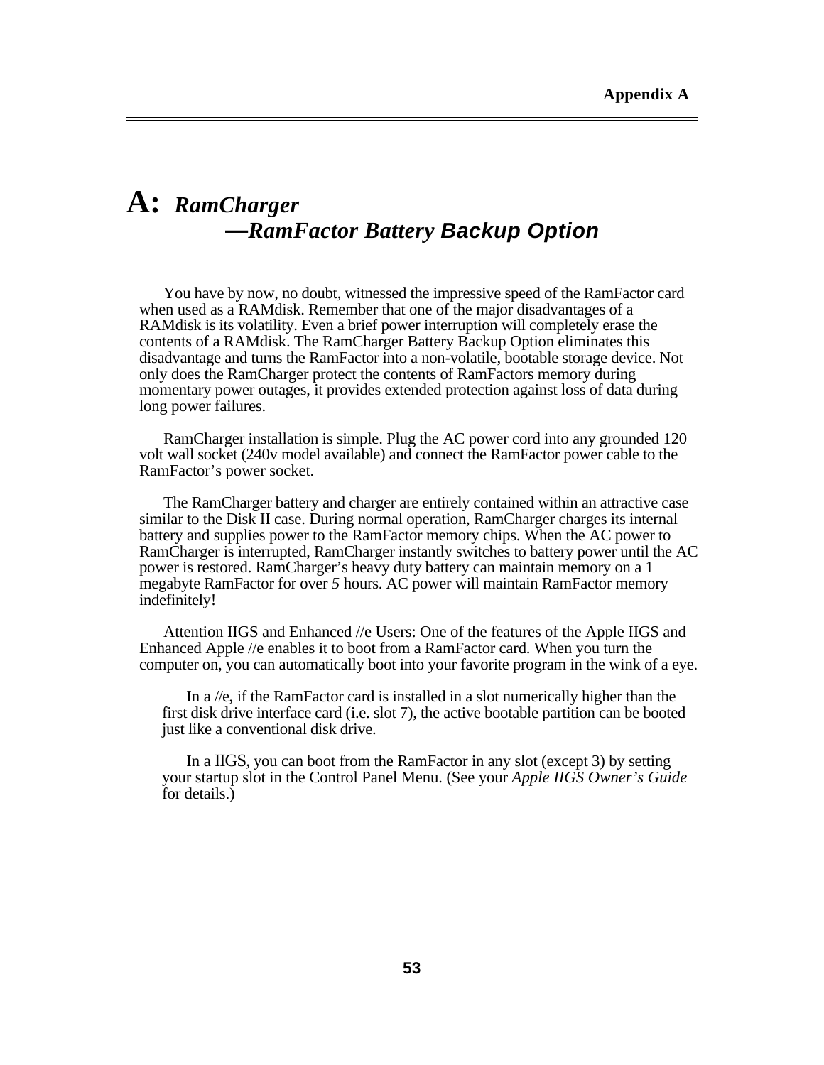# A: *RamCharger —RamFactor Battery Backup Option*

You have by now, no doubt, witnessed the impressive speed of the RamFactor card when used as a RAMdisk. Remember that one of the major disadvantages of a RAMdisk is its volatility. Even a brief power interruption will completely erase the contents of a RAMdisk. The RamCharger Battery Backup Option eliminates this disadvantage and turns the RamFactor into a non-volatile, bootable storage device. Not only does the RamCharger protect the contents of RamFactors memory during momentary power outages, it provides extended protection against loss of data during long power failures.

RamCharger installation is simple. Plug the AC power cord into any grounded 120 volt wall socket (240v model available) and connect the RamFactor power cable to the RamFactor's power socket.

The RamCharger battery and charger are entirely contained within an attractive case similar to the Disk II case. During normal operation, RamCharger charges its internal battery and supplies power to the RamFactor memory chips. When the AC power to RamCharger is interrupted, RamCharger instantly switches to battery power until the AC power is restored. RamCharger's heavy duty battery can maintain memory on a 1 megabyte RamFactor for over *5* hours. AC power will maintain RamFactor memory indefinitely!

Attention IIGS and Enhanced //e Users: One of the features of the Apple IIGS and Enhanced Apple //e enables it to boot from a RamFactor card. When you turn the computer on, you can automatically boot into your favorite program in the wink of a eye.

> In a //e, if the RamFactor card is installed in a slot numerically higher than the first disk drive interface card (i.e. slot 7), the active bootable partition can be booted just like a conventional disk drive.
>
> In a IIGS, you can boot from the RamFactor in any slot (except 3) by setting your startup slot in the Control Panel Menu. (See your *Apple IIGS Owner's Guide* for details.)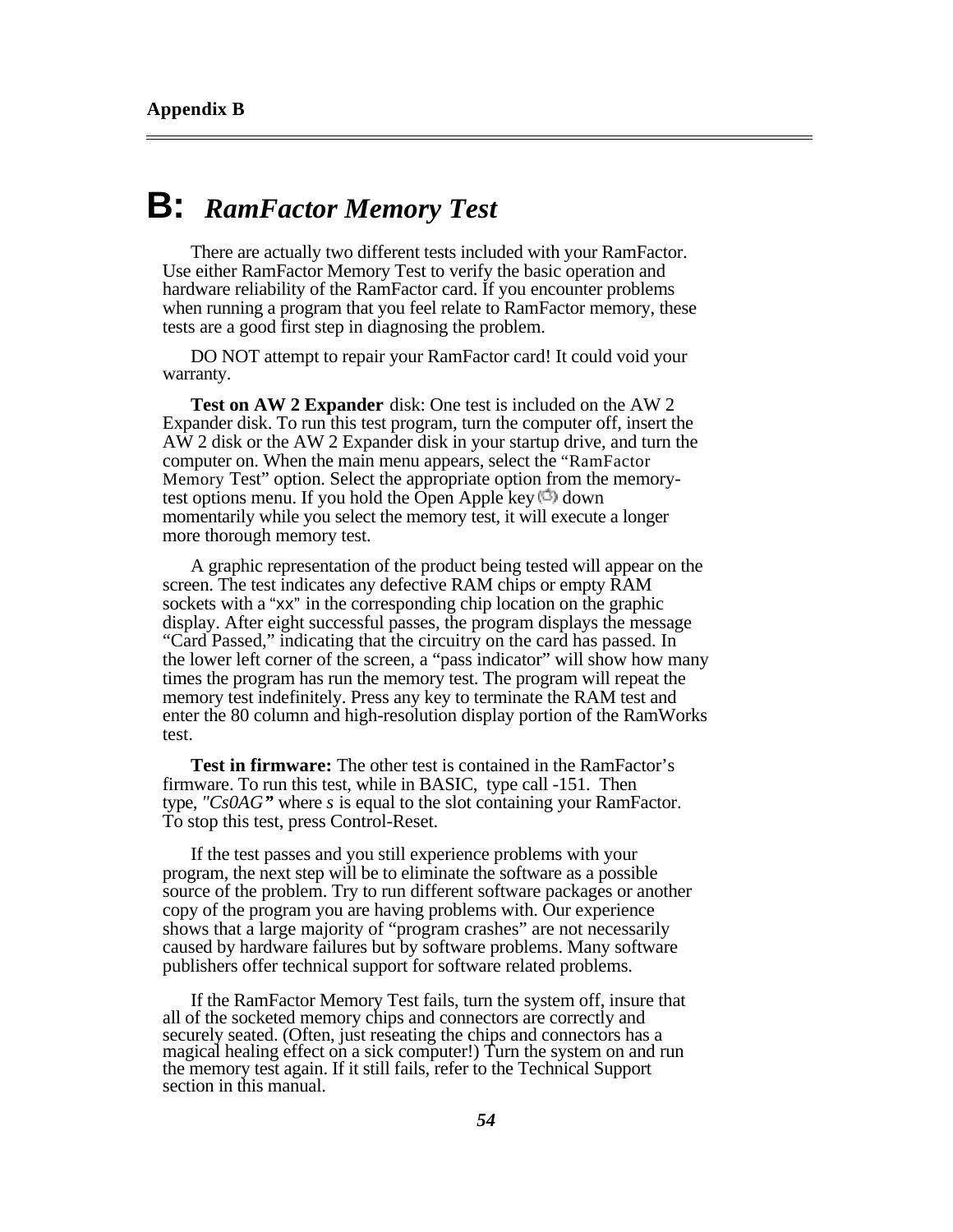Appendix B

# B: *RamFactor Memory Test*

There are actually two different tests included with your RamFactor. Use either RamFactor Memory Test to verify the basic operation and hardware reliability of the RamFactor card. If you encounter problems when running a program that you feel relate to RamFactor memory, these tests are a good first step in diagnosing the problem.

DO NOT attempt to repair your RamFactor card! It could void your warranty.

**Test on AW 2 Expander** disk: One test is included on the AW 2 Expander disk. To run this test program, turn the computer off, insert the AW 2 disk or the AW 2 Expander disk in your startup drive, and turn the computer on. When the main menu appears, select the “RamFactor Memory Test” option. Select the appropriate option from the memory-test options menu. If you hold the Open Apple key down momentarily while you select the memory test, it will execute a longer more thorough memory test.

A graphic representation of the product being tested will appear on the screen. The test indicates any defective RAM chips or empty RAM sockets with a “xx” in the corresponding chip location on the graphic display. After eight successful passes, the program displays the message “Card Passed,” indicating that the circuitry on the card has passed. In the lower left corner of the screen, a “pass indicator” will show how many times the program has run the memory test. The program will repeat the memory test indefinitely. Press any key to terminate the RAM test and enter the 80 column and high-resolution display portion of the RamWorks test.

**Test in firmware:** The other test is contained in the RamFactor’s firmware. To run this test, while in BASIC, type call -151. Then type, *"Cs0AG"* where *s* is equal to the slot containing your RamFactor. To stop this test, press Control-Reset.

If the test passes and you still experience problems with your program, the next step will be to eliminate the software as a possible source of the problem. Try to run different software packages or another copy of the program you are having problems with. Our experience shows that a large majority of “program crashes” are not necessarily caused by hardware failures but by software problems. Many software publishers offer technical support for software related problems.

If the RamFactor Memory Test fails, turn the system off, insure that all of the socketed memory chips and connectors are correctly and securely seated. (Often, just reseating the chips and connectors has a magical healing effect on a sick computer!) Turn the system on and run the memory test again. If it still fails, refer to the Technical Support section in this manual.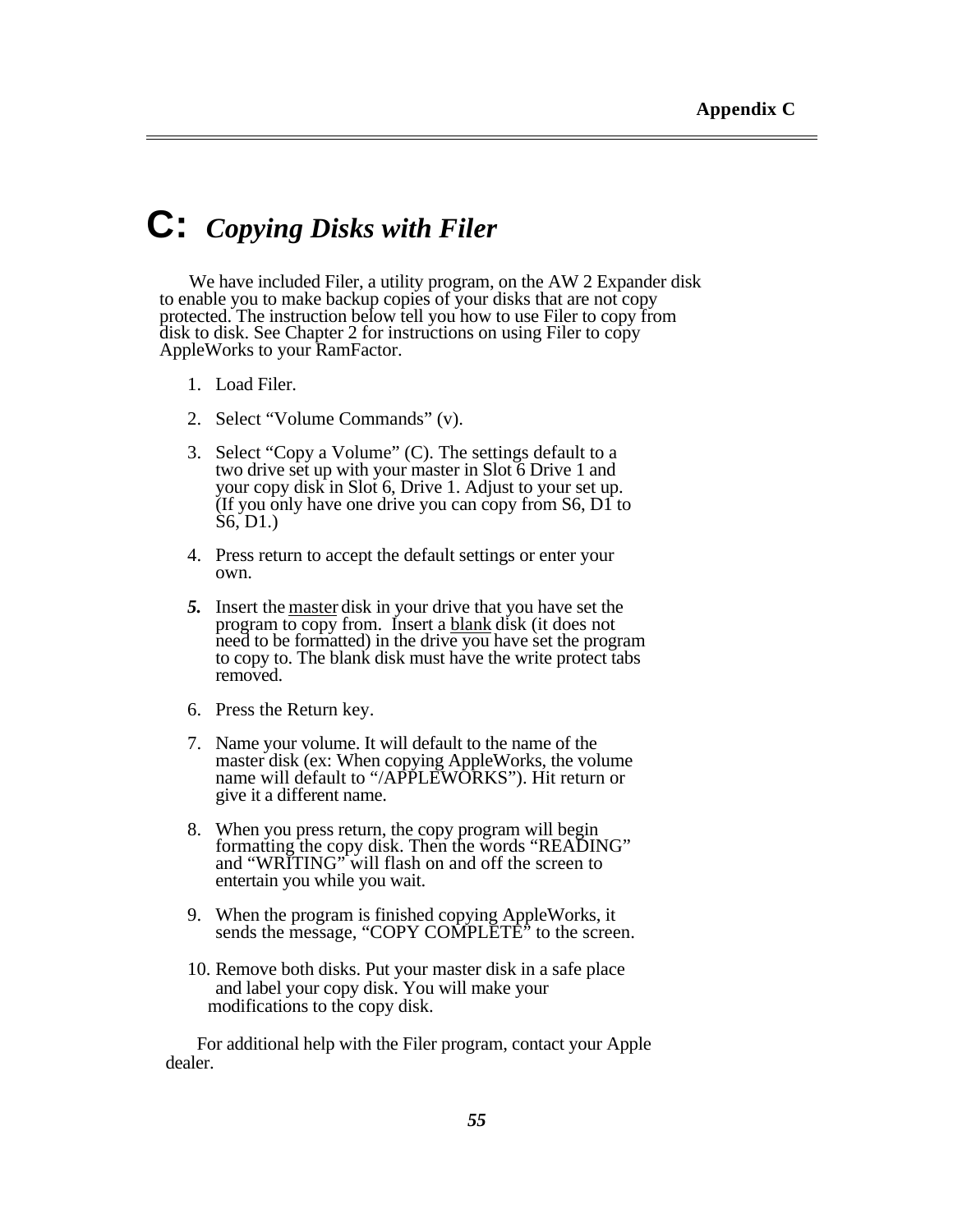# C: *Copying Disks with Filer*

We have included Filer, a utility program, on the AW 2 Expander disk to enable you to make backup copies of your disks that are not copy protected. The instruction below tell you how to use Filer to copy from disk to disk. See Chapter 2 for instructions on using Filer to copy AppleWorks to your RamFactor.

1. Load Filer.

2. Select "Volume Commands" (v).

3. Select "Copy a Volume" (C). The settings default to a two drive set up with your master in Slot 6 Drive 1 and your copy disk in Slot 6, Drive 1. Adjust to your set up. (If you only have one drive you can copy from S6, D1 to S6, D1.)

4. Press return to accept the default settings or enter your own.

5. Insert the master disk in your drive that you have set the program to copy from. Insert a blank disk (it does not need to be formatted) in the drive you have set the program to copy to. The blank disk must have the write protect tabs removed.

6. Press the Return key.

7. Name your volume. It will default to the name of the master disk (ex: When copying AppleWorks, the volume name will default to "/APPLEWORKS"). Hit return or give it a different name.

8. When you press return, the copy program will begin formatting the copy disk. Then the words "READING" and "WRITING" will flash on and off the screen to entertain you while you wait.

9. When the program is finished copying AppleWorks, it sends the message, "COPY COMPLETE" to the screen.

10. Remove both disks. Put your master disk in a safe place and label your copy disk. You will make your modifications to the copy disk.

For additional help with the Filer program, contact your Apple dealer.